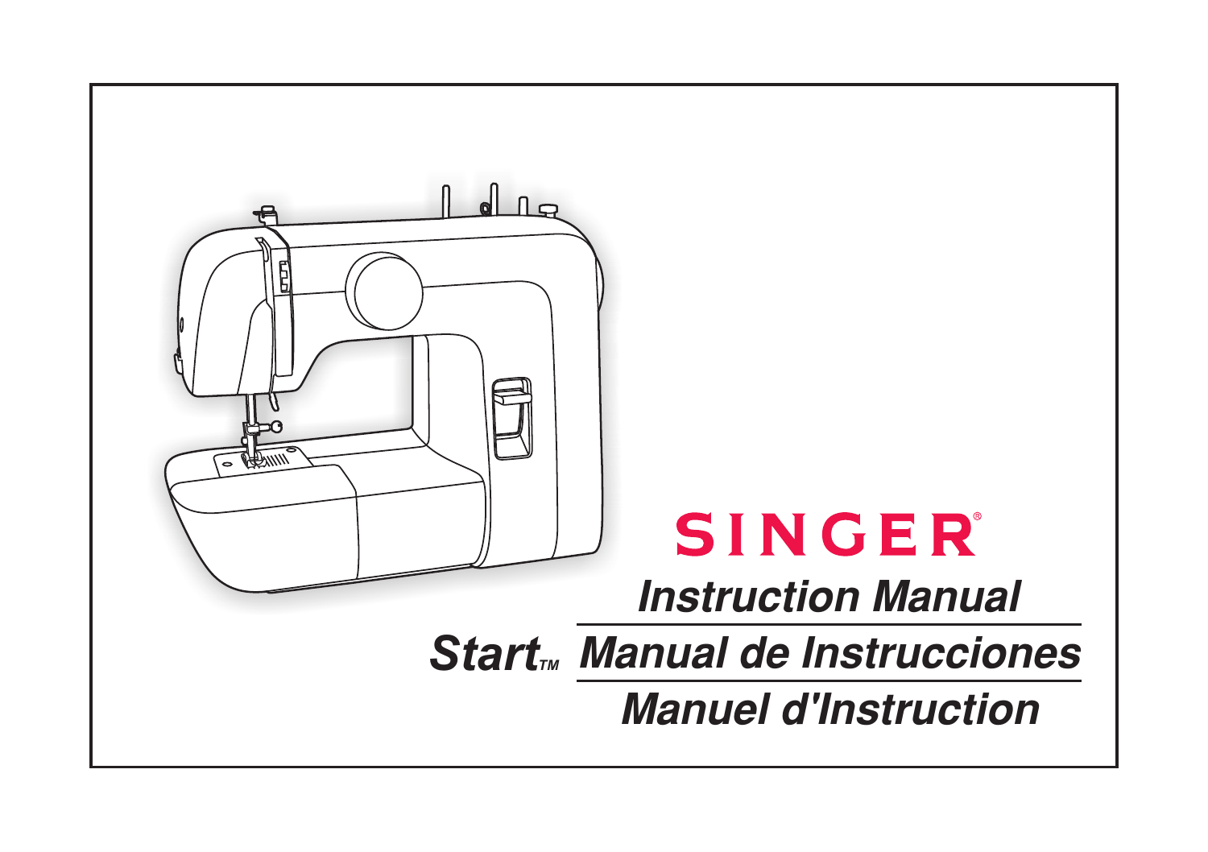# SINGER®

## Instruction Manual

## Start™ Manual de Instrucciones

## Manuel d'Instruction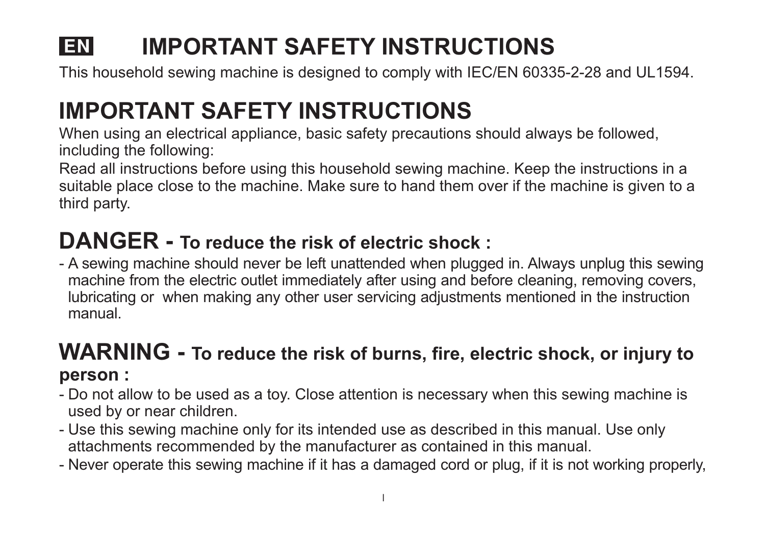# EN IMPORTANT SAFETY INSTRUCTIONS

This household sewing machine is designed to comply with IEC/EN 60335-2-28 and UL1594.

## IMPORTANT SAFETY INSTRUCTIONS

When using an electrical appliance, basic safety precautions should always be followed, including the following:

Read all instructions before using this household sewing machine. Keep the instructions in a suitable place close to the machine. Make sure to hand them over if the machine is given to a third party.

## DANGER - To reduce the risk of electric shock :

- A sewing machine should never be left unattended when plugged in. Always unplug this sewing machine from the electric outlet immediately after using and before cleaning, removing covers, lubricating or when making any other user servicing adjustments mentioned in the instruction manual.

## WARNING - To reduce the risk of burns, fire, electric shock, or injury to person :

- Do not allow to be used as a toy. Close attention is necessary when this sewing machine is used by or near children.
- Use this sewing machine only for its intended use as described in this manual. Use only attachments recommended by the manufacturer as contained in this manual.
- Never operate this sewing machine if it has a damaged cord or plug, if it is not working properly,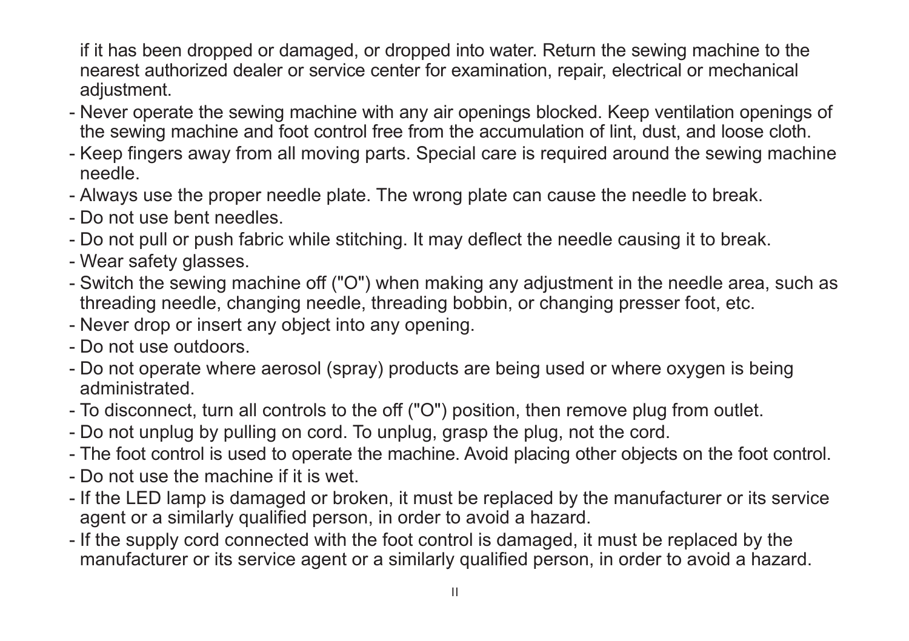if it has been dropped or damaged, or dropped into water. Return the sewing machine to the nearest authorized dealer or service center for examination, repair, electrical or mechanical adjustment.

- Never operate the sewing machine with any air openings blocked. Keep ventilation openings of the sewing machine and foot control free from the accumulation of lint, dust, and loose cloth.
- Keep fingers away from all moving parts. Special care is required around the sewing machine needle.
- Always use the proper needle plate. The wrong plate can cause the needle to break.
- Do not use bent needles.
- Do not pull or push fabric while stitching. It may deflect the needle causing it to break.
- Wear safety glasses.
- Switch the sewing machine off ("O") when making any adjustment in the needle area, such as threading needle, changing needle, threading bobbin, or changing presser foot, etc.
- Never drop or insert any object into any opening.
- Do not use outdoors.
- Do not operate where aerosol (spray) products are being used or where oxygen is being administrated.
- To disconnect, turn all controls to the off ("O") position, then remove plug from outlet.
- Do not unplug by pulling on cord. To unplug, grasp the plug, not the cord.
- The foot control is used to operate the machine. Avoid placing other objects on the foot control.
- Do not use the machine if it is wet.
- If the LED lamp is damaged or broken, it must be replaced by the manufacturer or its service agent or a similarly qualified person, in order to avoid a hazard.
- If the supply cord connected with the foot control is damaged, it must be replaced by the manufacturer or its service agent or a similarly qualified person, in order to avoid a hazard.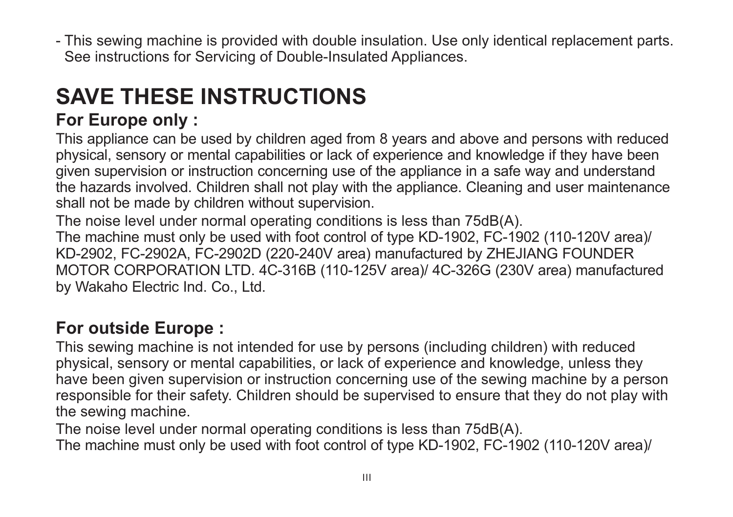- This sewing machine is provided with double insulation. Use only identical replacement parts. See instructions for Servicing of Double-Insulated Appliances.

# SAVE THESE INSTRUCTIONS

## For Europe only :

This appliance can be used by children aged from 8 years and above and persons with reduced physical, sensory or mental capabilities or lack of experience and knowledge if they have been given supervision or instruction concerning use of the appliance in a safe way and understand the hazards involved. Children shall not play with the appliance. Cleaning and user maintenance shall not be made by children without supervision.

The noise level under normal operating conditions is less than 75dB(A).

The machine must only be used with foot control of type KD-1902, FC-1902 (110-120V area)/ KD-2902, FC-2902A, FC-2902D (220-240V area) manufactured by ZHEJIANG FOUNDER MOTOR CORPORATION LTD. 4C-316B (110-125V area)/ 4C-326G (230V area) manufactured by Wakaho Electric Ind. Co., Ltd.

## For outside Europe :

This sewing machine is not intended for use by persons (including children) with reduced physical, sensory or mental capabilities, or lack of experience and knowledge, unless they have been given supervision or instruction concerning use of the sewing machine by a person responsible for their safety. Children should be supervised to ensure that they do not play with the sewing machine.

The noise level under normal operating conditions is less than 75dB(A).

The machine must only be used with foot control of type KD-1902, FC-1902 (110-120V area)/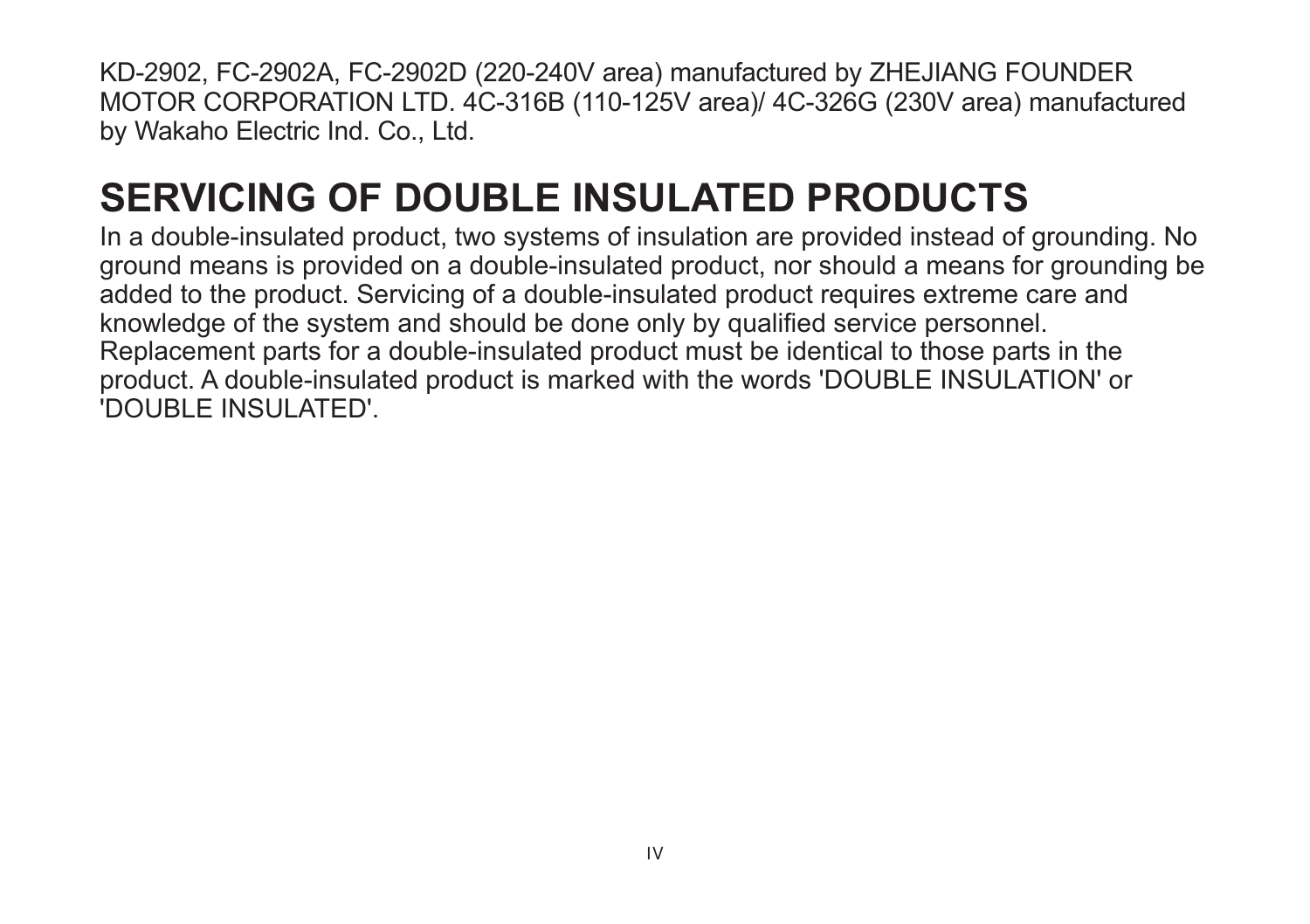KD-2902, FC-2902A, FC-2902D (220-240V area) manufactured by ZHEJIANG FOUNDER MOTOR CORPORATION LTD. 4C-316B (110-125V area)/ 4C-326G (230V area) manufactured by Wakaho Electric Ind. Co., Ltd.

# SERVICING OF DOUBLE INSULATED PRODUCTS

In a double-insulated product, two systems of insulation are provided instead of grounding. No ground means is provided on a double-insulated product, nor should a means for grounding be added to the product. Servicing of a double-insulated product requires extreme care and knowledge of the system and should be done only by qualified service personnel. Replacement parts for a double-insulated product must be identical to those parts in the product. A double-insulated product is marked with the words 'DOUBLE INSULATION' or 'DOUBLE INSULATED'.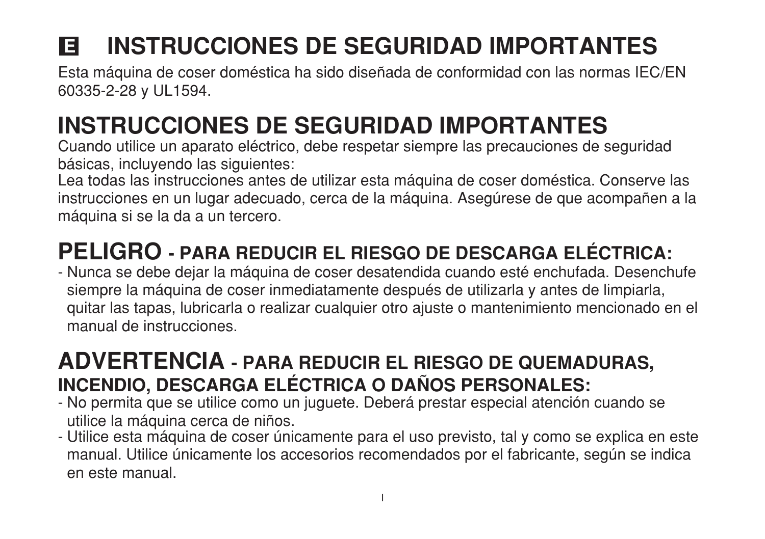# E INSTRUCCIONES DE SEGURIDAD IMPORTANTES

Esta máquina de coser doméstica ha sido diseñada de conformidad con las normas IEC/EN 60335-2-28 y UL1594.

# INSTRUCCIONES DE SEGURIDAD IMPORTANTES

Cuando utilice un aparato eléctrico, debe respetar siempre las precauciones de seguridad básicas, incluyendo las siguientes:

Lea todas las instrucciones antes de utilizar esta máquina de coser doméstica. Conserve las instrucciones en un lugar adecuado, cerca de la máquina. Asegúrese de que acompañen a la máquina si se la da a un tercero.

## PELIGRO - PARA REDUCIR EL RIESGO DE DESCARGA ELÉCTRICA:

- Nunca se debe dejar la máquina de coser desatendida cuando esté enchufada. Desenchufe siempre la máquina de coser inmediatamente después de utilizarla y antes de limpiarla, quitar las tapas, lubricarla o realizar cualquier otro ajuste o mantenimiento mencionado en el manual de instrucciones.

## ADVERTENCIA - PARA REDUCIR EL RIESGO DE QUEMADURAS, INCENDIO, DESCARGA ELÉCTRICA O DAÑOS PERSONALES:

- No permita que se utilice como un juguete. Deberá prestar especial atención cuando se utilice la máquina cerca de niños.
- Utilice esta máquina de coser únicamente para el uso previsto, tal y como se explica en este manual. Utilice únicamente los accesorios recomendados por el fabricante, según se indica en este manual.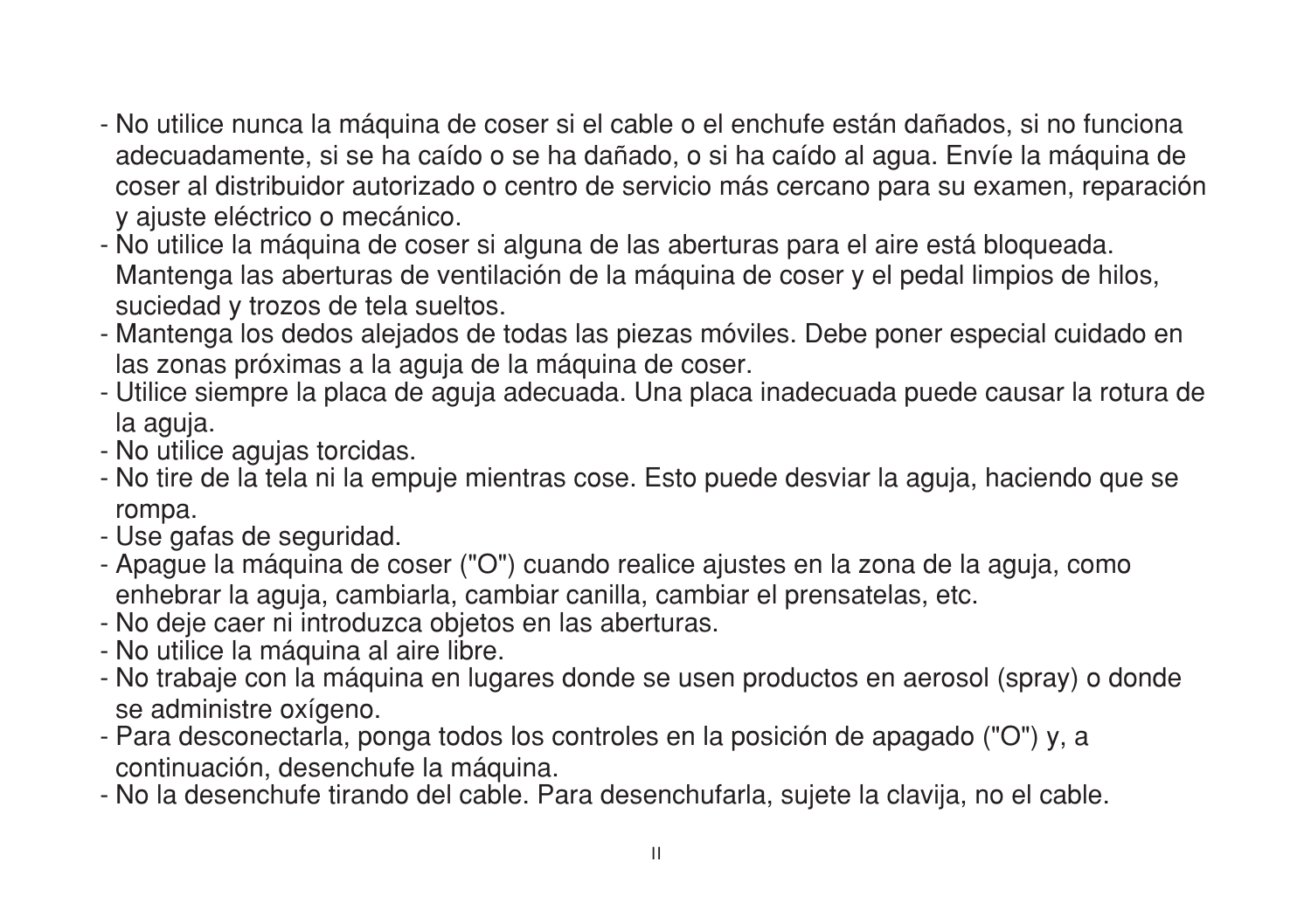- No utilice nunca la máquina de coser si el cable o el enchufe están dañados, si no funciona adecuadamente, si se ha caído o se ha dañado, o si ha caído al agua. Envíe la máquina de coser al distribuidor autorizado o centro de servicio más cercano para su examen, reparación y ajuste eléctrico o mecánico.
- No utilice la máquina de coser si alguna de las aberturas para el aire está bloqueada. Mantenga las aberturas de ventilación de la máquina de coser y el pedal limpios de hilos, suciedad y trozos de tela sueltos.
- Mantenga los dedos alejados de todas las piezas móviles. Debe poner especial cuidado en las zonas próximas a la aguja de la máquina de coser.
- Utilice siempre la placa de aguja adecuada. Una placa inadecuada puede causar la rotura de la aguja.
- No utilice agujas torcidas.
- No tire de la tela ni la empuje mientras cose. Esto puede desviar la aguja, haciendo que se rompa.
- Use gafas de seguridad.
- Apague la máquina de coser ("O") cuando realice ajustes en la zona de la aguja, como enhebrar la aguja, cambiarla, cambiar canilla, cambiar el prensatelas, etc.
- No deje caer ni introduzca objetos en las aberturas.
- No utilice la máquina al aire libre.
- No trabaje con la máquina en lugares donde se usen productos en aerosol (spray) o donde se administre oxígeno.
- Para desconectarla, ponga todos los controles en la posición de apagado ("O") y, a continuación, desenchufe la máquina.
- No la desenchufe tirando del cable. Para desenchufarla, sujete la clavija, no el cable.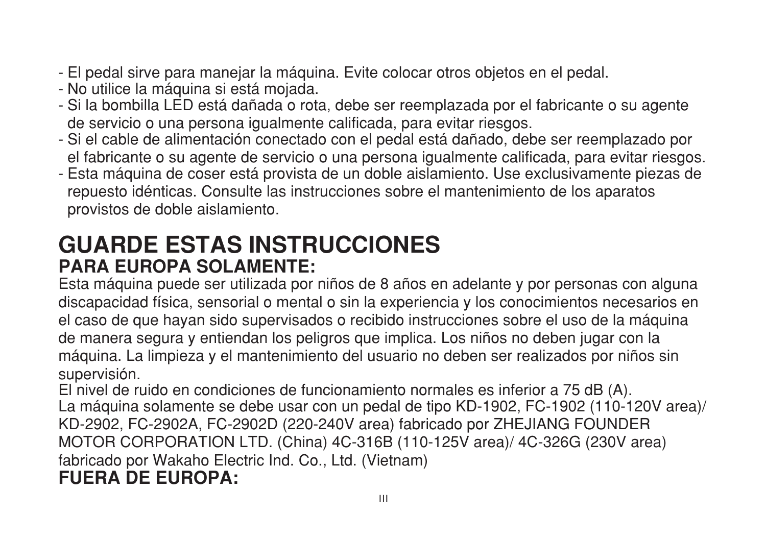- El pedal sirve para manejar la máquina. Evite colocar otros objetos en el pedal.
- No utilice la máquina si está mojada.
- Si la bombilla LED está dañada o rota, debe ser reemplazada por el fabricante o su agente de servicio o una persona igualmente calificada, para evitar riesgos.
- Si el cable de alimentación conectado con el pedal está dañado, debe ser reemplazado por el fabricante o su agente de servicio o una persona igualmente calificada, para evitar riesgos.
- Esta máquina de coser está provista de un doble aislamiento. Use exclusivamente piezas de repuesto idénticas. Consulte las instrucciones sobre el mantenimiento de los aparatos provistos de doble aislamiento.

# GUARDE ESTAS INSTRUCCIONES

## PARA EUROPA SOLAMENTE:

Esta máquina puede ser utilizada por niños de 8 años en adelante y por personas con alguna discapacidad física, sensorial o mental o sin la experiencia y los conocimientos necesarios en el caso de que hayan sido supervisados o recibido instrucciones sobre el uso de la máquina de manera segura y entiendan los peligros que implica. Los niños no deben jugar con la máquina. La limpieza y el mantenimiento del usuario no deben ser realizados por niños sin supervisión.
El nivel de ruido en condiciones de funcionamiento normales es inferior a 75 dB (A).
La máquina solamente se debe usar con un pedal de tipo KD-1902, FC-1902 (110-120V area)/ KD-2902, FC-2902A, FC-2902D (220-240V area) fabricado por ZHEJIANG FOUNDER MOTOR CORPORATION LTD. (China) 4C-316B (110-125V area)/ 4C-326G (230V area) fabricado por Wakaho Electric Ind. Co., Ltd. (Vietnam)

## FUERA DE EUROPA: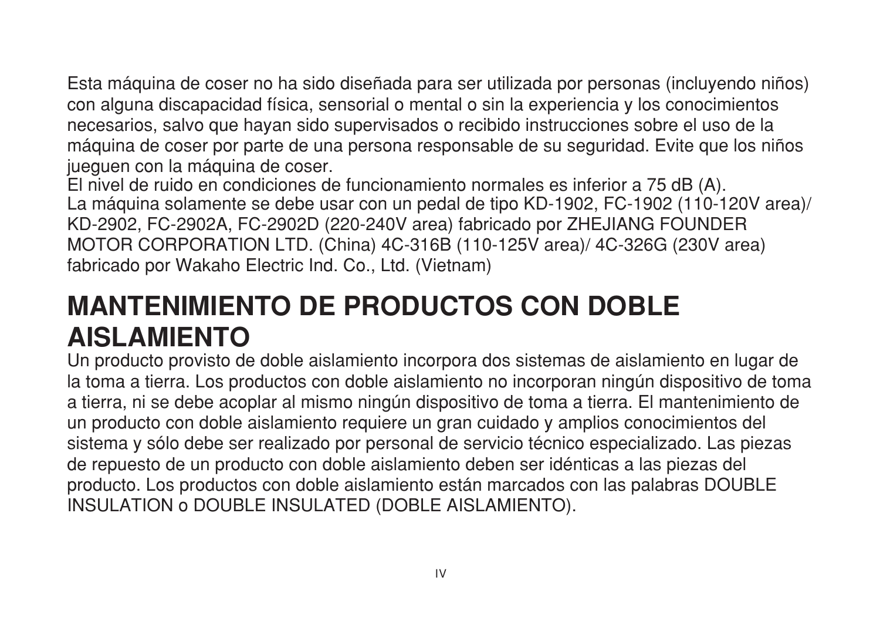Esta máquina de coser no ha sido diseñada para ser utilizada por personas (incluyendo niños) con alguna discapacidad física, sensorial o mental o sin la experiencia y los conocimientos necesarios, salvo que hayan sido supervisados o recibido instrucciones sobre el uso de la máquina de coser por parte de una persona responsable de su seguridad. Evite que los niños jueguen con la máquina de coser.
El nivel de ruido en condiciones de funcionamiento normales es inferior a 75 dB (A).
La máquina solamente se debe usar con un pedal de tipo KD-1902, FC-1902 (110-120V area)/ KD-2902, FC-2902A, FC-2902D (220-240V area) fabricado por ZHEJIANG FOUNDER MOTOR CORPORATION LTD. (China) 4C-316B (110-125V area)/ 4C-326G (230V area) fabricado por Wakaho Electric Ind. Co., Ltd. (Vietnam)

# MANTENIMIENTO DE PRODUCTOS CON DOBLE AISLAMIENTO

Un producto provisto de doble aislamiento incorpora dos sistemas de aislamiento en lugar de la toma a tierra. Los productos con doble aislamiento no incorporan ningún dispositivo de toma a tierra, ni se debe acoplar al mismo ningún dispositivo de toma a tierra. El mantenimiento de un producto con doble aislamiento requiere un gran cuidado y amplios conocimientos del sistema y sólo debe ser realizado por personal de servicio técnico especializado. Las piezas de repuesto de un producto con doble aislamiento deben ser idénticas a las piezas del producto. Los productos con doble aislamiento están marcados con las palabras DOUBLE INSULATION o DOUBLE INSULATED (DOBLE AISLAMIENTO).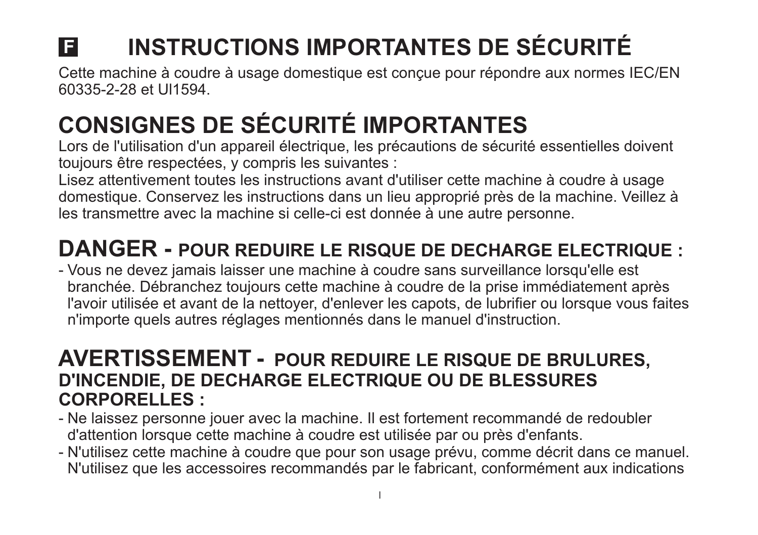# F INSTRUCTIONS IMPORTANTES DE SÉCURITÉ

Cette machine à coudre à usage domestique est conçue pour répondre aux normes IEC/EN 60335-2-28 et Ul1594.

## CONSIGNES DE SÉCURITÉ IMPORTANTES

Lors de l'utilisation d'un appareil électrique, les précautions de sécurité essentielles doivent toujours être respectées, y compris les suivantes :

Lisez attentivement toutes les instructions avant d'utiliser cette machine à coudre à usage domestique. Conservez les instructions dans un lieu approprié près de la machine. Veillez à les transmettre avec la machine si celle-ci est donnée à une autre personne.

## DANGER - POUR REDUIRE LE RISQUE DE DECHARGE ELECTRIQUE :

- Vous ne devez jamais laisser une machine à coudre sans surveillance lorsqu'elle est branchée. Débranchez toujours cette machine à coudre de la prise immédiatement après l'avoir utilisée et avant de la nettoyer, d'enlever les capots, de lubrifier ou lorsque vous faites n'importe quels autres réglages mentionnés dans le manuel d'instruction.

## AVERTISSEMENT - POUR REDUIRE LE RISQUE DE BRULURES, D'INCENDIE, DE DECHARGE ELECTRIQUE OU DE BLESSURES CORPORELLES :

- Ne laissez personne jouer avec la machine. Il est fortement recommandé de redoubler d'attention lorsque cette machine à coudre est utilisée par ou près d'enfants.
- N'utilisez cette machine à coudre que pour son usage prévu, comme décrit dans ce manuel. N'utilisez que les accessoires recommandés par le fabricant, conformément aux indications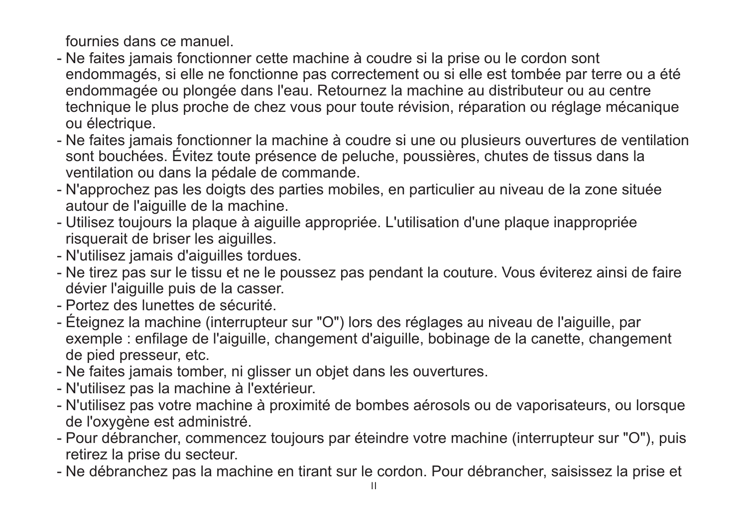fournies dans ce manuel.

- Ne faites jamais fonctionner cette machine à coudre si la prise ou le cordon sont endommagés, si elle ne fonctionne pas correctement ou si elle est tombée par terre ou a été endommagée ou plongée dans l'eau. Retournez la machine au distributeur ou au centre technique le plus proche de chez vous pour toute révision, réparation ou réglage mécanique ou électrique.
- Ne faites jamais fonctionner la machine à coudre si une ou plusieurs ouvertures de ventilation sont bouchées. Évitez toute présence de peluche, poussières, chutes de tissus dans la ventilation ou dans la pédale de commande.
- N'approchez pas les doigts des parties mobiles, en particulier au niveau de la zone située autour de l'aiguille de la machine.
- Utilisez toujours la plaque à aiguille appropriée. L'utilisation d'une plaque inappropriée risquerait de briser les aiguilles.
- N'utilisez jamais d'aiguilles tordues.
- Ne tirez pas sur le tissu et ne le poussez pas pendant la couture. Vous éviterez ainsi de faire dévier l'aiguille puis de la casser.
- Portez des lunettes de sécurité.
- Éteignez la machine (interrupteur sur "O") lors des réglages au niveau de l'aiguille, par exemple : enfilage de l'aiguille, changement d'aiguille, bobinage de la canette, changement de pied presseur, etc.
- Ne faites jamais tomber, ni glisser un objet dans les ouvertures.
- N'utilisez pas la machine à l'extérieur.
- N'utilisez pas votre machine à proximité de bombes aérosols ou de vaporisateurs, ou lorsque de l'oxygène est administré.
- Pour débrancher, commencez toujours par éteindre votre machine (interrupteur sur "O"), puis retirez la prise du secteur.
- Ne débranchez pas la machine en tirant sur le cordon. Pour débrancher, saisissez la prise et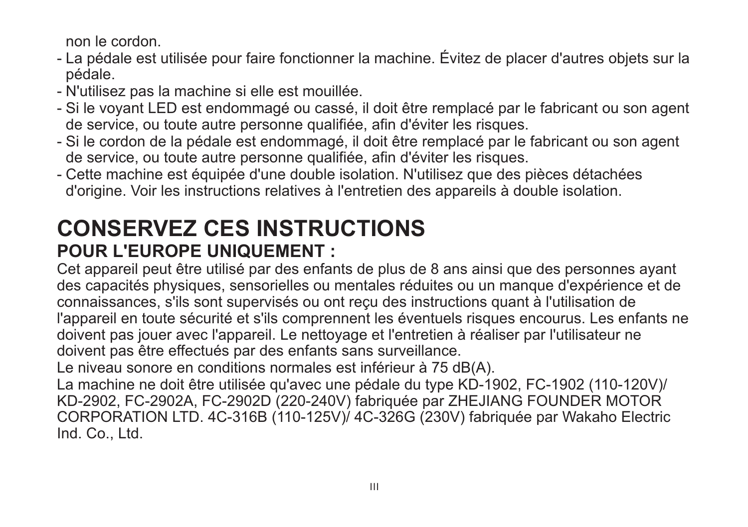non le cordon.

- La pédale est utilisée pour faire fonctionner la machine. Évitez de placer d'autres objets sur la pédale.
- N'utilisez pas la machine si elle est mouillée.
- Si le voyant LED est endommagé ou cassé, il doit être remplacé par le fabricant ou son agent de service, ou toute autre personne qualifiée, afin d'éviter les risques.
- Si le cordon de la pédale est endommagé, il doit être remplacé par le fabricant ou son agent de service, ou toute autre personne qualifiée, afin d'éviter les risques.
- Cette machine est équipée d'une double isolation. N'utilisez que des pièces détachées d'origine. Voir les instructions relatives à l'entretien des appareils à double isolation.

# CONSERVEZ CES INSTRUCTIONS

## POUR L'EUROPE UNIQUEMENT :

Cet appareil peut être utilisé par des enfants de plus de 8 ans ainsi que des personnes ayant des capacités physiques, sensorielles ou mentales réduites ou un manque d'expérience et de connaissances, s'ils sont supervisés ou ont reçu des instructions quant à l'utilisation de l'appareil en toute sécurité et s'ils comprennent les éventuels risques encourus. Les enfants ne doivent pas jouer avec l'appareil. Le nettoyage et l'entretien à réaliser par l'utilisateur ne doivent pas être effectués par des enfants sans surveillance.

Le niveau sonore en conditions normales est inférieur à 75 dB(A).

La machine ne doit être utilisée qu'avec une pédale du type KD-1902, FC-1902 (110-120V)/ KD-2902, FC-2902A, FC-2902D (220-240V) fabriquée par ZHEJIANG FOUNDER MOTOR CORPORATION LTD. 4C-316B (110-125V)/ 4C-326G (230V) fabriquée par Wakaho Electric Ind. Co., Ltd.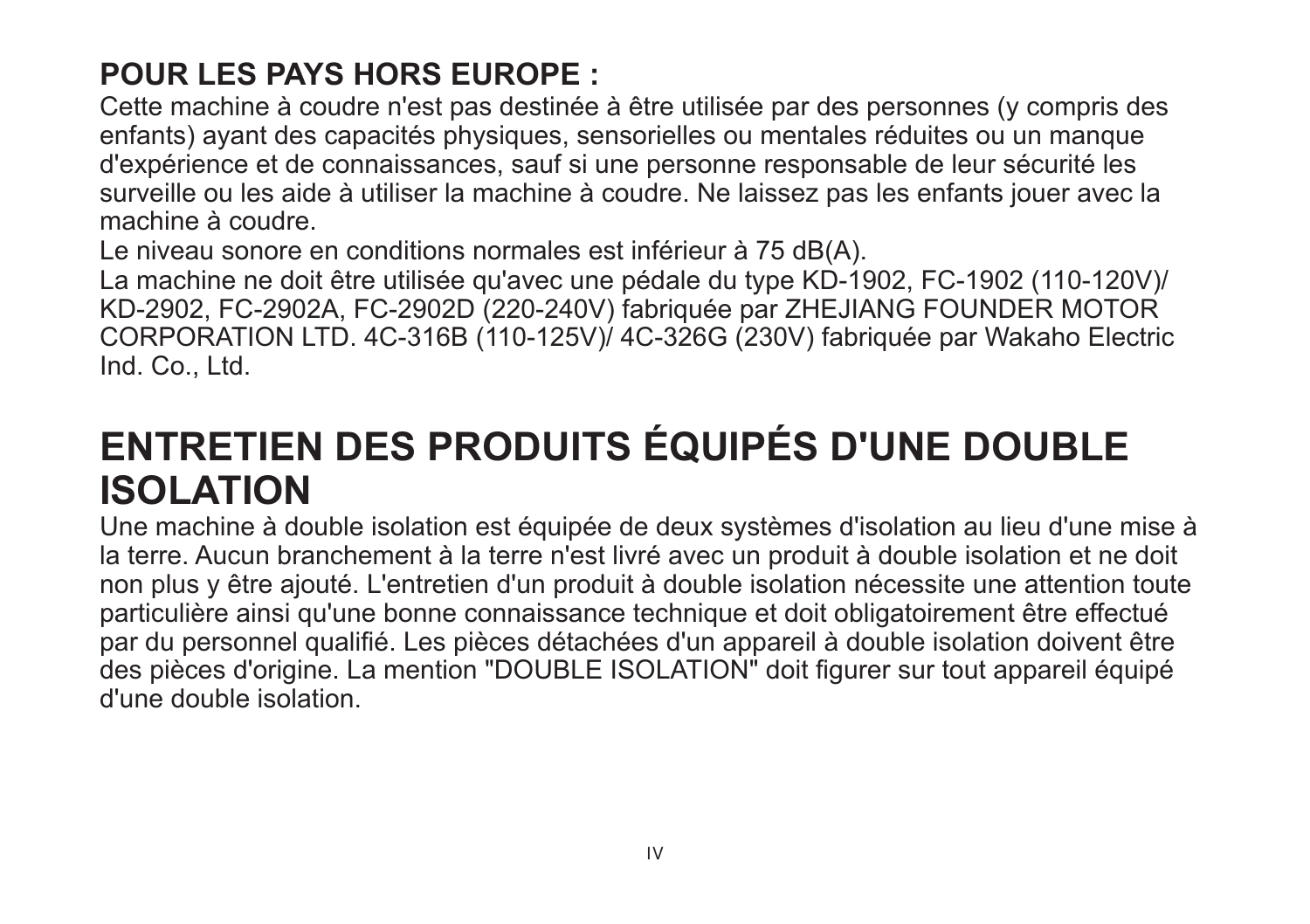### POUR LES PAYS HORS EUROPE :

Cette machine à coudre n'est pas destinée à être utilisée par des personnes (y compris des enfants) ayant des capacités physiques, sensorielles ou mentales réduites ou un manque d'expérience et de connaissances, sauf si une personne responsable de leur sécurité les surveille ou les aide à utiliser la machine à coudre. Ne laissez pas les enfants jouer avec la machine à coudre.

Le niveau sonore en conditions normales est inférieur à 75 dB(A).

La machine ne doit être utilisée qu'avec une pédale du type KD-1902, FC-1902 (110-120V)/ KD-2902, FC-2902A, FC-2902D (220-240V) fabriquée par ZHEJIANG FOUNDER MOTOR CORPORATION LTD. 4C-316B (110-125V)/ 4C-326G (230V) fabriquée par Wakaho Electric Ind. Co., Ltd.

## ENTRETIEN DES PRODUITS ÉQUIPÉS D'UNE DOUBLE ISOLATION

Une machine à double isolation est équipée de deux systèmes d'isolation au lieu d'une mise à la terre. Aucun branchement à la terre n'est livré avec un produit à double isolation et ne doit non plus y être ajouté. L'entretien d'un produit à double isolation nécessite une attention toute particulière ainsi qu'une bonne connaissance technique et doit obligatoirement être effectué par du personnel qualifié. Les pièces détachées d'un appareil à double isolation doivent être des pièces d'origine. La mention "DOUBLE ISOLATION" doit figurer sur tout appareil équipé d'une double isolation.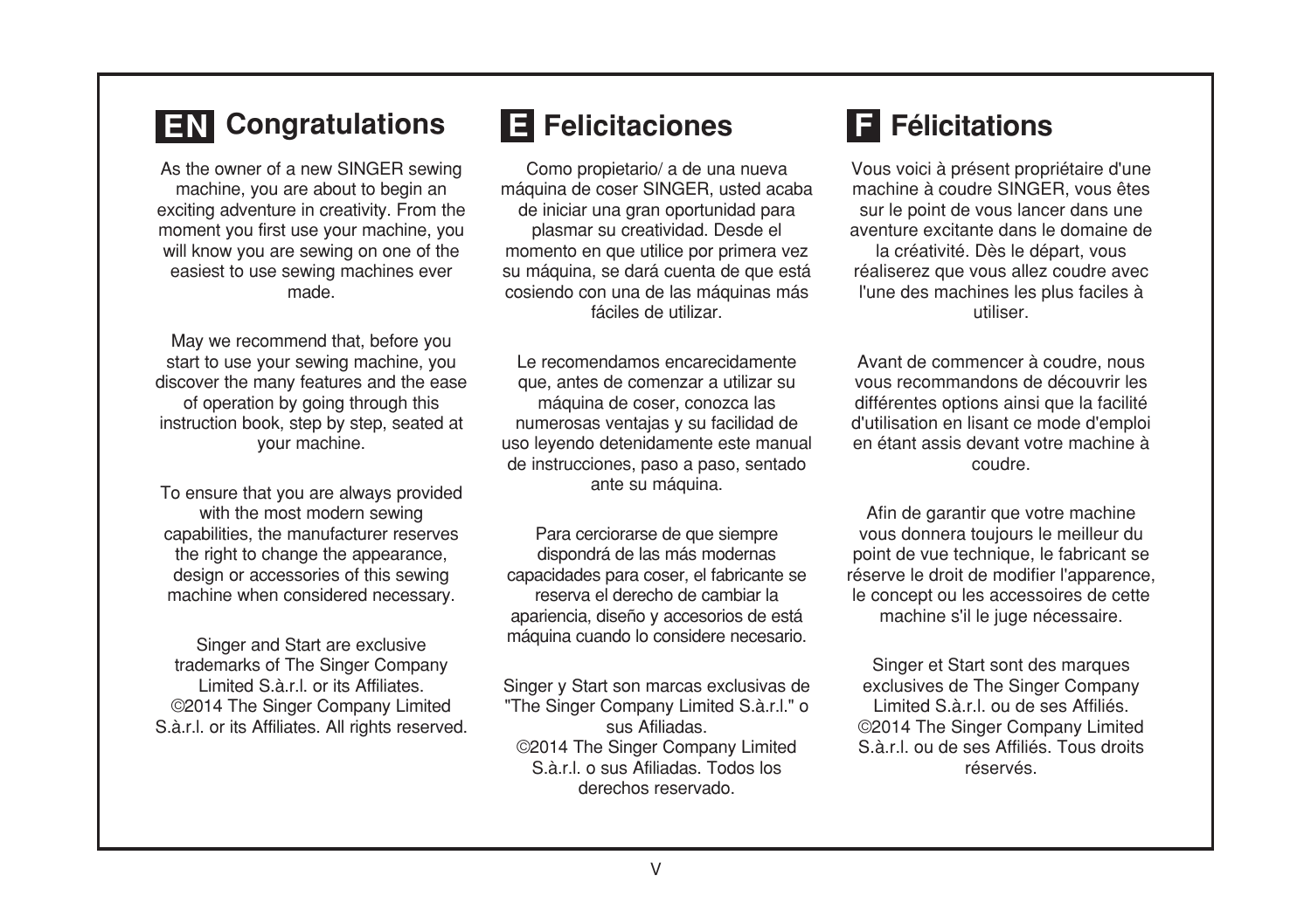## EN Congratulations

As the owner of a new SINGER sewing machine, you are about to begin an exciting adventure in creativity. From the moment you first use your machine, you will know you are sewing on one of the easiest to use sewing machines ever made.

May we recommend that, before you start to use your sewing machine, you discover the many features and the ease of operation by going through this instruction book, step by step, seated at your machine.

To ensure that you are always provided with the most modern sewing capabilities, the manufacturer reserves the right to change the appearance, design or accessories of this sewing machine when considered necessary.

Singer and Start are exclusive trademarks of The Singer Company Limited S.à.r.l. or its Affiliates. ©2014 The Singer Company Limited S.à.r.l. or its Affiliates. All rights reserved.

## E Felicitaciones

Como propietario/ a de una nueva máquina de coser SINGER, usted acaba de iniciar una gran oportunidad para plasmar su creatividad. Desde el momento en que utilice por primera vez su máquina, se dará cuenta de que está cosiendo con una de las máquinas más fáciles de utilizar.

Le recomendamos encarecidamente que, antes de comenzar a utilizar su máquina de coser, conozca las numerosas ventajas y su facilidad de uso leyendo detenidamente este manual de instrucciones, paso a paso, sentado ante su máquina.

Para cerciorarse de que siempre dispondrá de las más modernas capacidades para coser, el fabricante se reserva el derecho de cambiar la apariencia, diseño y accesorios de está máquina cuando lo considere necesario.

Singer y Start son marcas exclusivas de "The Singer Company Limited S.à.r.l." o sus Afiliadas.
©2014 The Singer Company Limited S.à.r.l. o sus Afiliadas. Todos los derechos reservado.

## F Félicitations

Vous voici à présent propriétaire d'une machine à coudre SINGER, vous êtes sur le point de vous lancer dans une aventure excitante dans le domaine de la créativité. Dès le départ, vous réaliserez que vous allez coudre avec l'une des machines les plus faciles à utiliser.

Avant de commencer à coudre, nous vous recommandons de découvrir les différentes options ainsi que la facilité d'utilisation en lisant ce mode d'emploi en étant assis devant votre machine à coudre.

Afin de garantir que votre machine vous donnera toujours le meilleur du point de vue technique, le fabricant se réserve le droit de modifier l'apparence, le concept ou les accessoires de cette machine s'il le juge nécessaire.

Singer et Start sont des marques exclusives de The Singer Company Limited S.à.r.l. ou de ses Affiliés. ©2014 The Singer Company Limited S.à.r.l. ou de ses Affiliés. Tous droits réservés.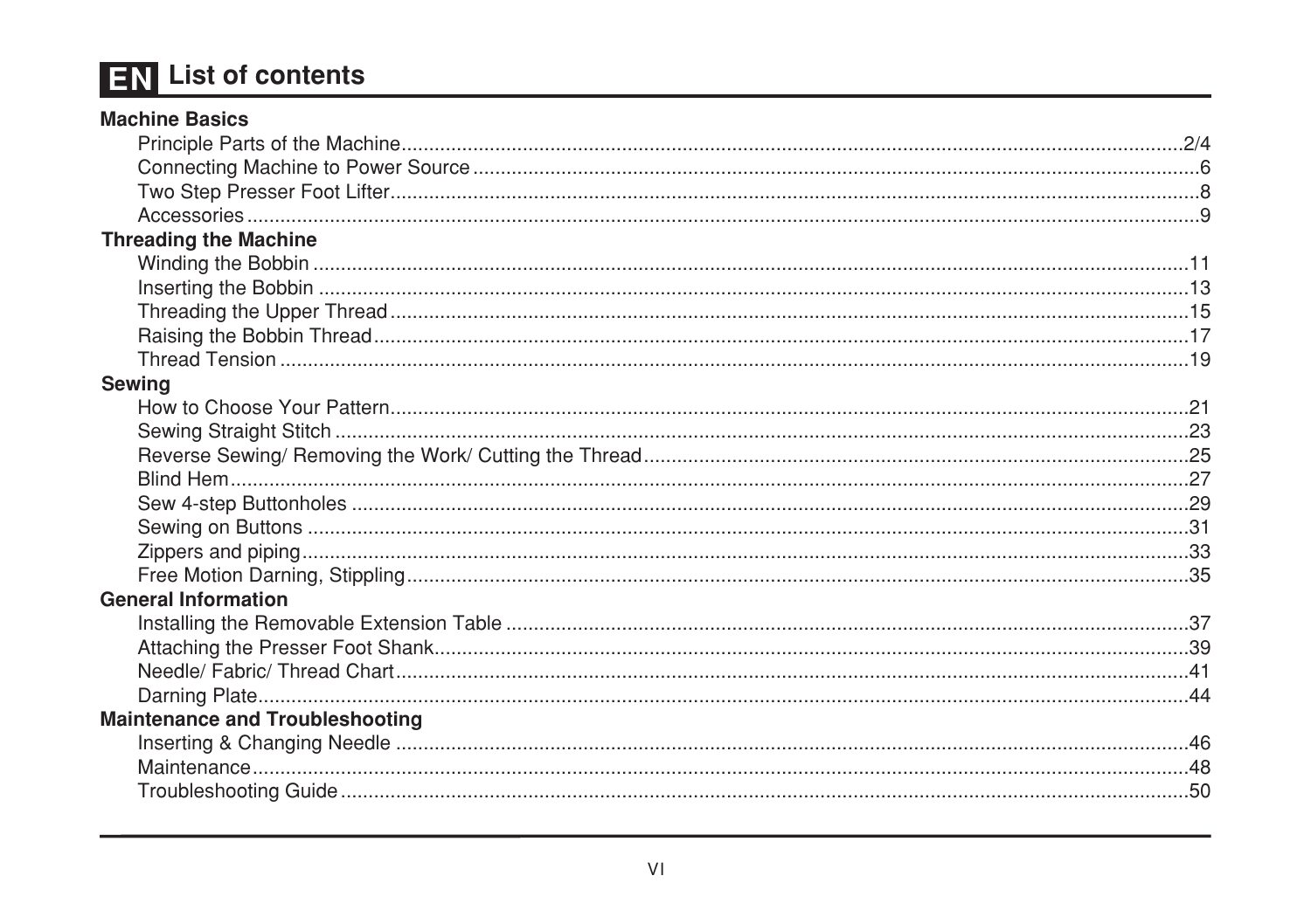# EN List of contents

**Machine Basics**

- Principle Parts of the Machine........2/4
- Connecting Machine to Power Source........6
- Two Step Presser Foot Lifter........8
- Accessories........9

**Threading the Machine**

- Winding the Bobbin........11
- Inserting the Bobbin........13
- Threading the Upper Thread........15
- Raising the Bobbin Thread........17
- Thread Tension........19

**Sewing**

- How to Choose Your Pattern........21
- Sewing Straight Stitch........23
- Reverse Sewing/ Removing the Work/ Cutting the Thread........25
- Blind Hem........27
- Sew 4-step Buttonholes........29
- Sewing on Buttons........31
- Zippers and piping........33
- Free Motion Darning, Stippling........35

**General Information**

- Installing the Removable Extension Table........37
- Attaching the Presser Foot Shank........39
- Needle/ Fabric/ Thread Chart........41
- Darning Plate........44

**Maintenance and Troubleshooting**

- Inserting & Changing Needle........46
- Maintenance........48
- Troubleshooting Guide........50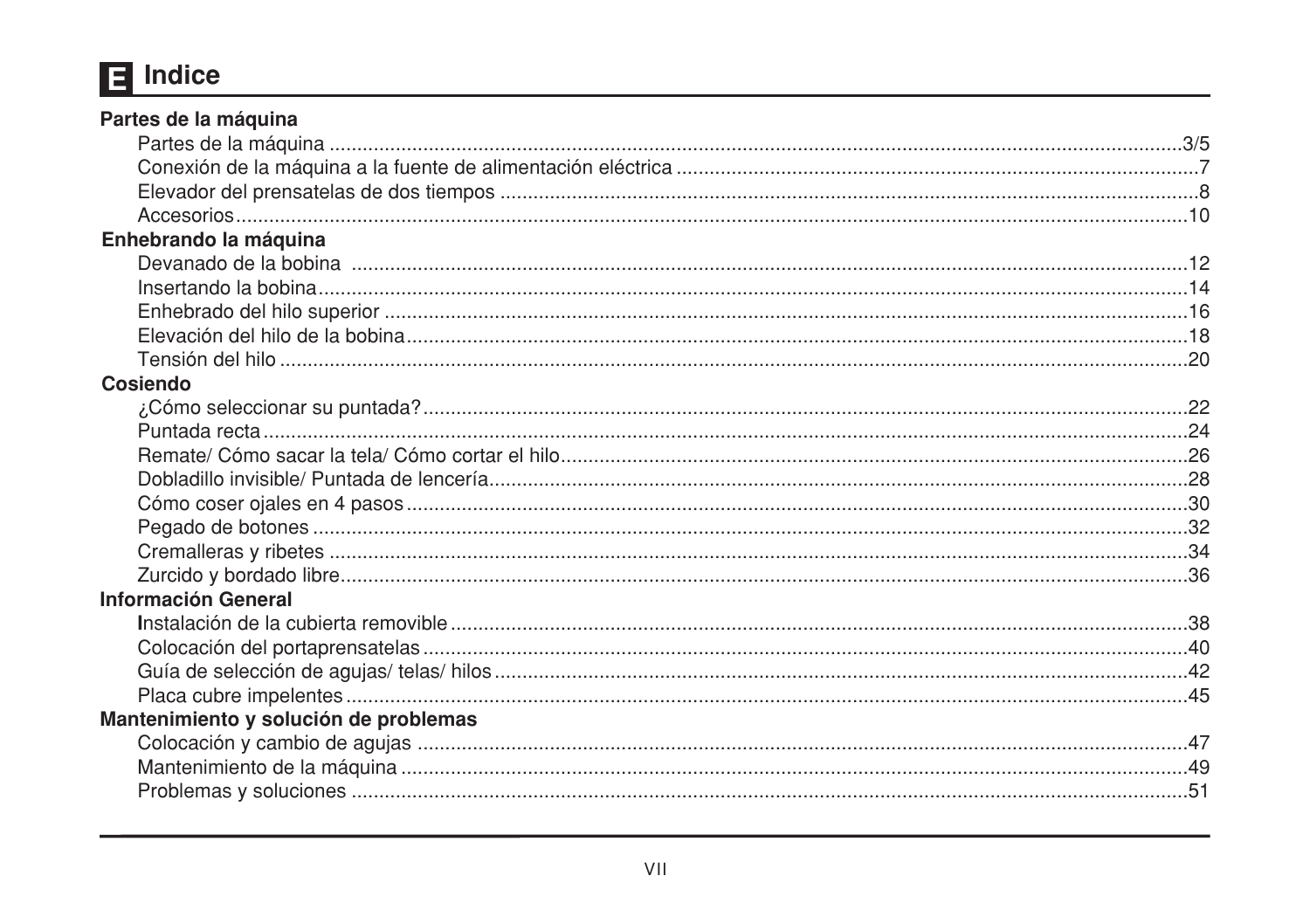# E Indice

**Partes de la máquina**

- Partes de la máquina ........................................ 3/5
- Conexión de la máquina a la fuente de alimentación eléctrica ........................................ 7
- Elevador del prensatelas de dos tiempos ........................................ 8
- Accesorios ........................................ 10

**Enhebrando la máquina**

- Devanado de la bobina ........................................ 12
- Insertando la bobina ........................................ 14
- Enhebrado del hilo superior ........................................ 16
- Elevación del hilo de la bobina ........................................ 18
- Tensión del hilo ........................................ 20

**Cosiendo**

- ¿Cómo seleccionar su puntada? ........................................ 22
- Puntada recta ........................................ 24
- Remate/ Cómo sacar la tela/ Cómo cortar el hilo ........................................ 26
- Dobladillo invisible/ Puntada de lencería ........................................ 28
- Cómo coser ojales en 4 pasos ........................................ 30
- Pegado de botones ........................................ 32
- Cremalleras y ribetes ........................................ 34
- Zurcido y bordado libre ........................................ 36

**Información General**

- Instalación de la cubierta removible ........................................ 38
- Colocación del portaprensatelas ........................................ 40
- Guía de selección de agujas/ telas/ hilos ........................................ 42
- Placa cubre impelentes ........................................ 45

**Mantenimiento y solución de problemas**

- Colocación y cambio de agujas ........................................ 47
- Mantenimiento de la máquina ........................................ 49
- Problemas y soluciones ........................................ 51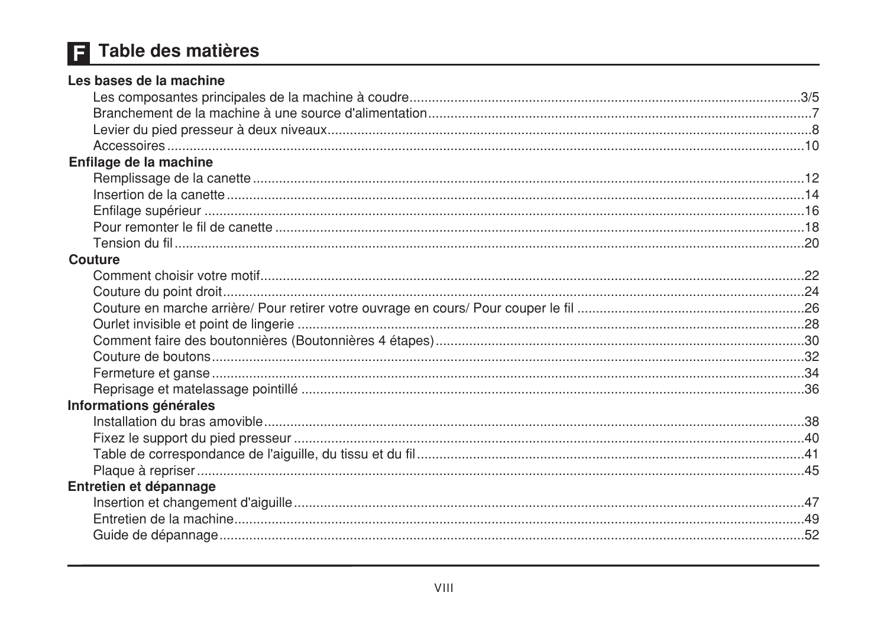# F Table des matières

**Les bases de la machine**

- Les composantes principales de la machine à coudre ... 3/5
- Branchement de la machine à une source d'alimentation ... 7
- Levier du pied presseur à deux niveaux ... 8
- Accessoires ... 10

**Enfilage de la machine**

- Remplissage de la canette ... 12
- Insertion de la canette ... 14
- Enfilage supérieur ... 16
- Pour remonter le fil de canette ... 18
- Tension du fil ... 20

**Couture**

- Comment choisir votre motif ... 22
- Couture du point droit ... 24
- Couture en marche arrière/ Pour retirer votre ouvrage en cours/ Pour couper le fil ... 26
- Ourlet invisible et point de lingerie ... 28
- Comment faire des boutonnières (Boutonnières 4 étapes) ... 30
- Couture de boutons ... 32
- Fermeture et ganse ... 34
- Reprisage et matelassage pointillé ... 36

**Informations générales**

- Installation du bras amovible ... 38
- Fixez le support du pied presseur ... 40
- Table de correspondance de l'aiguille, du tissu et du fil ... 41
- Plaque à repriser ... 45

**Entretien et dépannage**

- Insertion et changement d'aiguille ... 47
- Entretien de la machine ... 49
- Guide de dépannage ... 52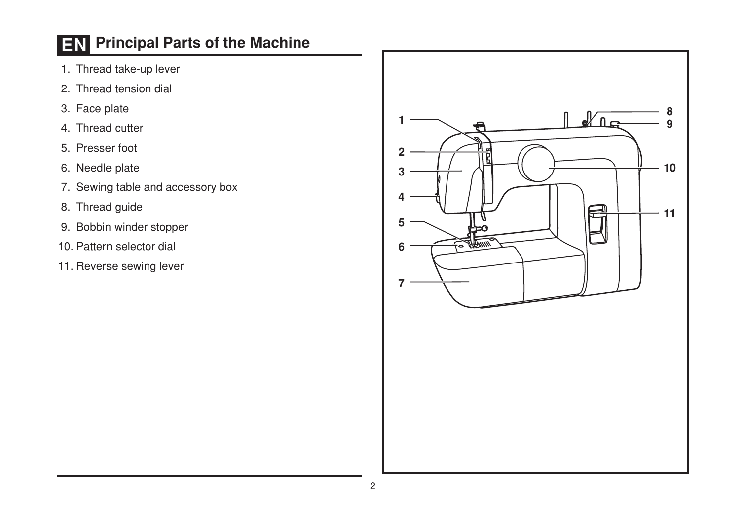# EN Principal Parts of the Machine

1. Thread take-up lever
2. Thread tension dial
3. Face plate
4. Thread cutter
5. Presser foot
6. Needle plate
7. Sewing table and accessory box
8. Thread guide
9. Bobbin winder stopper
10. Pattern selector dial
11. Reverse sewing lever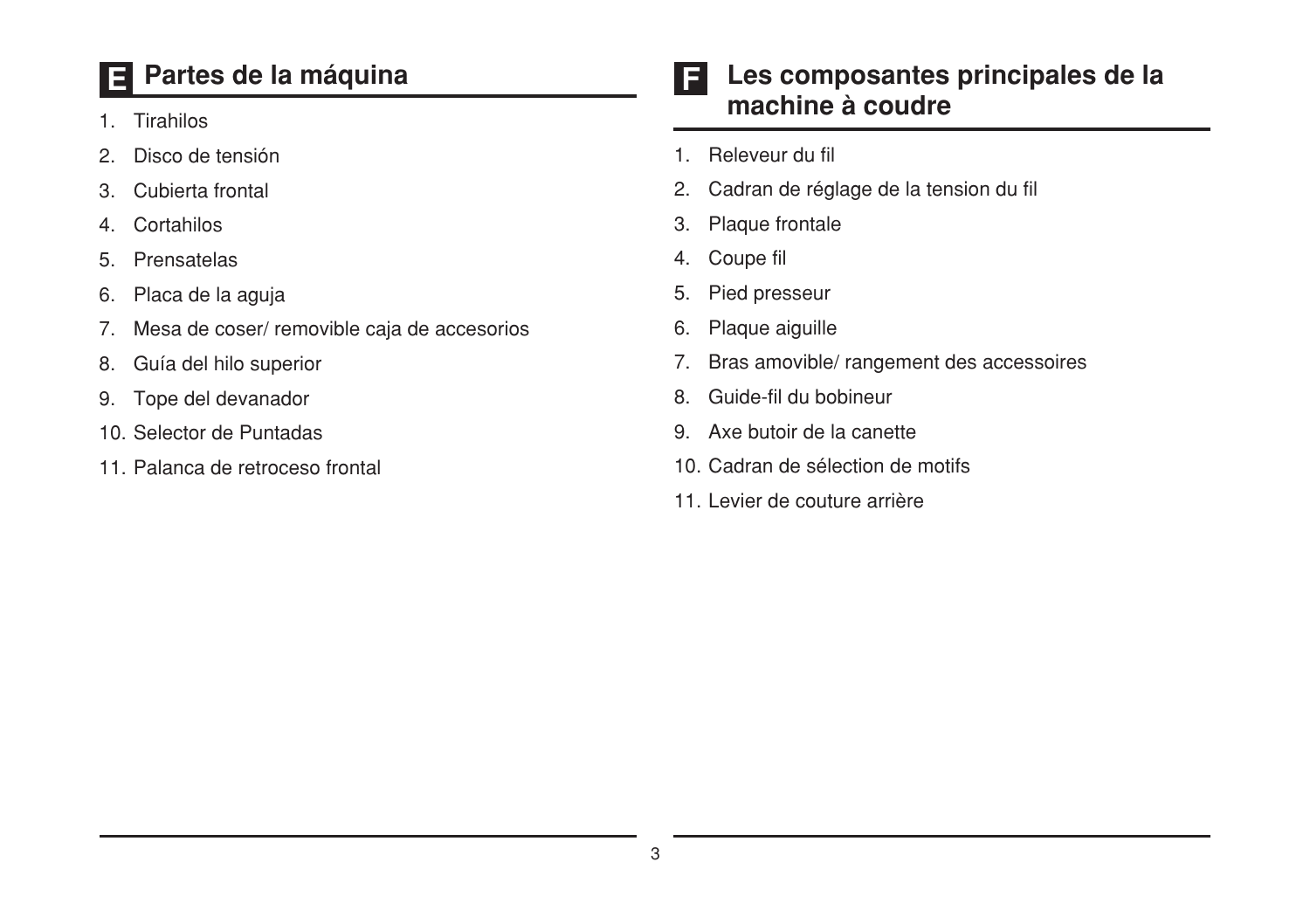## E Partes de la máquina

1. Tirahilos
2. Disco de tensión
3. Cubierta frontal
4. Cortahilos
5. Prensatelas
6. Placa de la aguja
7. Mesa de coser/ removible caja de accesorios
8. Guía del hilo superior
9. Tope del devanador
10. Selector de Puntadas
11. Palanca de retroceso frontal

## F Les composantes principales de la machine à coudre

1. Releveur du fil
2. Cadran de réglage de la tension du fil
3. Plaque frontale
4. Coupe fil
5. Pied presseur
6. Plaque aiguille
7. Bras amovible/ rangement des accessoires
8. Guide-fil du bobineur
9. Axe butoir de la canette
10. Cadran de sélection de motifs
11. Levier de couture arrière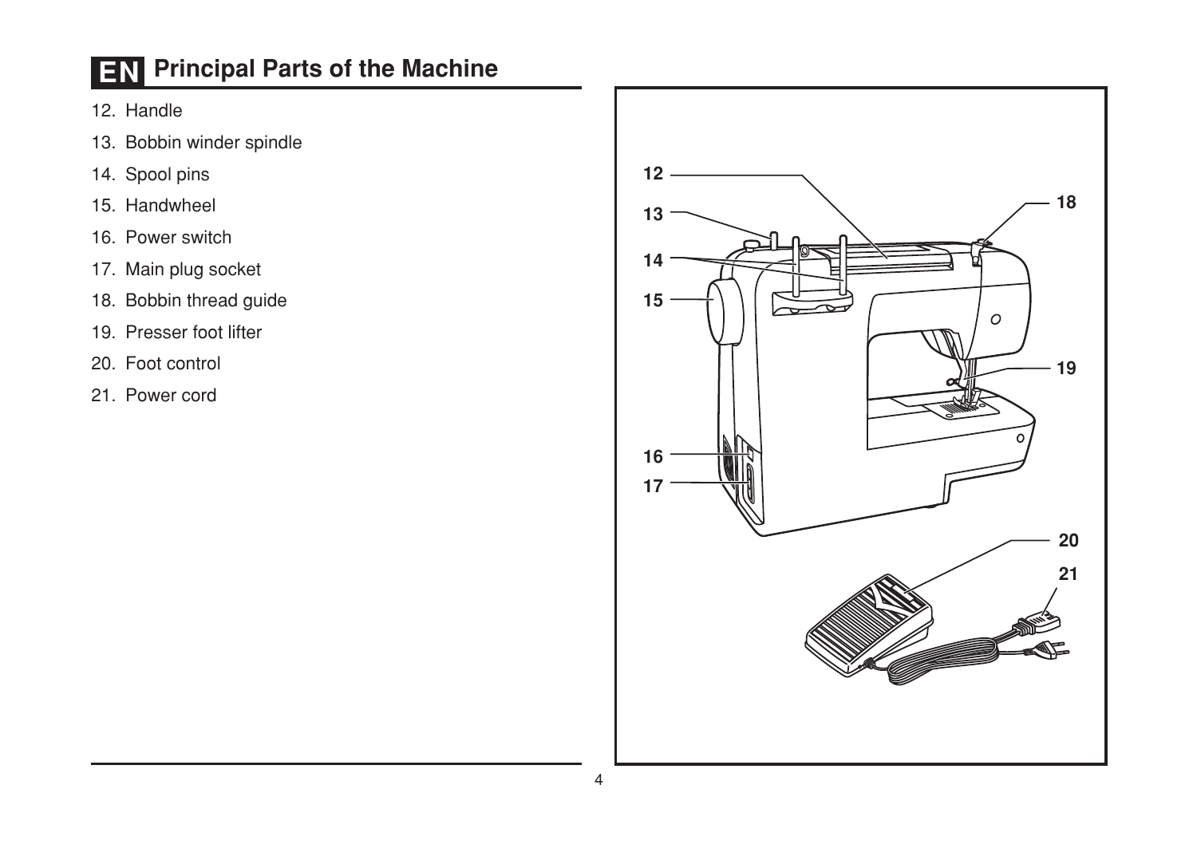# EN Principal Parts of the Machine

12. Handle
13. Bobbin winder spindle
14. Spool pins
15. Handwheel
16. Power switch
17. Main plug socket
18. Bobbin thread guide
19. Presser foot lifter
20. Foot control
21. Power cord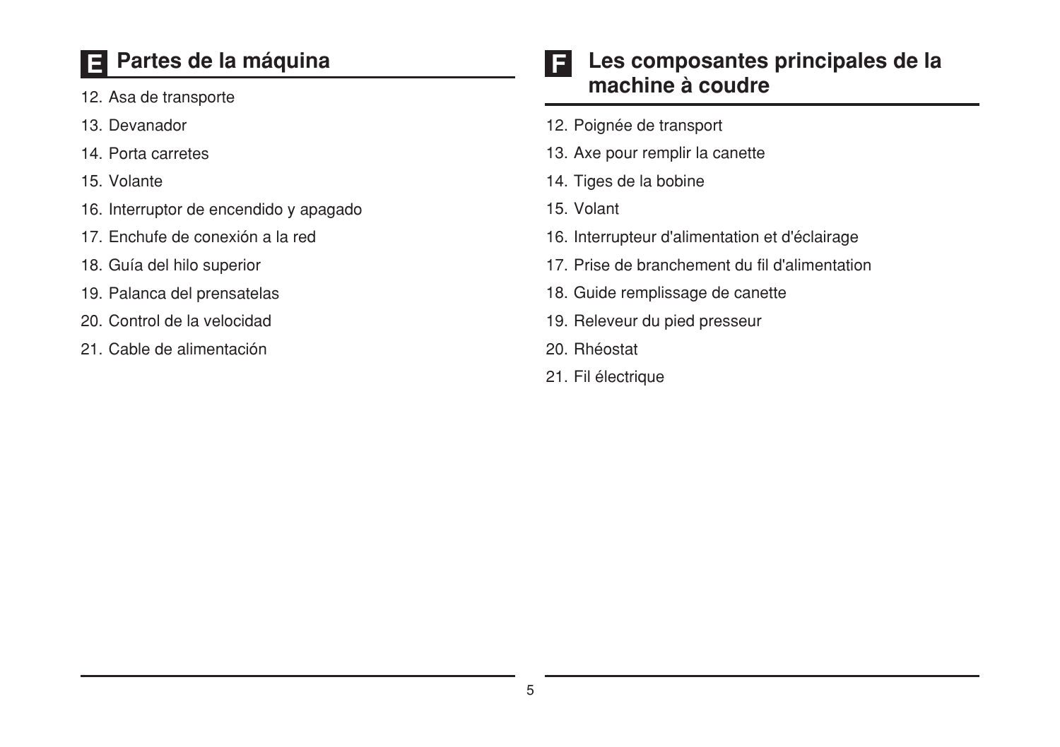## E Partes de la máquina

12. Asa de transporte
13. Devanador
14. Porta carretes
15. Volante
16. Interruptor de encendido y apagado
17. Enchufe de conexión a la red
18. Guía del hilo superior
19. Palanca del prensatelas
20. Control de la velocidad
21. Cable de alimentación

## F Les composantes principales de la machine à coudre

12. Poignée de transport
13. Axe pour remplir la canette
14. Tiges de la bobine
15. Volant
16. Interrupteur d'alimentation et d'éclairage
17. Prise de branchement du fil d'alimentation
18. Guide remplissage de canette
19. Releveur du pied presseur
20. Rhéostat
21. Fil électrique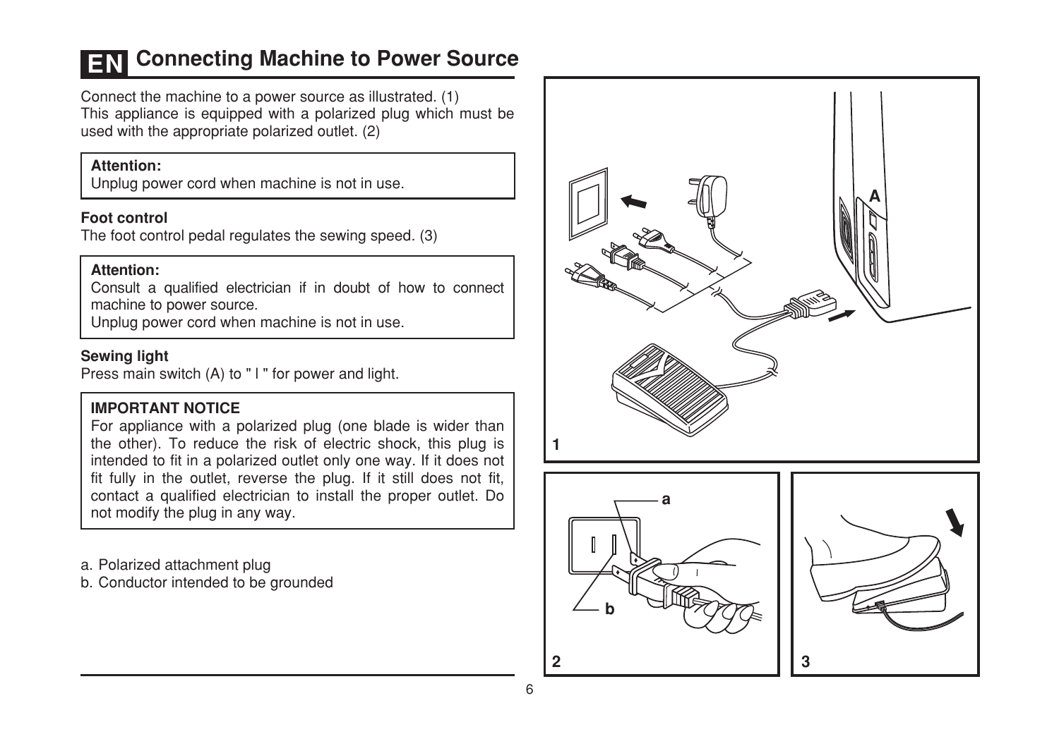# EN Connecting Machine to Power Source

Connect the machine to a power source as illustrated. (1)
This appliance is equipped with a polarized plug which must be used with the appropriate polarized outlet. (2)

**Attention:**
Unplug power cord when machine is not in use.

**Foot control**
The foot control pedal regulates the sewing speed. (3)

**Attention:**
Consult a qualified electrician if in doubt of how to connect machine to power source.
Unplug power cord when machine is not in use.

**Sewing light**
Press main switch (A) to " I " for power and light.

**IMPORTANT NOTICE**
For appliance with a polarized plug (one blade is wider than the other). To reduce the risk of electric shock, this plug is intended to fit in a polarized outlet only one way. If it does not fit fully in the outlet, reverse the plug. If it still does not fit, contact a qualified electrician to install the proper outlet. Do not modify the plug in any way.

a. Polarized attachment plug
b. Conductor intended to be grounded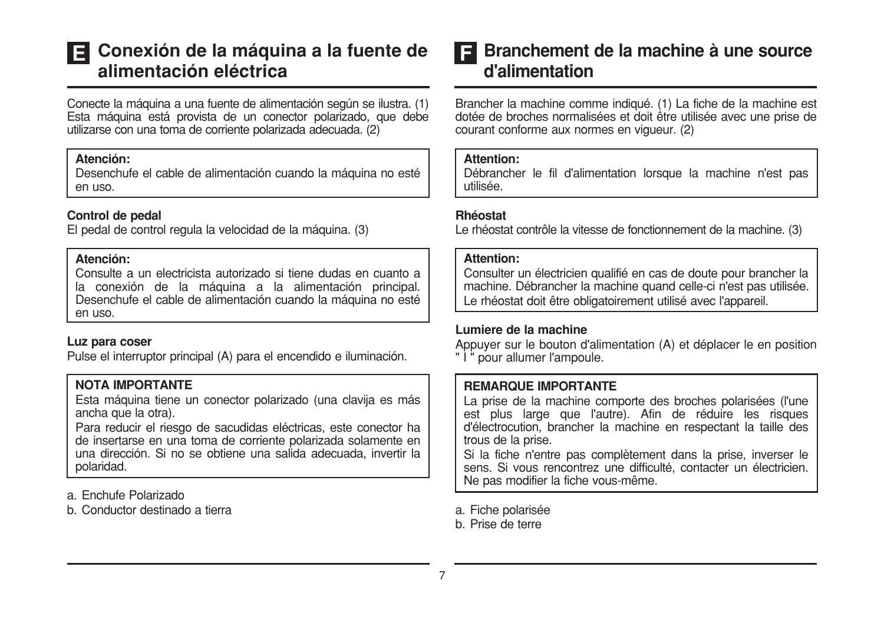## E Conexión de la máquina a la fuente de alimentación eléctrica

Conecte la máquina a una fuente de alimentación según se ilustra. (1) Esta máquina está provista de un conector polarizado, que debe utilizarse con una toma de corriente polarizada adecuada. (2)

**Atención:**
Desenchufe el cable de alimentación cuando la máquina no esté en uso.

**Control de pedal**

El pedal de control regula la velocidad de la máquina. (3)

**Atención:**
Consulte a un electricista autorizado si tiene dudas en cuanto a la conexión de la máquina a la alimentación principal. Desenchufe el cable de alimentación cuando la máquina no esté en uso.

**Luz para coser**

Pulse el interruptor principal (A) para el encendido e iluminación.

**NOTA IMPORTANTE**

Esta máquina tiene un conector polarizado (una clavija es más ancha que la otra).

Para reducir el riesgo de sacudidas eléctricas, este conector ha de insertarse en una toma de corriente polarizada solamente en una dirección. Si no se obtiene una salida adecuada, invertir la polaridad.

a. Enchufe Polarizado
b. Conductor destinado a tierra

## F Branchement de la machine à une source d'alimentation

Brancher la machine comme indiqué. (1) La fiche de la machine est dotée de broches normalisées et doit être utilisée avec une prise de courant conforme aux normes en vigueur. (2)

**Attention:**
Débrancher le fil d'alimentation lorsque la machine n'est pas utilisée.

**Rhéostat**

Le rhéostat contrôle la vitesse de fonctionnement de la machine. (3)

**Attention:**
Consulter un électricien qualifié en cas de doute pour brancher la machine. Débrancher la machine quand celle-ci n'est pas utilisée. Le rhéostat doit être obligatoirement utilisé avec l'appareil.

**Lumiere de la machine**

Appuyer sur le bouton d'alimentation (A) et déplacer le en position " I " pour allumer l'ampoule.

**REMARQUE IMPORTANTE**

La prise de la machine comporte des broches polarisées (l'une est plus large que l'autre). Afin de réduire les risques d'électrocution, brancher la machine en respectant la taille des trous de la prise.

Si la fiche n'entre pas complètement dans la prise, inverser le sens. Si vous rencontrez une difficulté, contacter un électricien. Ne pas modifier la fiche vous-même.

a. Fiche polarisée
b. Prise de terre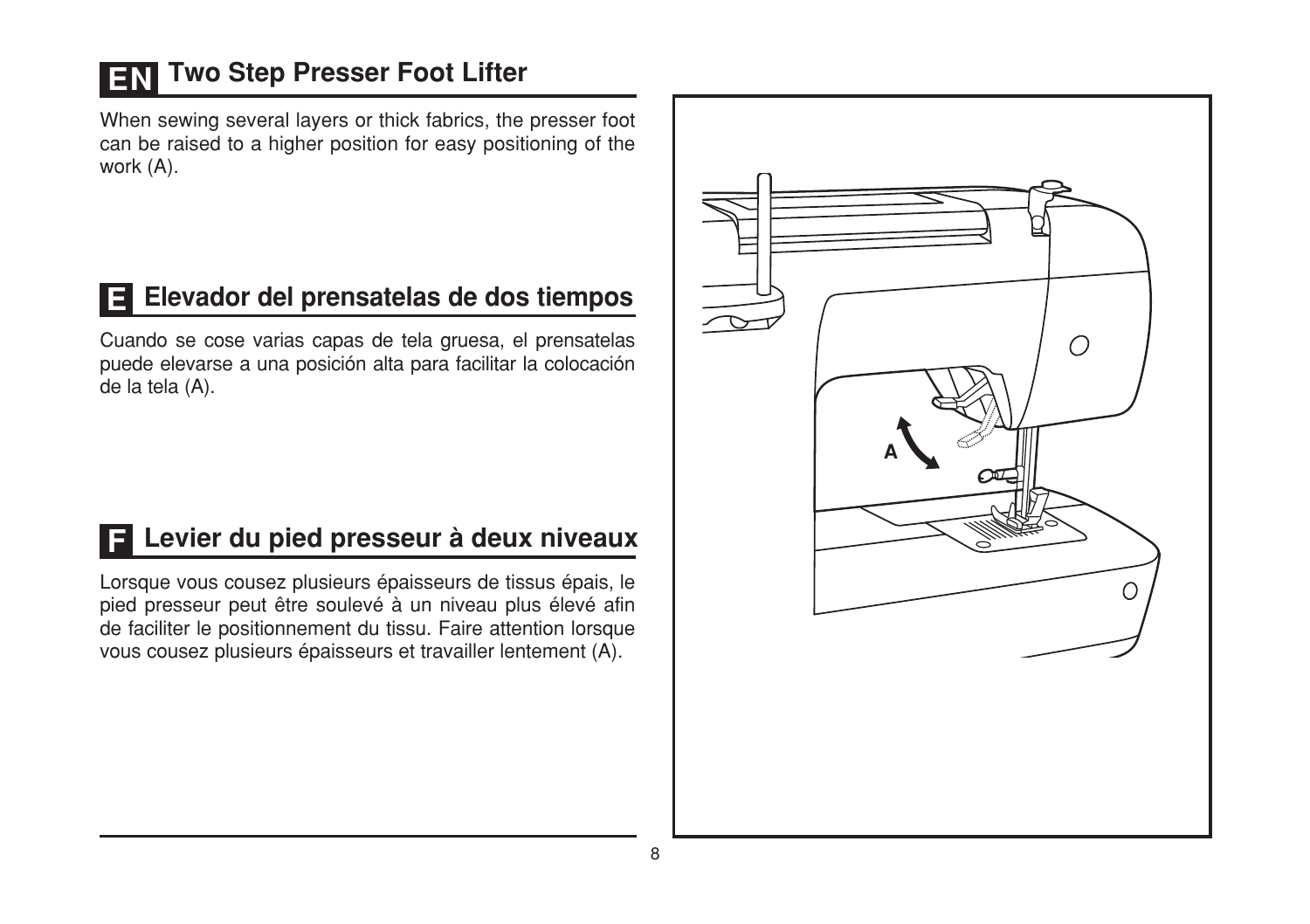## EN Two Step Presser Foot Lifter

When sewing several layers or thick fabrics, the presser foot can be raised to a higher position for easy positioning of the work (A).

## E Elevador del prensatelas de dos tiempos

Cuando se cose varias capas de tela gruesa, el prensatelas puede elevarse a una posición alta para facilitar la colocación de la tela (A).

## F Levier du pied presseur à deux niveaux

Lorsque vous cousez plusieurs épaisseurs de tissus épais, le pied presseur peut être soulevé à un niveau plus élevé afin de faciliter le positionnement du tissu. Faire attention lorsque vous cousez plusieurs épaisseurs et travailler lentement (A).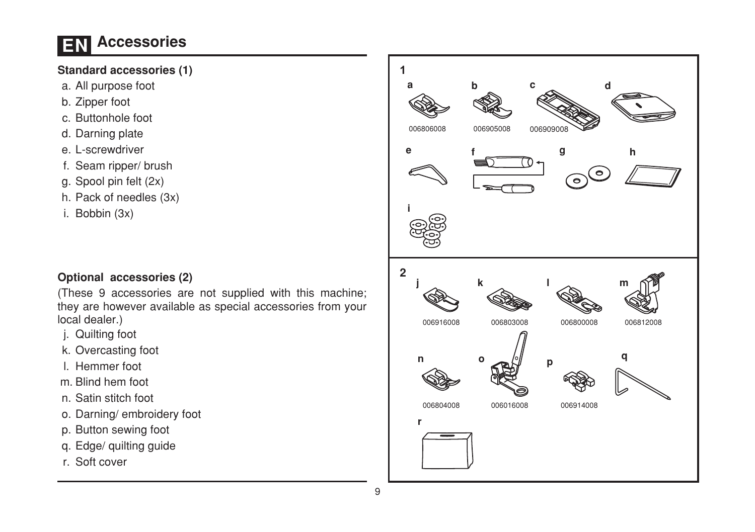# EN Accessories

**Standard accessories (1)**

a. All purpose foot
b. Zipper foot
c. Buttonhole foot
d. Darning plate
e. L-screwdriver
f. Seam ripper/ brush
g. Spool pin felt (2x)
h. Pack of needles (3x)
i. Bobbin (3x)

**Optional accessories (2)**

(These 9 accessories are not supplied with this machine; they are however available as special accessories from your local dealer.)

j. Quilting foot
k. Overcasting foot
l. Hemmer foot
m. Blind hem foot
n. Satin stitch foot
o. Darning/ embroidery foot
p. Button sewing foot
q. Edge/ quilting guide
r. Soft cover

1

a 006806008
b 006905008
c 006909008
d
e
f
g
h
i

2

j 006916008
k 006803008
l 006800008
m 006812008
n 006804008
o 006016008
p 006914008
q
r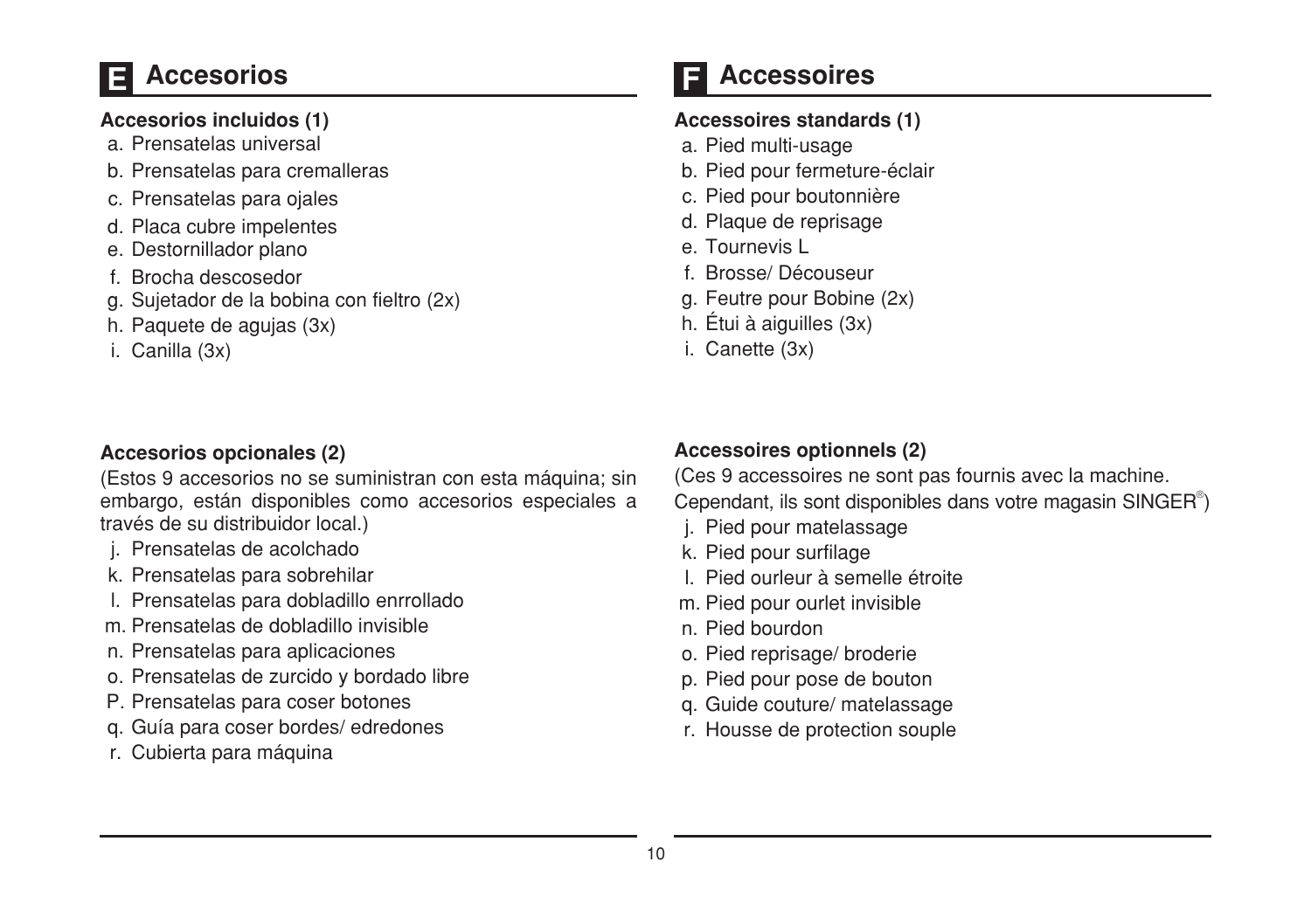## E Accesorios

### Accesorios incluidos (1)

a. Prensatelas universal
b. Prensatelas para cremalleras
c. Prensatelas para ojales
d. Placa cubre impelentes
e. Destornillador plano
f. Brocha descosedor
g. Sujetador de la bobina con fieltro (2x)
h. Paquete de agujas (3x)
i. Canilla (3x)

### Accesorios opcionales (2)

(Estos 9 accesorios no se suministran con esta máquina; sin embargo, están disponibles como accesorios especiales a través de su distribuidor local.)

j. Prensatelas de acolchado
k. Prensatelas para sobrehilar
l. Prensatelas para dobladillo enrrollado
m. Prensatelas de dobladillo invisible
n. Prensatelas para aplicaciones
o. Prensatelas de zurcido y bordado libre
P. Prensatelas para coser botones
q. Guía para coser bordes/ edredones
r. Cubierta para máquina

## F Accessoires

### Accessoires standards (1)

a. Pied multi-usage
b. Pied pour fermeture-éclair
c. Pied pour boutonnière
d. Plaque de reprisage
e. Tournevis L
f. Brosse/ Découseur
g. Feutre pour Bobine (2x)
h. Étui à aiguilles (3x)
i. Canette (3x)

### Accessoires optionnels (2)

(Ces 9 accessoires ne sont pas fournis avec la machine. Cependant, ils sont disponibles dans votre magasin SINGER®)

j. Pied pour matelassage
k. Pied pour surfilage
l. Pied ourleur à semelle étroite
m. Pied pour ourlet invisible
n. Pied bourdon
o. Pied reprisage/ broderie
p. Pied pour pose de bouton
q. Guide couture/ matelassage
r. Housse de protection souple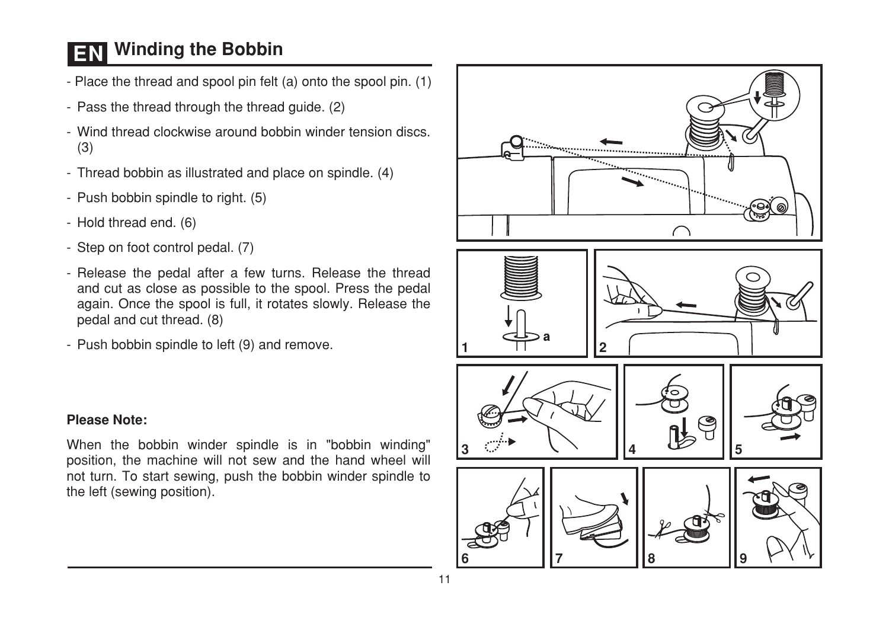# EN Winding the Bobbin

- Place the thread and spool pin felt (a) onto the spool pin. (1)
- Pass the thread through the thread guide. (2)
- Wind thread clockwise around bobbin winder tension discs. (3)
- Thread bobbin as illustrated and place on spindle. (4)
- Push bobbin spindle to right. (5)
- Hold thread end. (6)
- Step on foot control pedal. (7)
- Release the pedal after a few turns. Release the thread and cut as close as possible to the spool. Press the pedal again. Once the spool is full, it rotates slowly. Release the pedal and cut thread. (8)
- Push bobbin spindle to left (9) and remove.

**Please Note:**

When the bobbin winder spindle is in "bobbin winding" position, the machine will not sew and the hand wheel will not turn. To start sewing, push the bobbin winder spindle to the left (sewing position).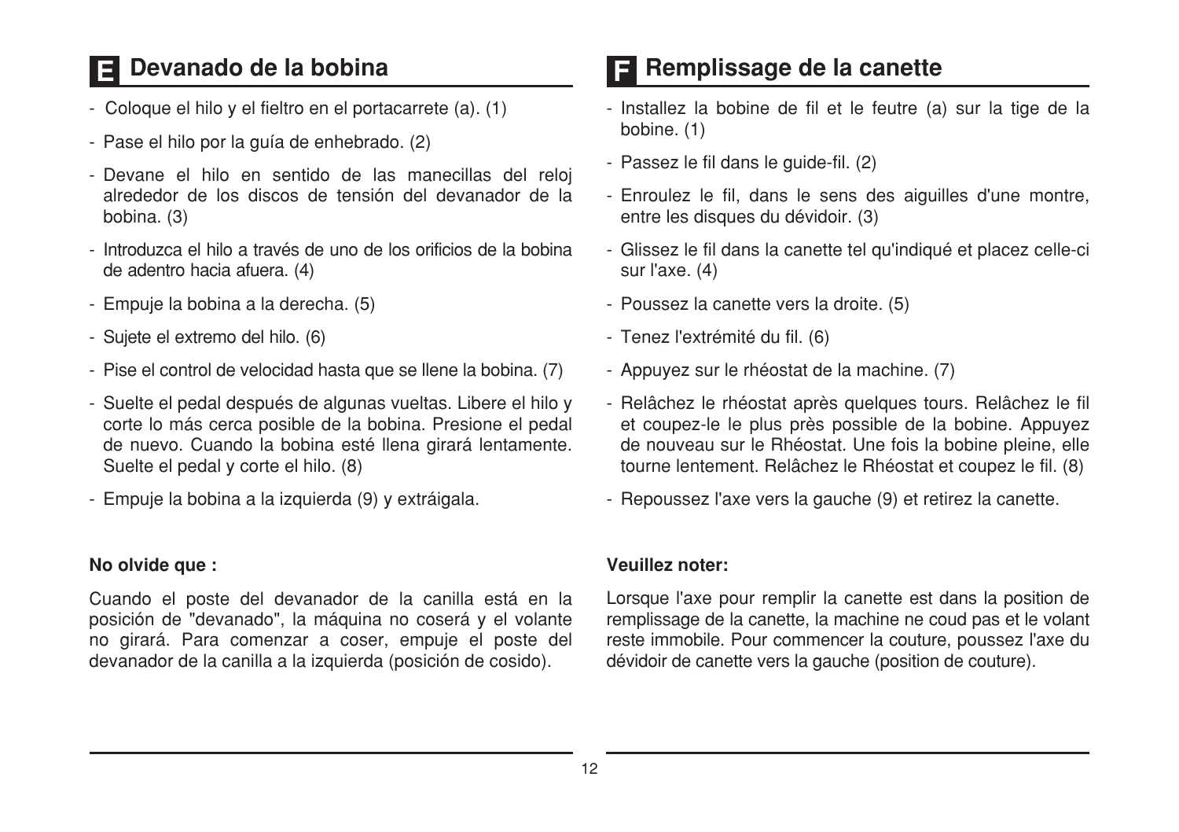## E Devanado de la bobina

- Coloque el hilo y el fieltro en el portacarrete (a). (1)
- Pase el hilo por la guía de enhebrado. (2)
- Devane el hilo en sentido de las manecillas del reloj alrededor de los discos de tensión del devanador de la bobina. (3)
- Introduzca el hilo a través de uno de los orificios de la bobina de adentro hacia afuera. (4)
- Empuje la bobina a la derecha. (5)
- Sujete el extremo del hilo. (6)
- Pise el control de velocidad hasta que se llene la bobina. (7)
- Suelte el pedal después de algunas vueltas. Libere el hilo y corte lo más cerca posible de la bobina. Presione el pedal de nuevo. Cuando la bobina esté llena girará lentamente. Suelte el pedal y corte el hilo. (8)
- Empuje la bobina a la izquierda (9) y extráigala.

**No olvide que :**

Cuando el poste del devanador de la canilla está en la posición de "devanado", la máquina no coserá y el volante no girará. Para comenzar a coser, empuje el poste del devanador de la canilla a la izquierda (posición de cosido).

## F Remplissage de la canette

- Installez la bobine de fil et le feutre (a) sur la tige de la bobine. (1)
- Passez le fil dans le guide-fil. (2)
- Enroulez le fil, dans le sens des aiguilles d'une montre, entre les disques du dévidoir. (3)
- Glissez le fil dans la canette tel qu'indiqué et placez celle-ci sur l'axe. (4)
- Poussez la canette vers la droite. (5)
- Tenez l'extrémité du fil. (6)
- Appuyez sur le rhéostat de la machine. (7)
- Relâchez le rhéostat après quelques tours. Relâchez le fil et coupez-le le plus près possible de la bobine. Appuyez de nouveau sur le Rhéostat. Une fois la bobine pleine, elle tourne lentement. Relâchez le Rhéostat et coupez le fil. (8)
- Repoussez l'axe vers la gauche (9) et retirez la canette.

**Veuillez noter:**

Lorsque l'axe pour remplir la canette est dans la position de remplissage de la canette, la machine ne coud pas et le volant reste immobile. Pour commencer la couture, poussez l'axe du dévidoir de canette vers la gauche (position de couture).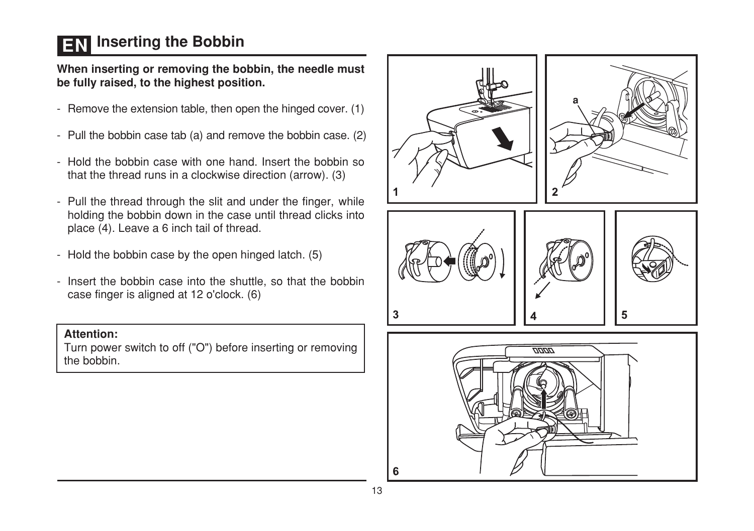# Inserting the Bobbin

**When inserting or removing the bobbin, the needle must be fully raised, to the highest position.**

- Remove the extension table, then open the hinged cover. (1)
- Pull the bobbin case tab (a) and remove the bobbin case. (2)
- Hold the bobbin case with one hand. Insert the bobbin so that the thread runs in a clockwise direction (arrow). (3)
- Pull the thread through the slit and under the finger, while holding the bobbin down in the case until thread clicks into place (4). Leave a 6 inch tail of thread.
- Hold the bobbin case by the open hinged latch. (5)
- Insert the bobbin case into the shuttle, so that the bobbin case finger is aligned at 12 o'clock. (6)

**Attention:**
Turn power switch to off ("O") before inserting or removing the bobbin.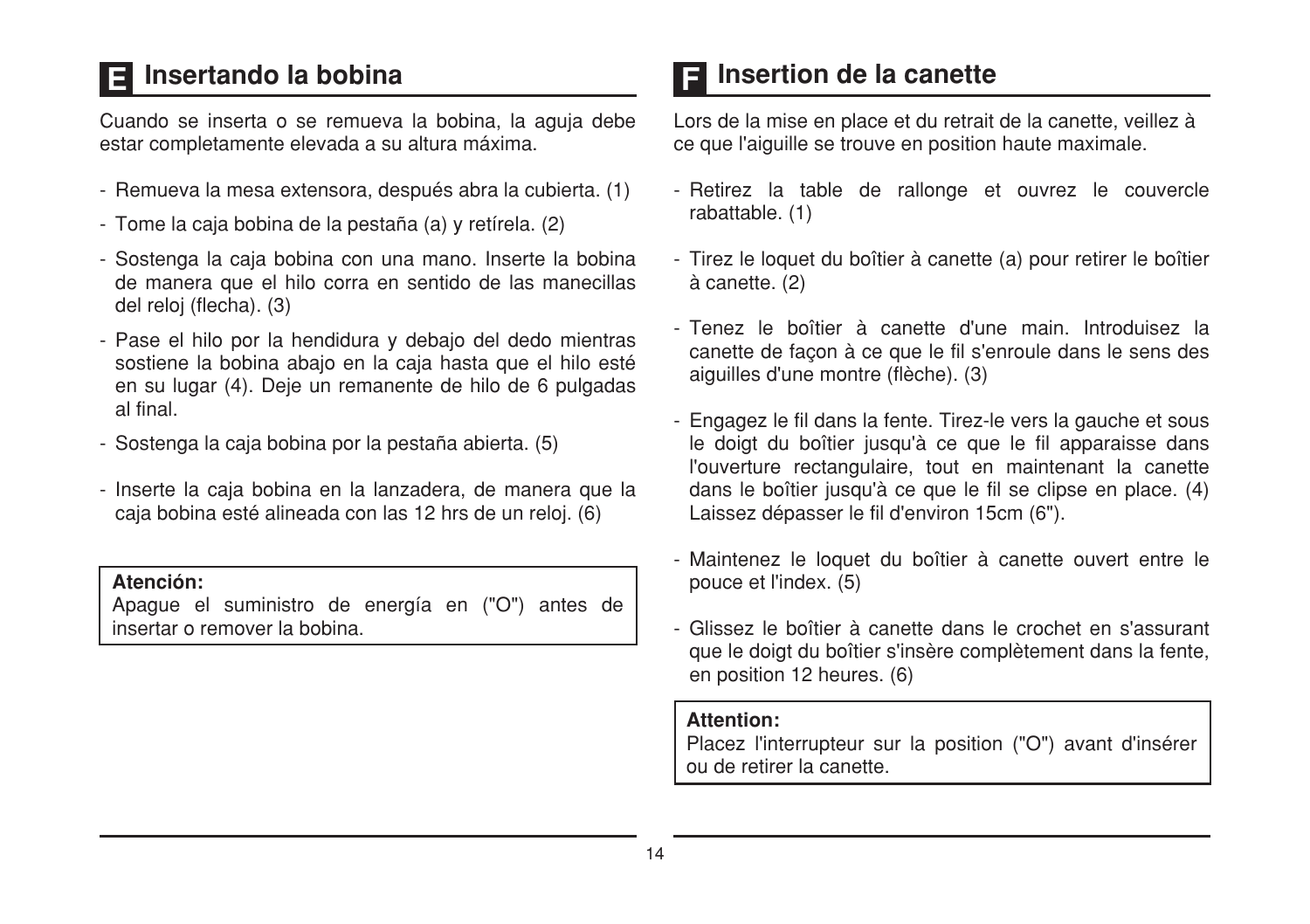## E Insertando la bobina

Cuando se inserta o se remueva la bobina, la aguja debe estar completamente elevada a su altura máxima.

- Remueva la mesa extensora, después abra la cubierta. (1)
- Tome la caja bobina de la pestaña (a) y retírela. (2)
- Sostenga la caja bobina con una mano. Inserte la bobina de manera que el hilo corra en sentido de las manecillas del reloj (flecha). (3)
- Pase el hilo por la hendidura y debajo del dedo mientras sostiene la bobina abajo en la caja hasta que el hilo esté en su lugar (4). Deje un remanente de hilo de 6 pulgadas al final.
- Sostenga la caja bobina por la pestaña abierta. (5)
- Inserte la caja bobina en la lanzadera, de manera que la caja bobina esté alineada con las 12 hrs de un reloj. (6)

**Atención:**
Apague el suministro de energía en ("O") antes de insertar o remover la bobina.

## F Insertion de la canette

Lors de la mise en place et du retrait de la canette, veillez à ce que l'aiguille se trouve en position haute maximale.

- Retirez la table de rallonge et ouvrez le couvercle rabattable. (1)
- Tirez le loquet du boîtier à canette (a) pour retirer le boîtier à canette. (2)
- Tenez le boîtier à canette d'une main. Introduisez la canette de façon à ce que le fil s'enroule dans le sens des aiguilles d'une montre (flèche). (3)
- Engagez le fil dans la fente. Tirez-le vers la gauche et sous le doigt du boîtier jusqu'à ce que le fil apparaisse dans l'ouverture rectangulaire, tout en maintenant la canette dans le boîtier jusqu'à ce que le fil se clipse en place. (4) Laissez dépasser le fil d'environ 15cm (6").
- Maintenez le loquet du boîtier à canette ouvert entre le pouce et l'index. (5)
- Glissez le boîtier à canette dans le crochet en s'assurant que le doigt du boîtier s'insère complètement dans la fente, en position 12 heures. (6)

**Attention:**
Placez l'interrupteur sur la position ("O") avant d'insérer ou de retirer la canette.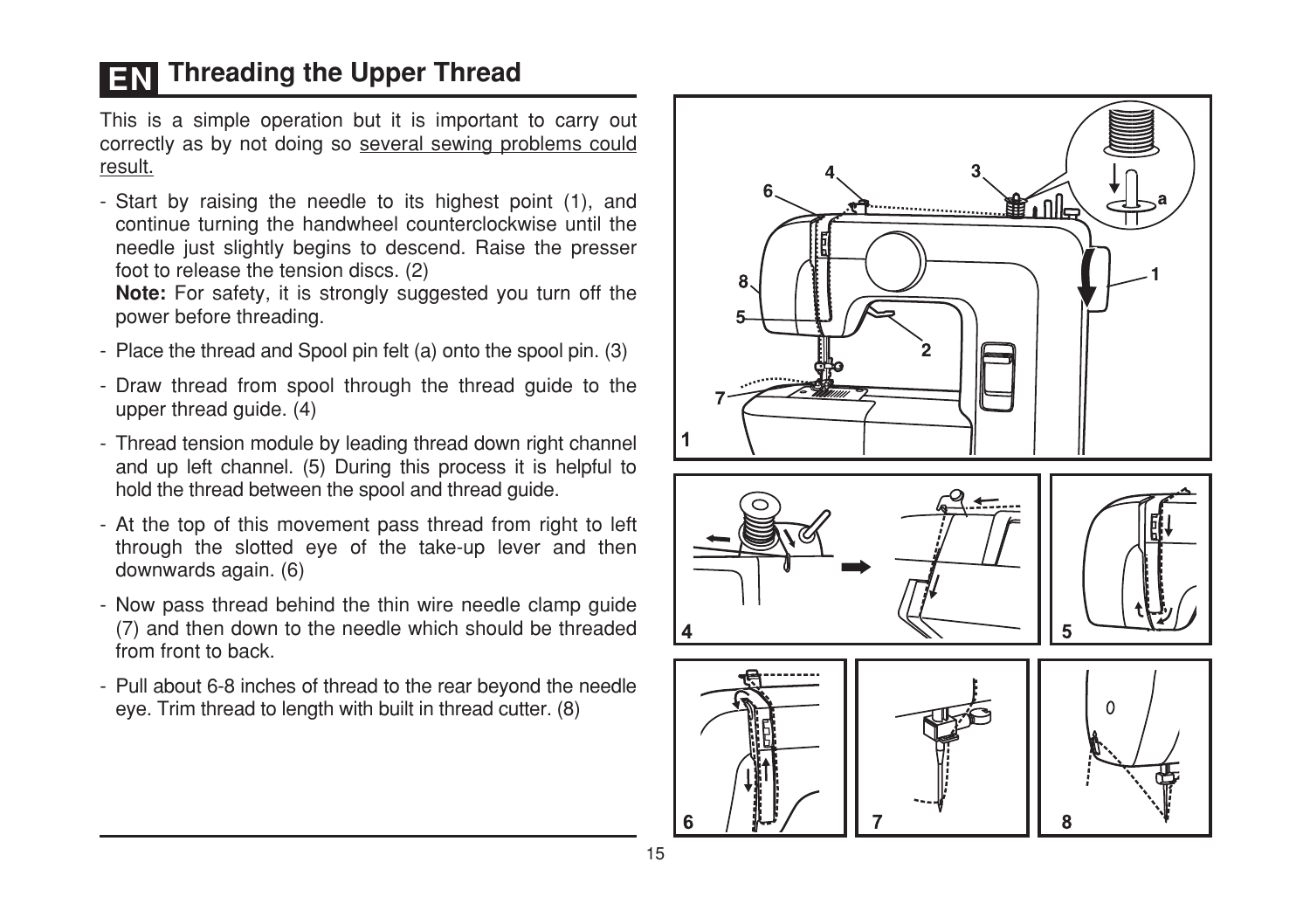# EN Threading the Upper Thread

This is a simple operation but it is important to carry out correctly as by not doing so several sewing problems could result.

- Start by raising the needle to its highest point (1), and continue turning the handwheel counterclockwise until the needle just slightly begins to descend. Raise the presser foot to release the tension discs. (2)
  **Note:** For safety, it is strongly suggested you turn off the power before threading.
- Place the thread and Spool pin felt (a) onto the spool pin. (3)
- Draw thread from spool through the thread guide to the upper thread guide. (4)
- Thread tension module by leading thread down right channel and up left channel. (5) During this process it is helpful to hold the thread between the spool and thread guide.
- At the top of this movement pass thread from right to left through the slotted eye of the take-up lever and then downwards again. (6)
- Now pass thread behind the thin wire needle clamp guide (7) and then down to the needle which should be threaded from front to back.
- Pull about 6-8 inches of thread to the rear beyond the needle eye. Trim thread to length with built in thread cutter. (8)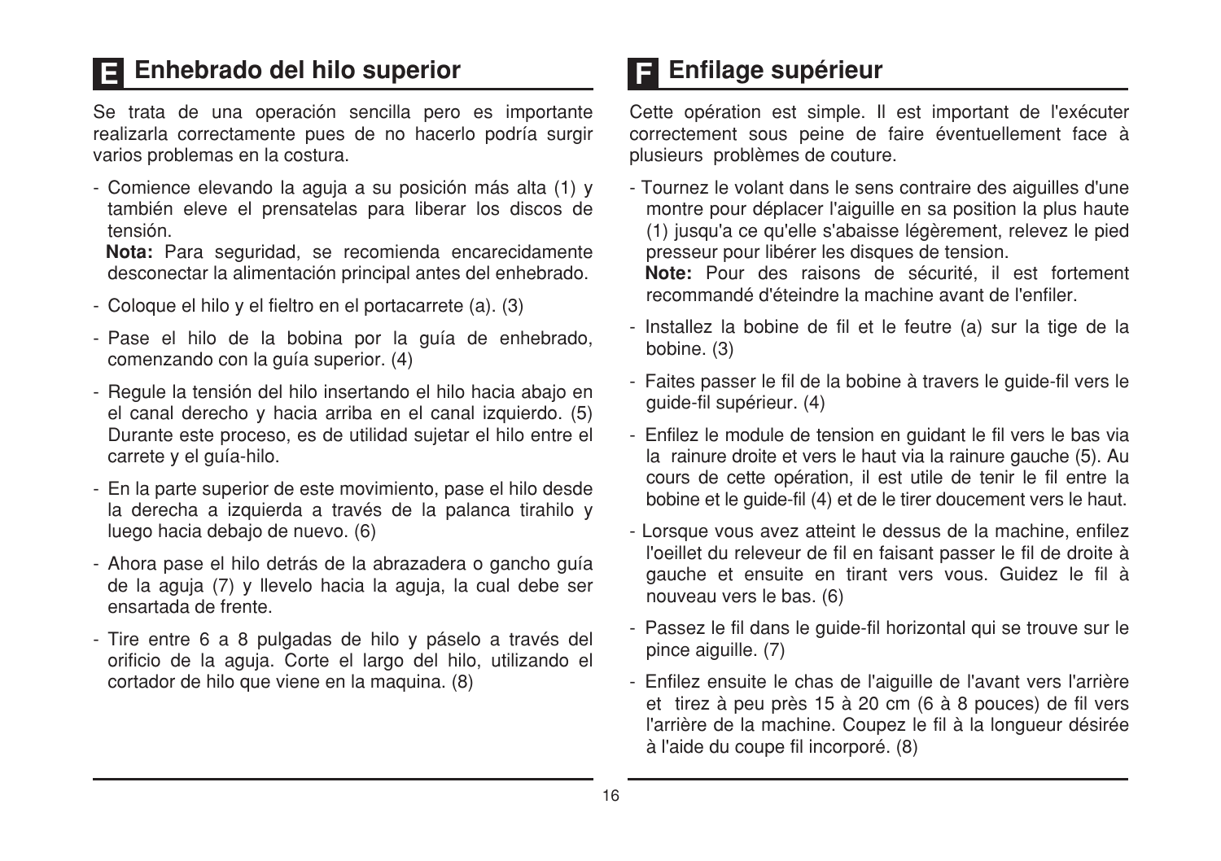## E Enhebrado del hilo superior

Se trata de una operación sencilla pero es importante realizarla correctamente pues de no hacerlo podría surgir varios problemas en la costura.

- Comience elevando la aguja a su posición más alta (1) y también eleve el prensatelas para liberar los discos de tensión.

  **Nota:** Para seguridad, se recomienda encarecidamente desconectar la alimentación principal antes del enhebrado.
- Coloque el hilo y el fieltro en el portacarrete (a). (3)
- Pase el hilo de la bobina por la guía de enhebrado, comenzando con la guía superior. (4)
- Regule la tensión del hilo insertando el hilo hacia abajo en el canal derecho y hacia arriba en el canal izquierdo. (5) Durante este proceso, es de utilidad sujetar el hilo entre el carrete y el guía-hilo.
- En la parte superior de este movimiento, pase el hilo desde la derecha a izquierda a través de la palanca tirahilo y luego hacia debajo de nuevo. (6)
- Ahora pase el hilo detrás de la abrazadera o gancho guía de la aguja (7) y llevelo hacia la aguja, la cual debe ser ensartada de frente.
- Tire entre 6 a 8 pulgadas de hilo y páselo a través del orificio de la aguja. Corte el largo del hilo, utilizando el cortador de hilo que viene en la maquina. (8)

## F Enfilage supérieur

Cette opération est simple. Il est important de l'exécuter correctement sous peine de faire éventuellement face à plusieurs problèmes de couture.

- Tournez le volant dans le sens contraire des aiguilles d'une montre pour déplacer l'aiguille en sa position la plus haute (1) jusqu'a ce qu'elle s'abaisse légèrement, relevez le pied presseur pour libérer les disques de tension.

  **Note:** Pour des raisons de sécurité, il est fortement recommandé d'éteindre la machine avant de l'enfiler.
- Installez la bobine de fil et le feutre (a) sur la tige de la bobine. (3)
- Faites passer le fil de la bobine à travers le guide-fil vers le guide-fil supérieur. (4)
- Enfilez le module de tension en guidant le fil vers le bas via la rainure droite et vers le haut via la rainure gauche (5). Au cours de cette opération, il est utile de tenir le fil entre la bobine et le guide-fil (4) et de le tirer doucement vers le haut.
- Lorsque vous avez atteint le dessus de la machine, enfilez l'oeillet du releveur de fil en faisant passer le fil de droite à gauche et ensuite en tirant vers vous. Guidez le fil à nouveau vers le bas. (6)
- Passez le fil dans le guide-fil horizontal qui se trouve sur le pince aiguille. (7)
- Enfilez ensuite le chas de l'aiguille de l'avant vers l'arrière et tirez à peu près 15 à 20 cm (6 à 8 pouces) de fil vers l'arrière de la machine. Coupez le fil à la longueur désirée à l'aide du coupe fil incorporé. (8)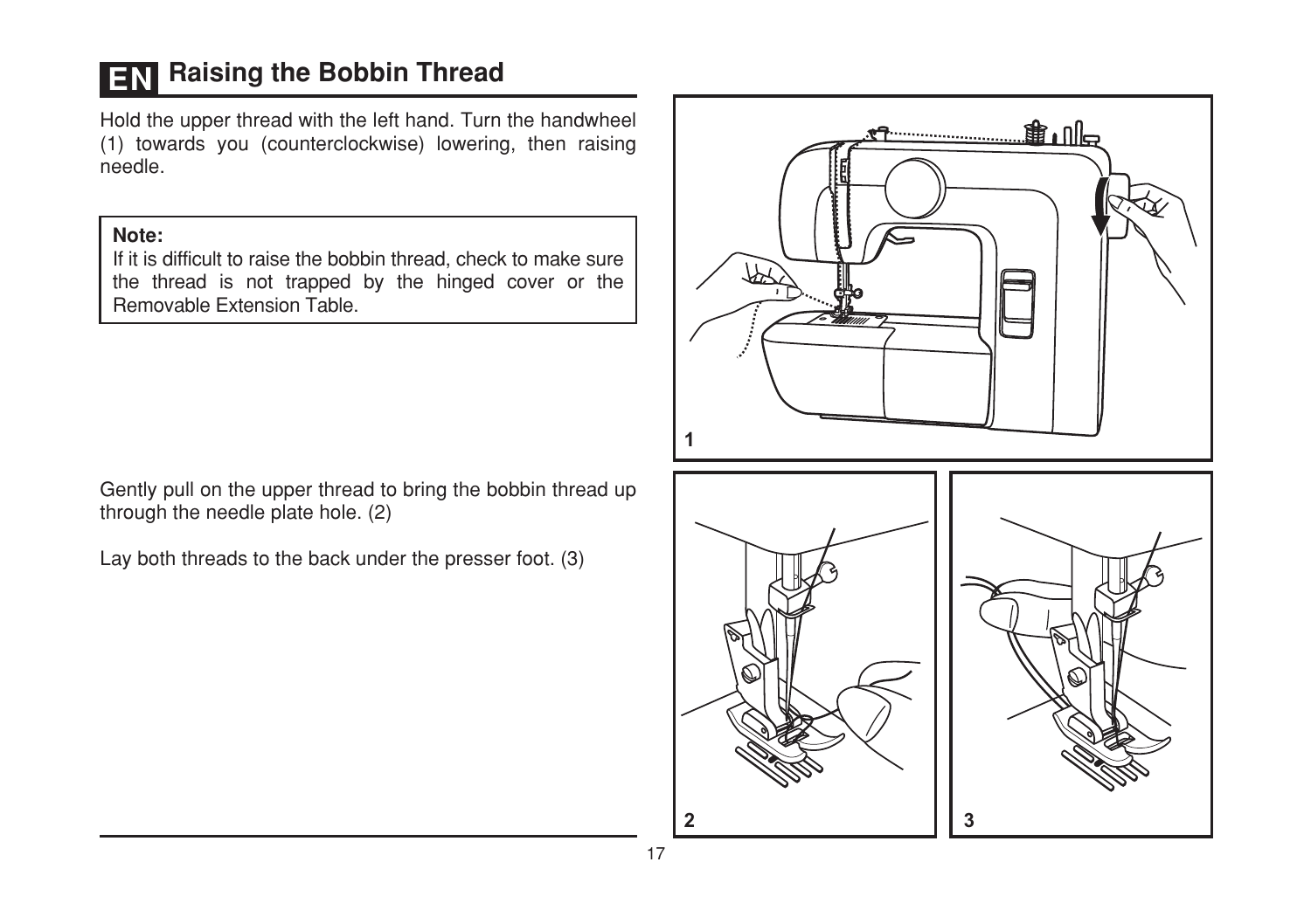# EN Raising the Bobbin Thread

Hold the upper thread with the left hand. Turn the handwheel (1) towards you (counterclockwise) lowering, then raising needle.

**Note:**
If it is difficult to raise the bobbin thread, check to make sure the thread is not trapped by the hinged cover or the Removable Extension Table.

Gently pull on the upper thread to bring the bobbin thread up through the needle plate hole. (2)

Lay both threads to the back under the presser foot. (3)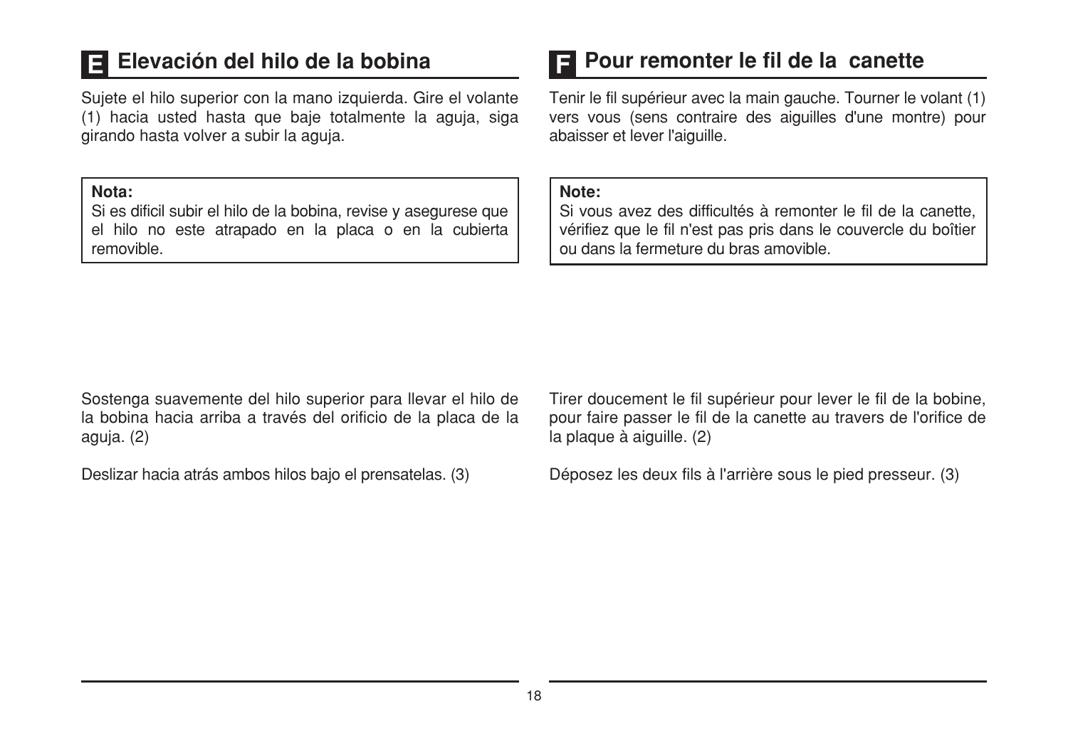## E Elevación del hilo de la bobina

Sujete el hilo superior con la mano izquierda. Gire el volante (1) hacia usted hasta que baje totalmente la aguja, siga girando hasta volver a subir la aguja.

> **Nota:**
> Si es dificil subir el hilo de la bobina, revise y asegurese que el hilo no este atrapado en la placa o en la cubierta removible.

Sostenga suavemente del hilo superior para llevar el hilo de la bobina hacia arriba a través del orificio de la placa de la aguja. (2)

Deslizar hacia atrás ambos hilos bajo el prensatelas. (3)

## F Pour remonter le fil de la canette

Tenir le fil supérieur avec la main gauche. Tourner le volant (1) vers vous (sens contraire des aiguilles d'une montre) pour abaisser et lever l'aiguille.

> **Note:**
> Si vous avez des difficultés à remonter le fil de la canette, vérifiez que le fil n'est pas pris dans le couvercle du boîtier ou dans la fermeture du bras amovible.

Tirer doucement le fil supérieur pour lever le fil de la bobine, pour faire passer le fil de la canette au travers de l'orifice de la plaque à aiguille. (2)

Déposez les deux fils à l'arrière sous le pied presseur. (3)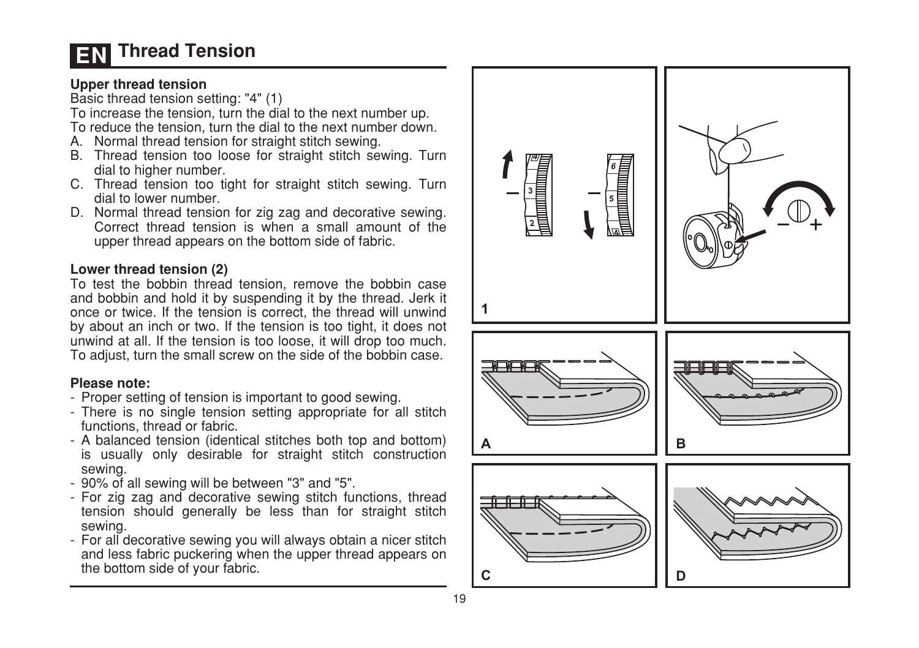# EN Thread Tension

**Upper thread tension**

Basic thread tension setting: "4" (1)

To increase the tension, turn the dial to the next number up.

To reduce the tension, turn the dial to the next number down.

A. Normal thread tension for straight stitch sewing.
B. Thread tension too loose for straight stitch sewing. Turn dial to higher number.
C. Thread tension too tight for straight stitch sewing. Turn dial to lower number.
D. Normal thread tension for zig zag and decorative sewing. Correct thread tension is when a small amount of the upper thread appears on the bottom side of fabric.

**Lower thread tension (2)**

To test the bobbin thread tension, remove the bobbin case and bobbin and hold it by suspending it by the thread. Jerk it once or twice. If the tension is correct, the thread will unwind by about an inch or two. If the tension is too tight, it does not unwind at all. If the tension is too loose, it will drop too much. To adjust, turn the small screw on the side of the bobbin case.

**Please note:**

- Proper setting of tension is important to good sewing.
- There is no single tension setting appropriate for all stitch functions, thread or fabric.
- A balanced tension (identical stitches both top and bottom) is usually only desirable for straight stitch construction sewing.
- 90% of all sewing will be between "3" and "5".
- For zig zag and decorative sewing stitch functions, thread tension should generally be less than for straight stitch sewing.
- For all decorative sewing you will always obtain a nicer stitch and less fabric puckering when the upper thread appears on the bottom side of your fabric.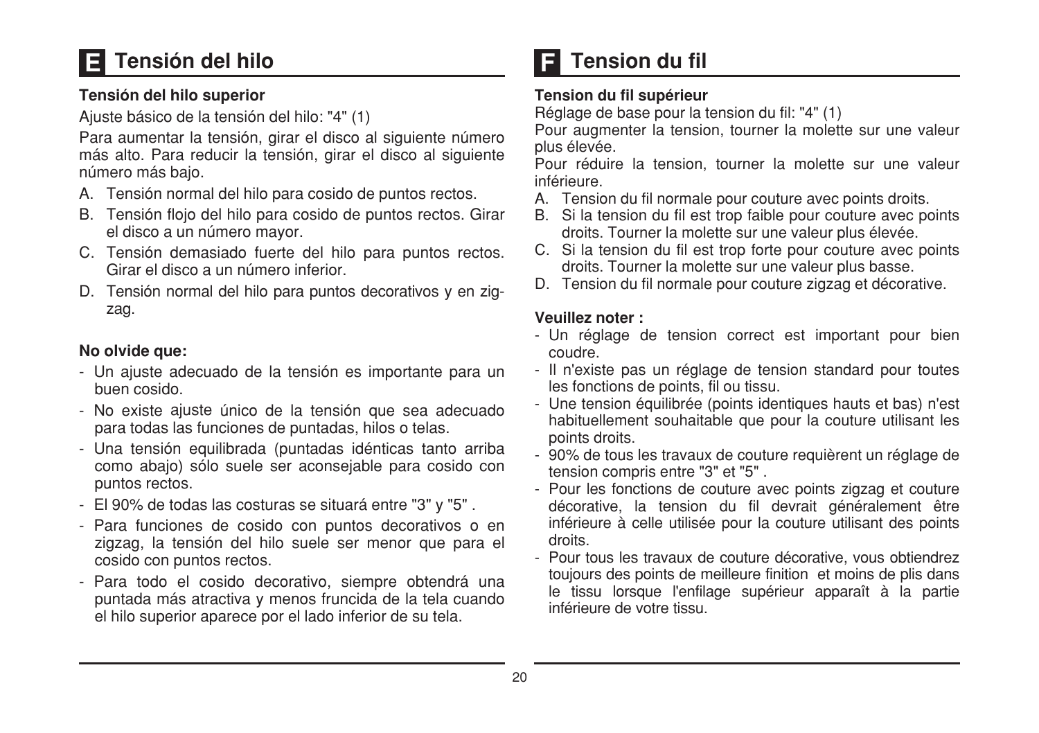## E Tensión del hilo

**Tensión del hilo superior**

Ajuste básico de la tensión del hilo: "4" (1)

Para aumentar la tensión, girar el disco al siguiente número más alto. Para reducir la tensión, girar el disco al siguiente número más bajo.

A. Tensión normal del hilo para cosido de puntos rectos.
B. Tensión flojo del hilo para cosido de puntos rectos. Girar el disco a un número mayor.
C. Tensión demasiado fuerte del hilo para puntos rectos. Girar el disco a un número inferior.
D. Tensión normal del hilo para puntos decorativos y en zig-zag.

**No olvide que:**

- Un ajuste adecuado de la tensión es importante para un buen cosido.
- No existe ajuste único de la tensión que sea adecuado para todas las funciones de puntadas, hilos o telas.
- Una tensión equilibrada (puntadas idénticas tanto arriba como abajo) sólo suele ser aconsejable para cosido con puntos rectos.
- El 90% de todas las costuras se situará entre "3" y "5" .
- Para funciones de cosido con puntos decorativos o en zigzag, la tensión del hilo suele ser menor que para el cosido con puntos rectos.
- Para todo el cosido decorativo, siempre obtendrá una puntada más atractiva y menos fruncida de la tela cuando el hilo superior aparece por el lado inferior de su tela.

## F Tension du fil

**Tension du fil supérieur**

Réglage de base pour la tension du fil: "4" (1)

Pour augmenter la tension, tourner la molette sur une valeur plus élevée.

Pour réduire la tension, tourner la molette sur une valeur inférieure.

A. Tension du fil normale pour couture avec points droits.
B. Si la tension du fil est trop faible pour couture avec points droits. Tourner la molette sur une valeur plus élevée.
C. Si la tension du fil est trop forte pour couture avec points droits. Tourner la molette sur une valeur plus basse.
D. Tension du fil normale pour couture zigzag et décorative.

**Veuillez noter :**

- Un réglage de tension correct est important pour bien coudre.
- Il n'existe pas un réglage de tension standard pour toutes les fonctions de points, fil ou tissu.
- Une tension équilibrée (points identiques hauts et bas) n'est habituellement souhaitable que pour la couture utilisant les points droits.
- 90% de tous les travaux de couture requièrent un réglage de tension compris entre "3" et "5" .
- Pour les fonctions de couture avec points zigzag et couture décorative, la tension du fil devrait généralement être inférieure à celle utilisée pour la couture utilisant des points droits.
- Pour tous les travaux de couture décorative, vous obtiendrez toujours des points de meilleure finition et moins de plis dans le tissu lorsque l'enfilage supérieur apparaît à la partie inférieure de votre tissu.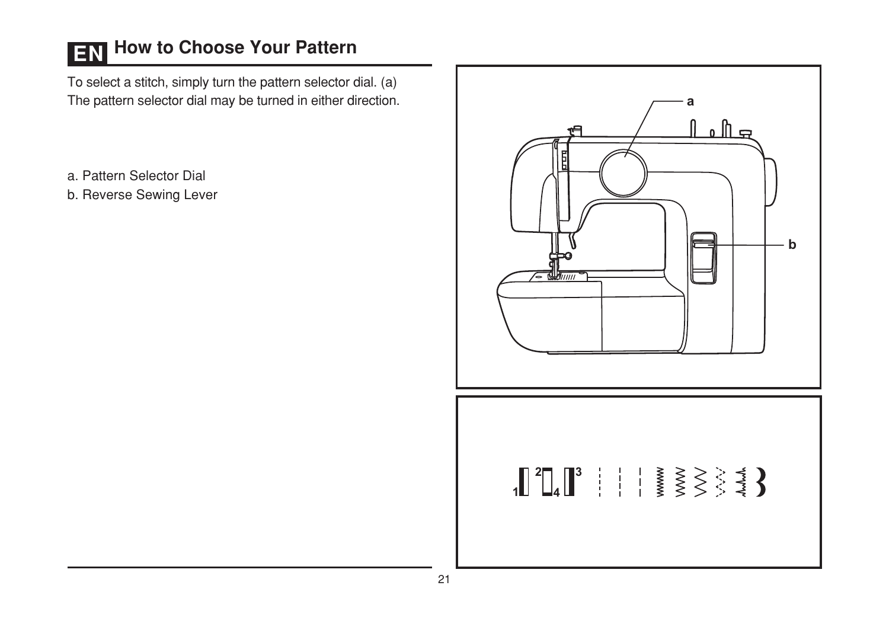# How to Choose Your Pattern

To select a stitch, simply turn the pattern selector dial. (a)
The pattern selector dial may be turned in either direction.

a. Pattern Selector Dial
b. Reverse Sewing Lever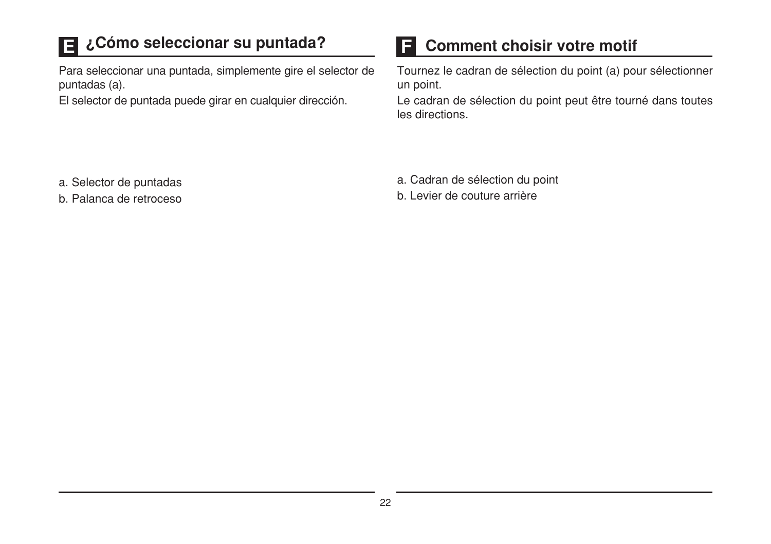## E ¿Cómo seleccionar su puntada?

Para seleccionar una puntada, simplemente gire el selector de puntadas (a).

El selector de puntada puede girar en cualquier dirección.

a. Selector de puntadas

b. Palanca de retroceso

## F Comment choisir votre motif

Tournez le cadran de sélection du point (a) pour sélectionner un point.

Le cadran de sélection du point peut être tourné dans toutes les directions.

a. Cadran de sélection du point

b. Levier de couture arrière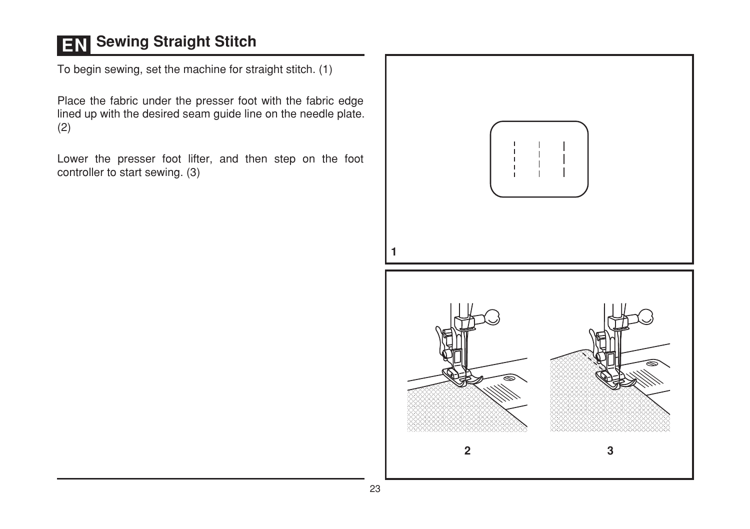# EN Sewing Straight Stitch

To begin sewing, set the machine for straight stitch. (1)

Place the fabric under the presser foot with the fabric edge lined up with the desired seam guide line on the needle plate. (2)

Lower the presser foot lifter, and then step on the foot controller to start sewing. (3)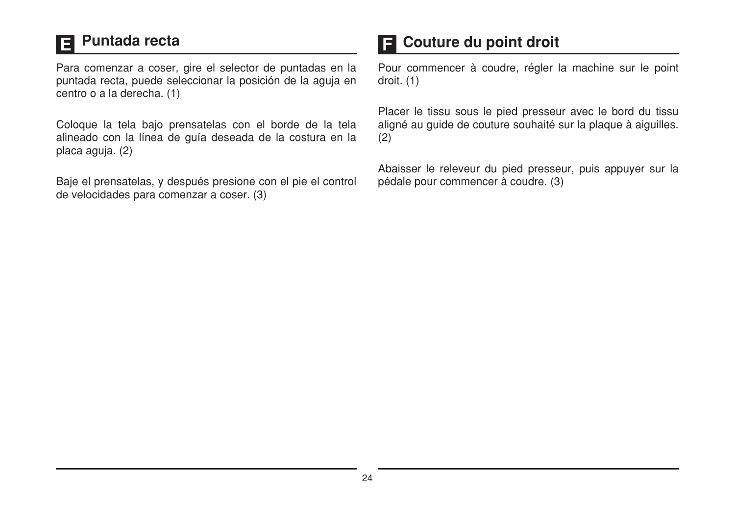## E Puntada recta

Para comenzar a coser, gire el selector de puntadas en la puntada recta, puede seleccionar la posición de la aguja en centro o a la derecha. (1)

Coloque la tela bajo prensatelas con el borde de la tela alineado con la línea de guía deseada de la costura en la placa aguja. (2)

Baje el prensatelas, y después presione con el pie el control de velocidades para comenzar a coser. (3)

## F Couture du point droit

Pour commencer à coudre, régler la machine sur le point droit. (1)

Placer le tissu sous le pied presseur avec le bord du tissu aligné au guide de couture souhaité sur la plaque à aiguilles. (2)

Abaisser le releveur du pied presseur, puis appuyer sur la pédale pour commencer à coudre. (3)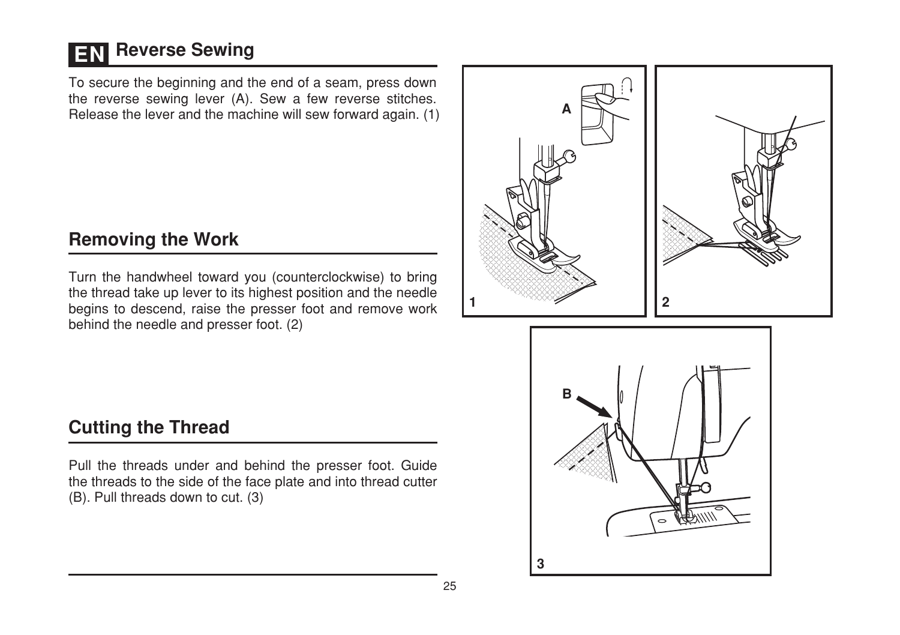## Reverse Sewing

To secure the beginning and the end of a seam, press down the reverse sewing lever (A). Sew a few reverse stitches. Release the lever and the machine will sew forward again. (1)

## Removing the Work

Turn the handwheel toward you (counterclockwise) to bring the thread take up lever to its highest position and the needle begins to descend, raise the presser foot and remove work behind the needle and presser foot. (2)

## Cutting the Thread

Pull the threads under and behind the presser foot. Guide the threads to the side of the face plate and into thread cutter (B). Pull threads down to cut. (3)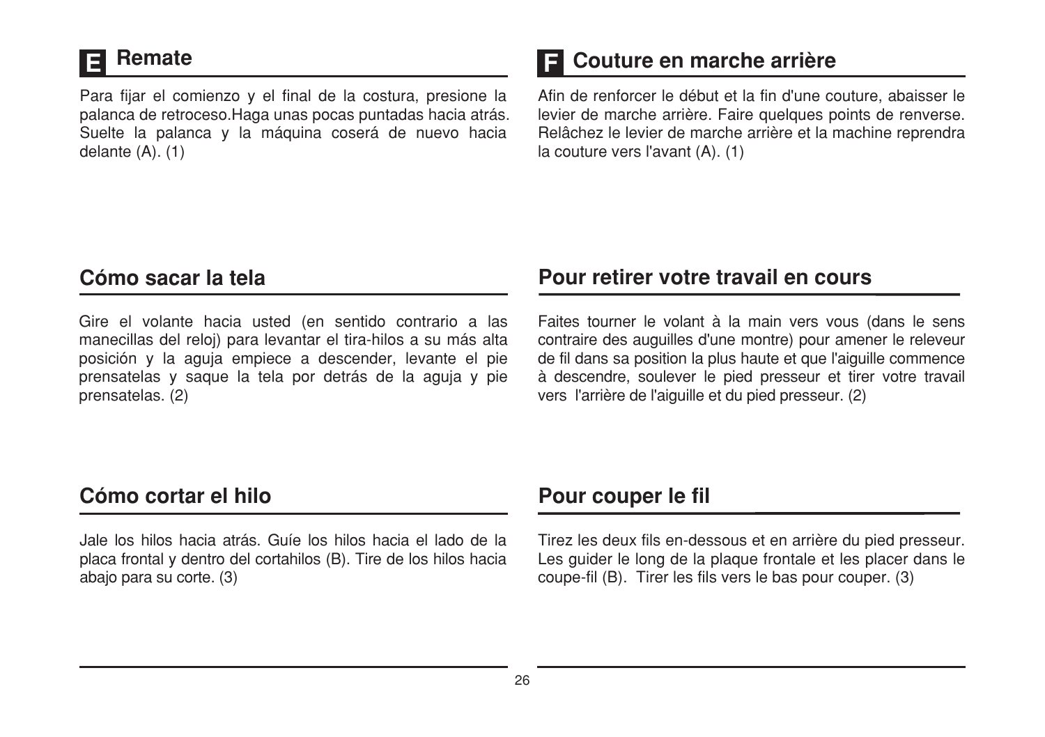## E Remate

Para fijar el comienzo y el final de la costura, presione la palanca de retroceso.Haga unas pocas puntadas hacia atrás. Suelte la palanca y la máquina coserá de nuevo hacia delante (A). (1)

## Cómo sacar la tela

Gire el volante hacia usted (en sentido contrario a las manecillas del reloj) para levantar el tira-hilos a su más alta posición y la aguja empiece a descender, levante el pie prensatelas y saque la tela por detrás de la aguja y pie prensatelas. (2)

## Cómo cortar el hilo

Jale los hilos hacia atrás. Guíe los hilos hacia el lado de la placa frontal y dentro del cortahilos (B). Tire de los hilos hacia abajo para su corte. (3)

## F Couture en marche arrière

Afin de renforcer le début et la fin d'une couture, abaisser le levier de marche arrière. Faire quelques points de renverse. Relâchez le levier de marche arrière et la machine reprendra la couture vers l'avant (A). (1)

## Pour retirer votre travail en cours

Faites tourner le volant à la main vers vous (dans le sens contraire des auguilles d'une montre) pour amener le releveur de fil dans sa position la plus haute et que l'aiguille commence à descendre, soulever le pied presseur et tirer votre travail vers l'arrière de l'aiguille et du pied presseur. (2)

## Pour couper le fil

Tirez les deux fils en-dessous et en arrière du pied presseur. Les guider le long de la plaque frontale et les placer dans le coupe-fil (B). Tirer les fils vers le bas pour couper. (3)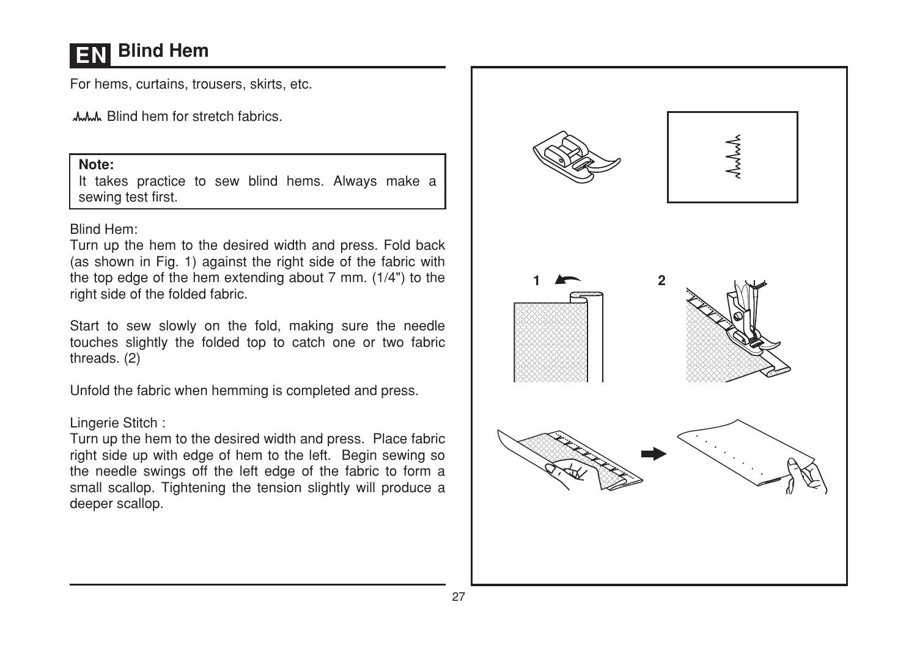# EN Blind Hem

For hems, curtains, trousers, skirts, etc.

Blind hem for stretch fabrics.

> **Note:**
> It takes practice to sew blind hems. Always make a sewing test first.

Blind Hem:
Turn up the hem to the desired width and press. Fold back (as shown in Fig. 1) against the right side of the fabric with the top edge of the hem extending about 7 mm. (1/4") to the right side of the folded fabric.

Start to sew slowly on the fold, making sure the needle touches slightly the folded top to catch one or two fabric threads. (2)

Unfold the fabric when hemming is completed and press.

Lingerie Stitch :
Turn up the hem to the desired width and press. Place fabric right side up with edge of hem to the left. Begin sewing so the needle swings off the left edge of the fabric to form a small scallop. Tightening the tension slightly will produce a deeper scallop.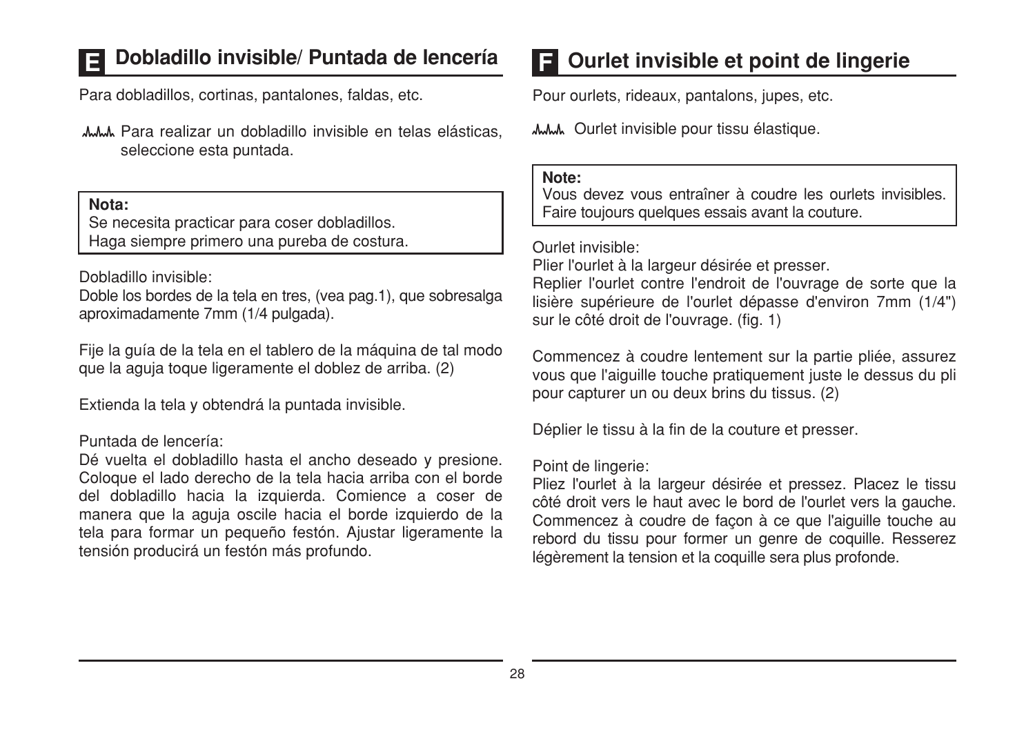## E Dobladillo invisible/ Puntada de lencería

Para dobladillos, cortinas, pantalones, faldas, etc.

Para realizar un dobladillo invisible en telas elásticas, seleccione esta puntada.

**Nota:**
Se necesita practicar para coser dobladillos.
Haga siempre primero una pureba de costura.

Dobladillo invisible:
Doble los bordes de la tela en tres, (vea pag.1), que sobresalga aproximadamente 7mm (1/4 pulgada).

Fije la guía de la tela en el tablero de la máquina de tal modo que la aguja toque ligeramente el doblez de arriba. (2)

Extienda la tela y obtendrá la puntada invisible.

Puntada de lencería:
Dé vuelta el dobladillo hasta el ancho deseado y presione. Coloque el lado derecho de la tela hacia arriba con el borde del dobladillo hacia la izquierda. Comience a coser de manera que la aguja oscile hacia el borde izquierdo de la tela para formar un pequeño festón. Ajustar ligeramente la tensión producirá un festón más profundo.

## F Ourlet invisible et point de lingerie

Pour ourlets, rideaux, pantalons, jupes, etc.

Ourlet invisible pour tissu élastique.

**Note:**
Vous devez vous entraîner à coudre les ourlets invisibles. Faire toujours quelques essais avant la couture.

Ourlet invisible:
Plier l'ourlet à la largeur désirée et presser.
Replier l'ourlet contre l'endroit de l'ouvrage de sorte que la lisière supérieure de l'ourlet dépasse d'environ 7mm (1/4") sur le côté droit de l'ouvrage. (fig. 1)

Commencez à coudre lentement sur la partie pliée, assurez vous que l'aiguille touche pratiquement juste le dessus du pli pour capturer un ou deux brins du tissus. (2)

Déplier le tissu à la fin de la couture et presser.

Point de lingerie:
Pliez l'ourlet à la largeur désirée et pressez. Placez le tissu côté droit vers le haut avec le bord de l'ourlet vers la gauche. Commencez à coudre de façon à ce que l'aiguille touche au rebord du tissu pour former un genre de coquille. Resserez légèrement la tension et la coquille sera plus profonde.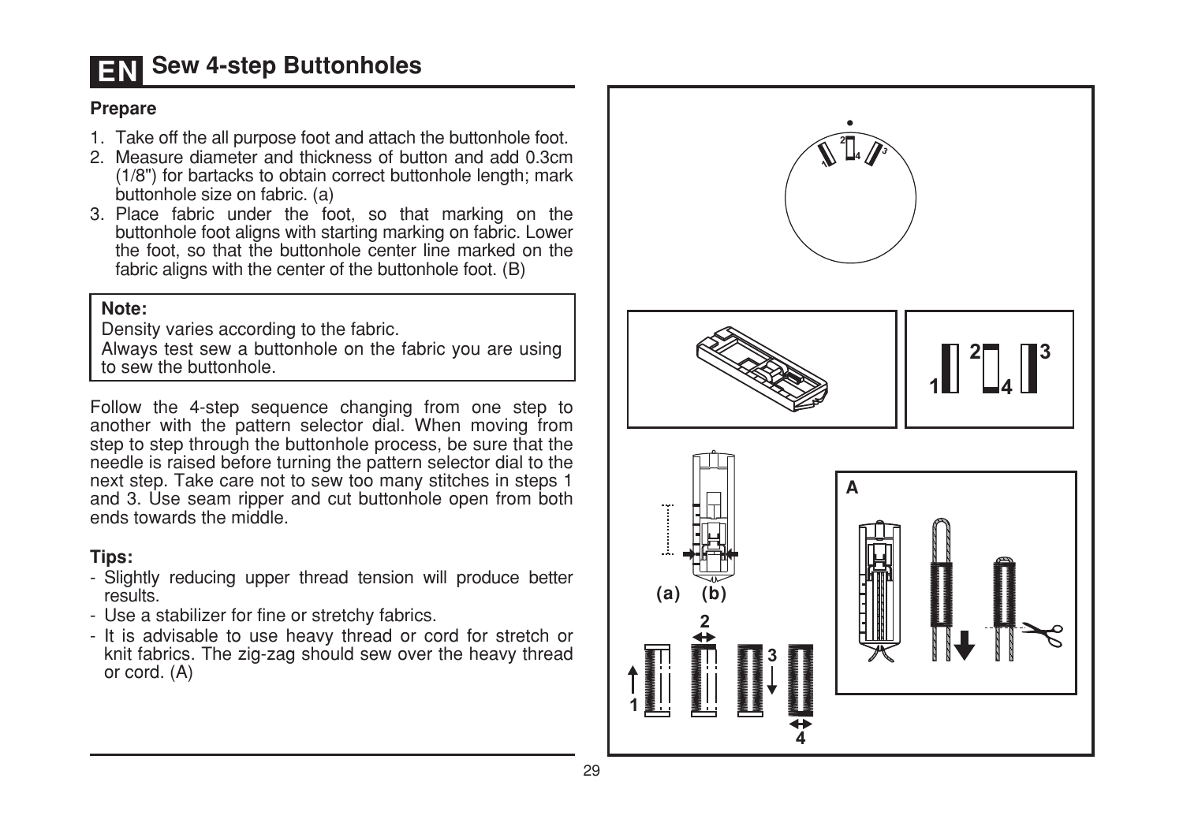# EN Sew 4-step Buttonholes

### Prepare

1. Take off the all purpose foot and attach the buttonhole foot.
2. Measure diameter and thickness of button and add 0.3cm (1/8") for bartacks to obtain correct buttonhole length; mark buttonhole size on fabric. (a)
3. Place fabric under the foot, so that marking on the buttonhole foot aligns with starting marking on fabric. Lower the foot, so that the buttonhole center line marked on the fabric aligns with the center of the buttonhole foot. (B)

> **Note:**
> Density varies according to the fabric.
> Always test sew a buttonhole on the fabric you are using to sew the buttonhole.

Follow the 4-step sequence changing from one step to another with the pattern selector dial. When moving from step to step through the buttonhole process, be sure that the needle is raised before turning the pattern selector dial to the next step. Take care not to sew too many stitches in steps 1 and 3. Use seam ripper and cut buttonhole open from both ends towards the middle.

### Tips:

- Slightly reducing upper thread tension will produce better results.
- Use a stabilizer for fine or stretchy fabrics.
- It is advisable to use heavy thread or cord for stretch or knit fabrics. The zig-zag should sew over the heavy thread or cord. (A)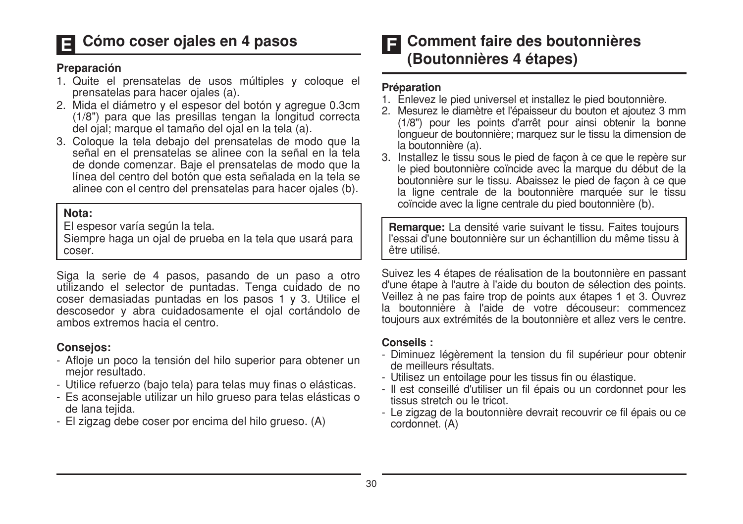## E Cómo coser ojales en 4 pasos

**Preparación**

1. Quite el prensatelas de usos múltiples y coloque el prensatelas para hacer ojales (a).
2. Mida el diámetro y el espesor del botón y agregue 0.3cm (1/8") para que las presillas tengan la longitud correcta del ojal; marque el tamaño del ojal en la tela (a).
3. Coloque la tela debajo del prensatelas de modo que la señal en el prensatelas se alinee con la señal en la tela de donde comenzar. Baje el prensatelas de modo que la línea del centro del botón que esta señalada en la tela se alinee con el centro del prensatelas para hacer ojales (b).

**Nota:**
El espesor varía según la tela.
Siempre haga un ojal de prueba en la tela que usará para coser.

Siga la serie de 4 pasos, pasando de un paso a otro utilizando el selector de puntadas. Tenga cuidado de no coser demasiadas puntadas en los pasos 1 y 3. Utilice el descosedor y abra cuidadosamente el ojal cortándolo de ambos extremos hacia el centro.

**Consejos:**

- Afloje un poco la tensión del hilo superior para obtener un mejor resultado.
- Utilice refuerzo (bajo tela) para telas muy finas o elásticas.
- Es aconsejable utilizar un hilo grueso para telas elásticas o de lana tejida.
- El zigzag debe coser por encima del hilo grueso. (A)

## F Comment faire des boutonnières (Boutonnières 4 étapes)

**Préparation**

1. Enlevez le pied universel et installez le pied boutonnière.
2. Mesurez le diamètre et l'épaisseur du bouton et ajoutez 3 mm (1/8") pour les points d'arrêt pour ainsi obtenir la bonne longueur de boutonnière; marquez sur le tissu la dimension de la boutonnière (a).
3. Installez le tissu sous le pied de façon à ce que le repère sur le pied boutonnière coïncide avec la marque du début de la boutonnière sur le tissu. Abaissez le pied de façon à ce que la ligne centrale de la boutonnière marquée sur le tissu coïncide avec la ligne centrale du pied boutonnière (b).

**Remarque:** La densité varie suivant le tissu. Faites toujours l'essai d'une boutonnière sur un échantillion du même tissu à être utilisé.

Suivez les 4 étapes de réalisation de la boutonnière en passant d'une étape à l'autre à l'aide du bouton de sélection des points. Veillez à ne pas faire trop de points aux étapes 1 et 3. Ouvrez la boutonnière à l'aide de votre découseur: commencez toujours aux extrémités de la boutonnière et allez vers le centre.

**Conseils :**

- Diminuez légèrement la tension du fil supérieur pour obtenir de meilleurs résultats.
- Utilisez un entoilage pour les tissus fin ou élastique.
- Il est conseillé d'utiliser un fil épais ou un cordonnet pour les tissus stretch ou le tricot.
- Le zigzag de la boutonnière devrait recouvrir ce fil épais ou ce cordonnet. (A)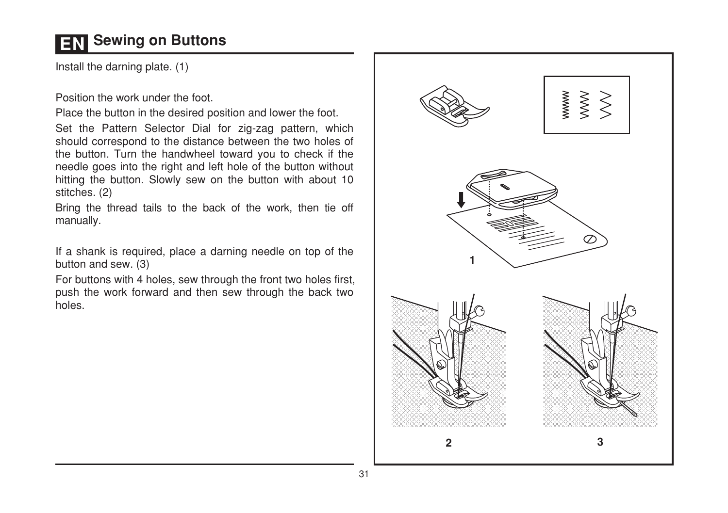# EN Sewing on Buttons

Install the darning plate. (1)

Position the work under the foot.

Place the button in the desired position and lower the foot.

Set the Pattern Selector Dial for zig-zag pattern, which should correspond to the distance between the two holes of the button. Turn the handwheel toward you to check if the needle goes into the right and left hole of the button without hitting the button. Slowly sew on the button with about 10 stitches. (2)

Bring the thread tails to the back of the work, then tie off manually.

If a shank is required, place a darning needle on top of the button and sew. (3)

For buttons with 4 holes, sew through the front two holes first, push the work forward and then sew through the back two holes.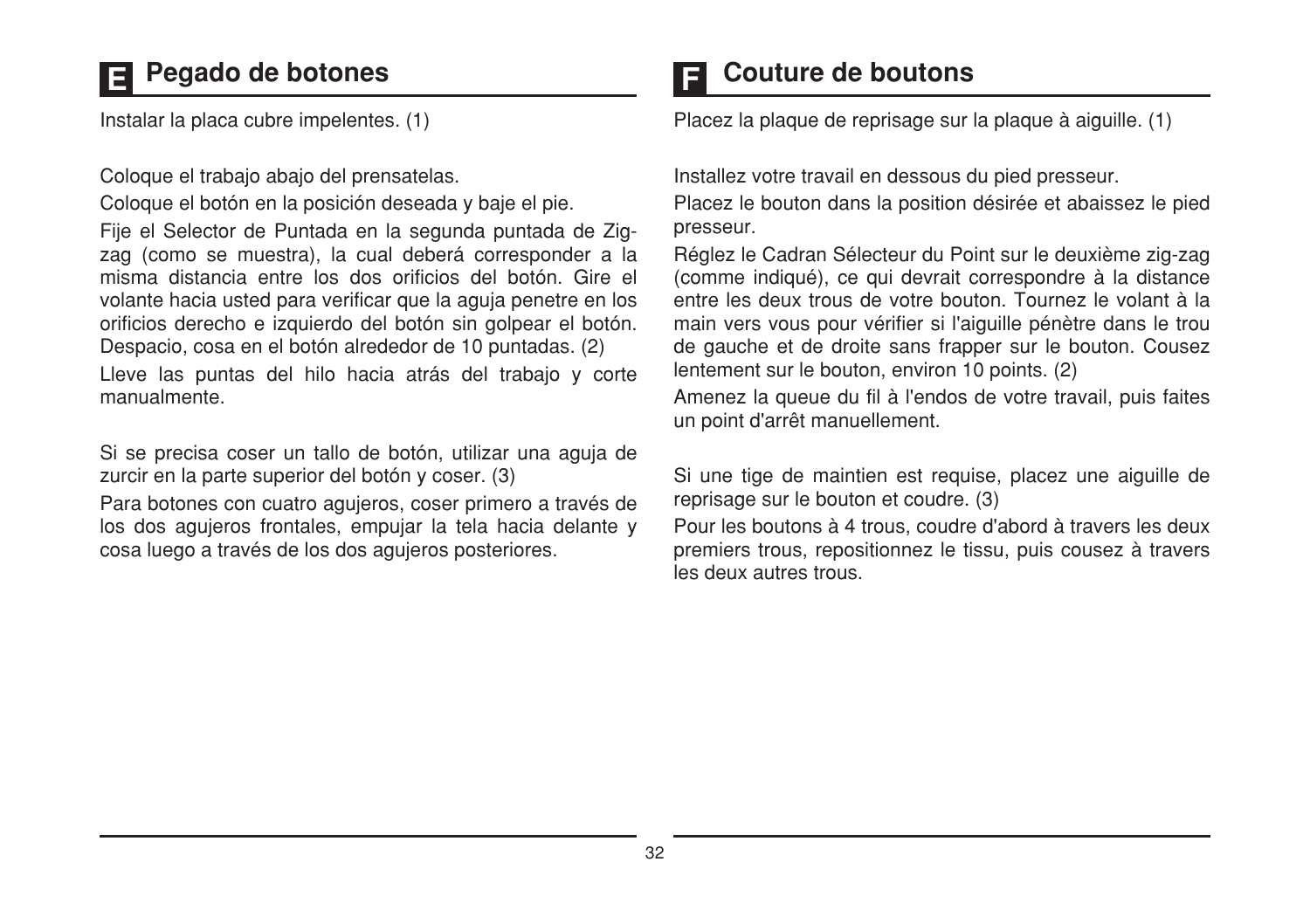## E Pegado de botones

Instalar la placa cubre impelentes. (1)

Coloque el trabajo abajo del prensatelas.

Coloque el botón en la posición deseada y baje el pie.

Fije el Selector de Puntada en la segunda puntada de Zig-zag (como se muestra), la cual deberá corresponder a la misma distancia entre los dos orificios del botón. Gire el volante hacia usted para verificar que la aguja penetre en los orificios derecho e izquierdo del botón sin golpear el botón. Despacio, cosa en el botón alrededor de 10 puntadas. (2)

Lleve las puntas del hilo hacia atrás del trabajo y corte manualmente.

Si se precisa coser un tallo de botón, utilizar una aguja de zurcir en la parte superior del botón y coser. (3)

Para botones con cuatro agujeros, coser primero a través de los dos agujeros frontales, empujar la tela hacia delante y cosa luego a través de los dos agujeros posteriores.

## F Couture de boutons

Placez la plaque de reprisage sur la plaque à aiguille. (1)

Installez votre travail en dessous du pied presseur.

Placez le bouton dans la position désirée et abaissez le pied presseur.

Réglez le Cadran Sélecteur du Point sur le deuxième zig-zag (comme indiqué), ce qui devrait correspondre à la distance entre les deux trous de votre bouton. Tournez le volant à la main vers vous pour vérifier si l'aiguille pénètre dans le trou de gauche et de droite sans frapper sur le bouton. Cousez lentement sur le bouton, environ 10 points. (2)

Amenez la queue du fil à l'endos de votre travail, puis faites un point d'arrêt manuellement.

Si une tige de maintien est requise, placez une aiguille de reprisage sur le bouton et coudre. (3)

Pour les boutons à 4 trous, coudre d'abord à travers les deux premiers trous, repositionnez le tissu, puis cousez à travers les deux autres trous.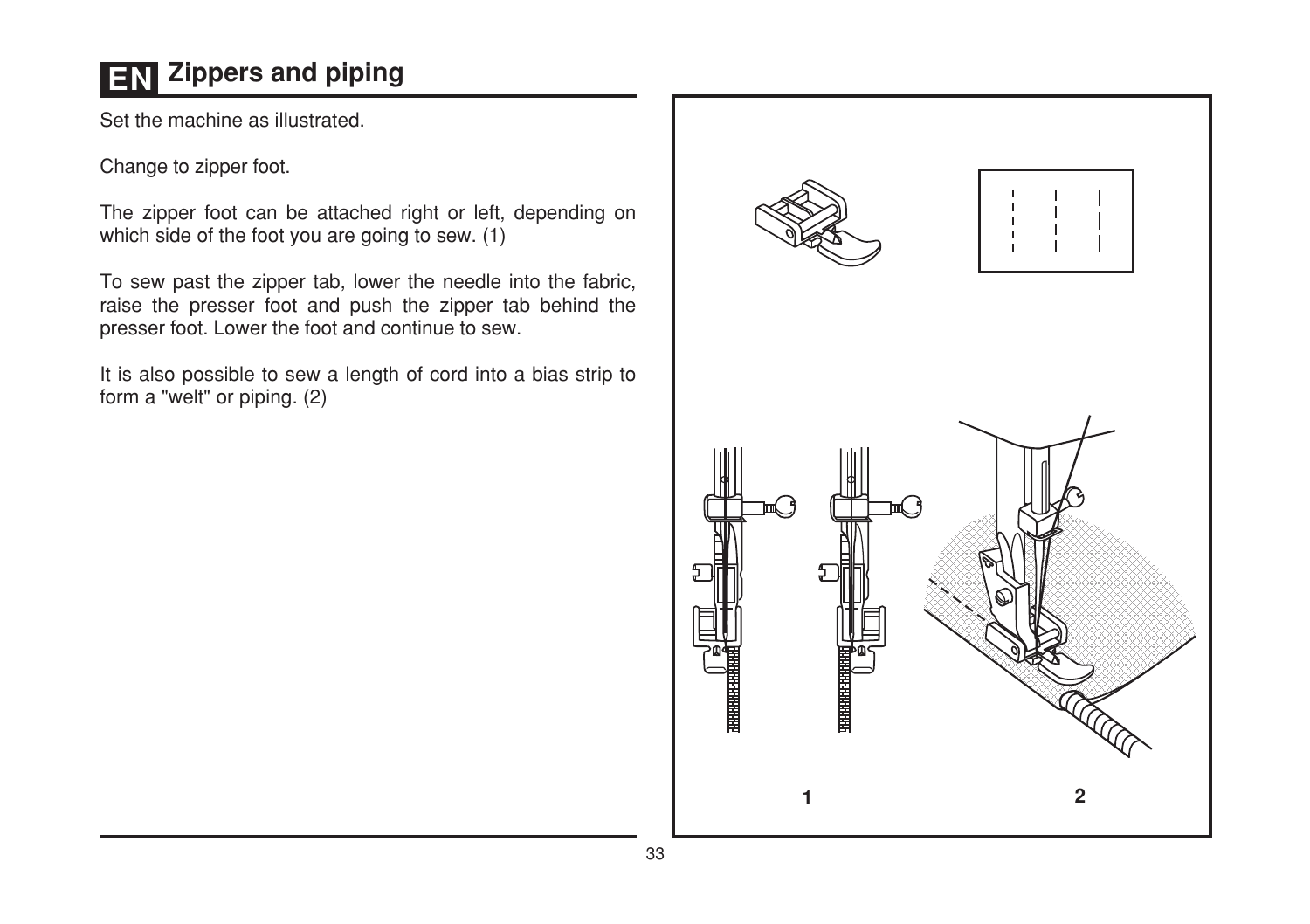# EN Zippers and piping

Set the machine as illustrated.

Change to zipper foot.

The zipper foot can be attached right or left, depending on which side of the foot you are going to sew. (1)

To sew past the zipper tab, lower the needle into the fabric, raise the presser foot and push the zipper tab behind the presser foot. Lower the foot and continue to sew.

It is also possible to sew a length of cord into a bias strip to form a "welt" or piping. (2)

1

2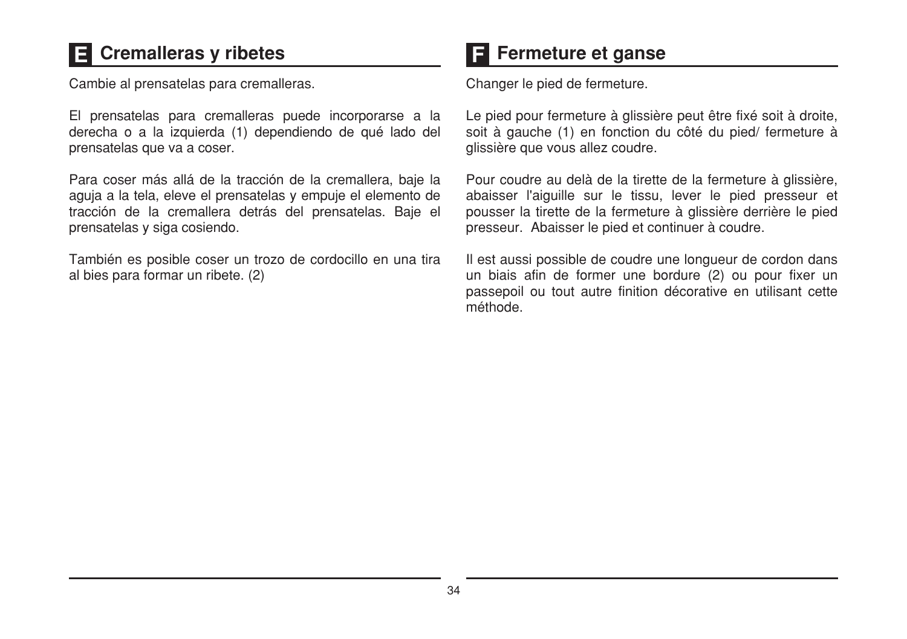## E Cremalleras y ribetes

Cambie al prensatelas para cremalleras.

El prensatelas para cremalleras puede incorporarse a la derecha o a la izquierda (1) dependiendo de qué lado del prensatelas que va a coser.

Para coser más allá de la tracción de la cremallera, baje la aguja a la tela, eleve el prensatelas y empuje el elemento de tracción de la cremallera detrás del prensatelas. Baje el prensatelas y siga cosiendo.

También es posible coser un trozo de cordocillo en una tira al bies para formar un ribete. (2)

## F Fermeture et ganse

Changer le pied de fermeture.

Le pied pour fermeture à glissière peut être fixé soit à droite, soit à gauche (1) en fonction du côté du pied/ fermeture à glissière que vous allez coudre.

Pour coudre au delà de la tirette de la fermeture à glissière, abaisser l'aiguille sur le tissu, lever le pied presseur et pousser la tirette de la fermeture à glissière derrière le pied presseur. Abaisser le pied et continuer à coudre.

Il est aussi possible de coudre une longueur de cordon dans un biais afin de former une bordure (2) ou pour fixer un passepoil ou tout autre finition décorative en utilisant cette méthode.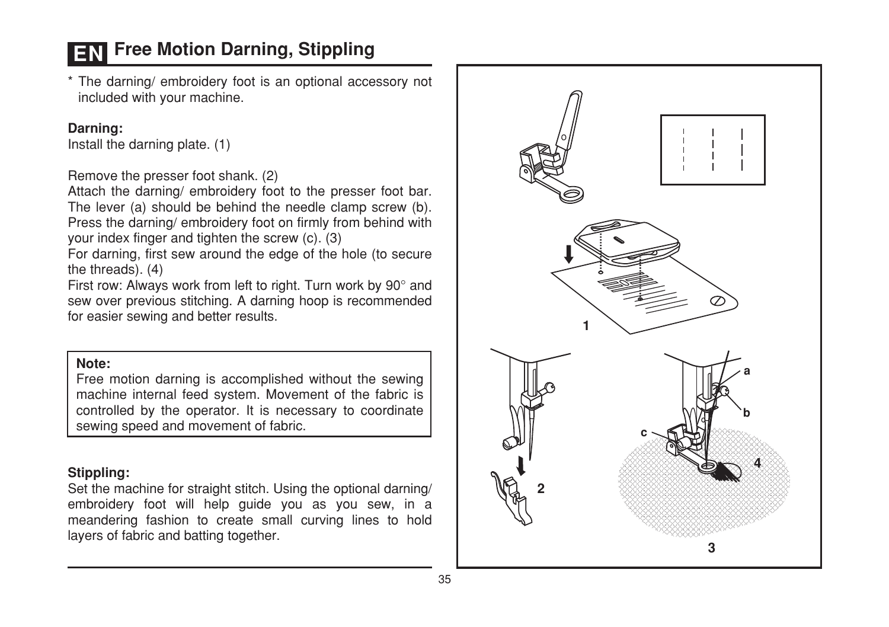# EN Free Motion Darning, Stippling

\* The darning/ embroidery foot is an optional accessory not included with your machine.

**Darning:**
Install the darning plate. (1)

Remove the presser foot shank. (2)
Attach the darning/ embroidery foot to the presser foot bar. The lever (a) should be behind the needle clamp screw (b). Press the darning/ embroidery foot on firmly from behind with your index finger and tighten the screw (c). (3)
For darning, first sew around the edge of the hole (to secure the threads). (4)
First row: Always work from left to right. Turn work by 90° and sew over previous stitching. A darning hoop is recommended for easier sewing and better results.

**Note:**
Free motion darning is accomplished without the sewing machine internal feed system. Movement of the fabric is controlled by the operator. It is necessary to coordinate sewing speed and movement of fabric.

**Stippling:**
Set the machine for straight stitch. Using the optional darning/ embroidery foot will help guide you as you sew, in a meandering fashion to create small curving lines to hold layers of fabric and batting together.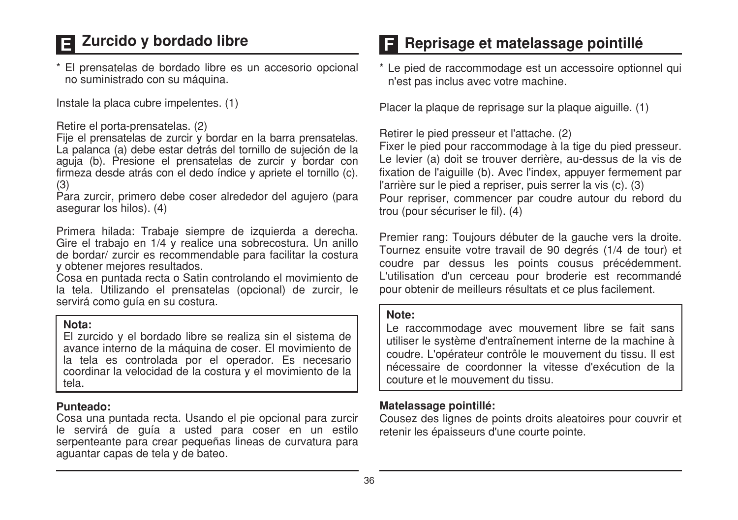## E Zurcido y bordado libre

* El prensatelas de bordado libre es un accesorio opcional no suministrado con su máquina.

Instale la placa cubre impelentes. (1)

Retire el porta-prensatelas. (2)
Fije el prensatelas de zurcir y bordar en la barra prensatelas. La palanca (a) debe estar detrás del tornillo de sujeción de la aguja (b). Presione el prensatelas de zurcir y bordar con firmeza desde atrás con el dedo índice y apriete el tornillo (c). (3)
Para zurcir, primero debe coser alrededor del agujero (para asegurar los hilos). (4)

Primera hilada: Trabaje siempre de izquierda a derecha. Gire el trabajo en 1/4 y realice una sobrecostura. Un anillo de bordar/ zurcir es recommendable para facilitar la costura y obtener mejores resultados.
Cosa en puntada recta o Satin controlando el movimiento de la tela. Utilizando el prensatelas (opcional) de zurcir, le servirá como guía en su costura.

**Nota:**
El zurcido y el bordado libre se realiza sin el sistema de avance interno de la máquina de coser. El movimiento de la tela es controlada por el operador. Es necesario coordinar la velocidad de la costura y el movimiento de la tela.

**Punteado:**
Cosa una puntada recta. Usando el pie opcional para zurcir le servirá de guía a usted para coser en un estilo serpenteante para crear pequeñas lineas de curvatura para aguantar capas de tela y de bateo.

## F Reprisage et matelassage pointillé

* Le pied de raccommodage est un accessoire optionnel qui n'est pas inclus avec votre machine.

Placer la plaque de reprisage sur la plaque aiguille. (1)

Retirer le pied presseur et l'attache. (2)
Fixer le pied pour raccommodage à la tige du pied presseur. Le levier (a) doit se trouver derrière, au-dessus de la vis de fixation de l'aiguille (b). Avec l'index, appuyer fermement par l'arrière sur le pied a repriser, puis serrer la vis (c). (3)
Pour repriser, commencer par coudre autour du rebord du trou (pour sécuriser le fil). (4)

Premier rang: Toujours débuter de la gauche vers la droite. Tournez ensuite votre travail de 90 degrés (1/4 de tour) et coudre par dessus les points cousus précédemment. L'utilisation d'un cerceau pour broderie est recommandé pour obtenir de meilleurs résultats et ce plus facilement.

**Note:**
Le raccommodage avec mouvement libre se fait sans utiliser le système d'entraînement interne de la machine à coudre. L'opérateur contrôle le mouvement du tissu. Il est nécessaire de coordonner la vitesse d'exécution de la couture et le mouvement du tissu.

**Matelassage pointillé:**
Cousez des lignes de points droits aleatoires pour couvrir et retenir les épaisseurs d'une courte pointe.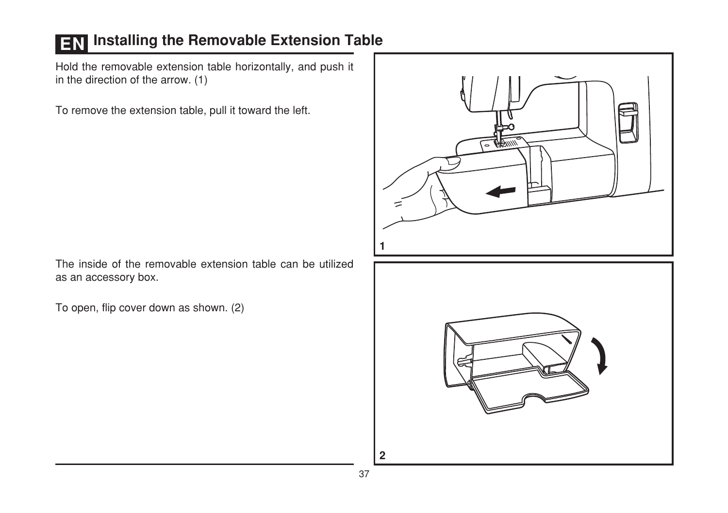# EN Installing the Removable Extension Table

Hold the removable extension table horizontally, and push it in the direction of the arrow. (1)

To remove the extension table, pull it toward the left.

The inside of the removable extension table can be utilized as an accessory box.

To open, flip cover down as shown. (2)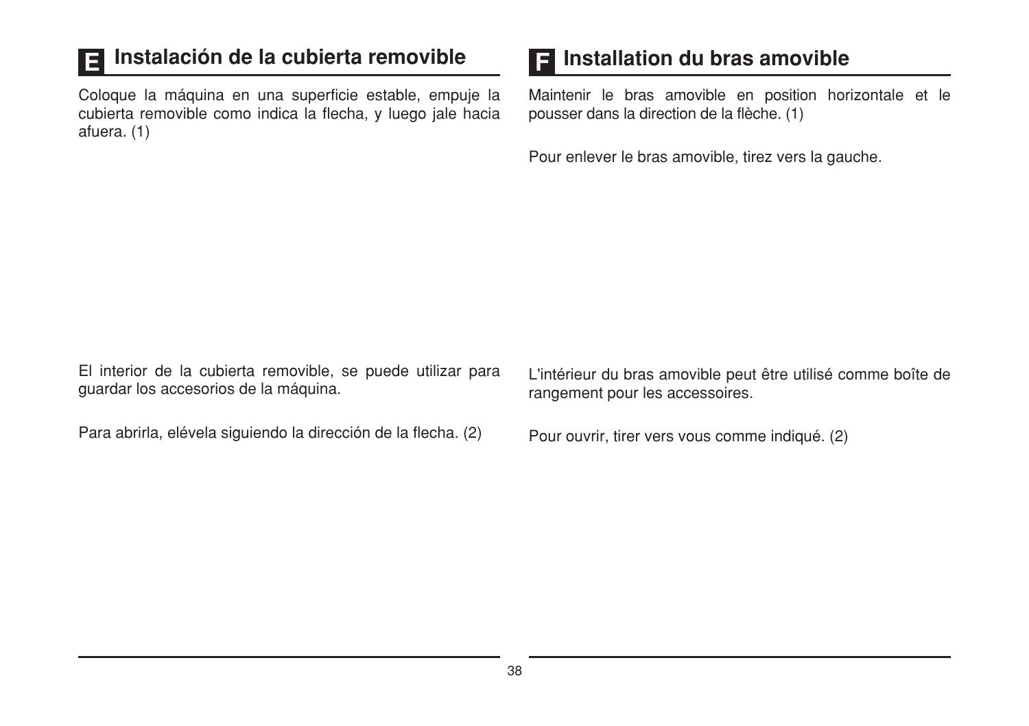## E Instalación de la cubierta removible

Coloque la máquina en una superficie estable, empuje la cubierta removible como indica la flecha, y luego jale hacia afuera. (1)

El interior de la cubierta removible, se puede utilizar para guardar los accesorios de la máquina.

Para abrirla, elévela siguiendo la dirección de la flecha. (2)

## F Installation du bras amovible

Maintenir le bras amovible en position horizontale et le pousser dans la direction de la flèche. (1)

Pour enlever le bras amovible, tirez vers la gauche.

L'intérieur du bras amovible peut être utilisé comme boîte de rangement pour les accessoires.

Pour ouvrir, tirer vers vous comme indiqué. (2)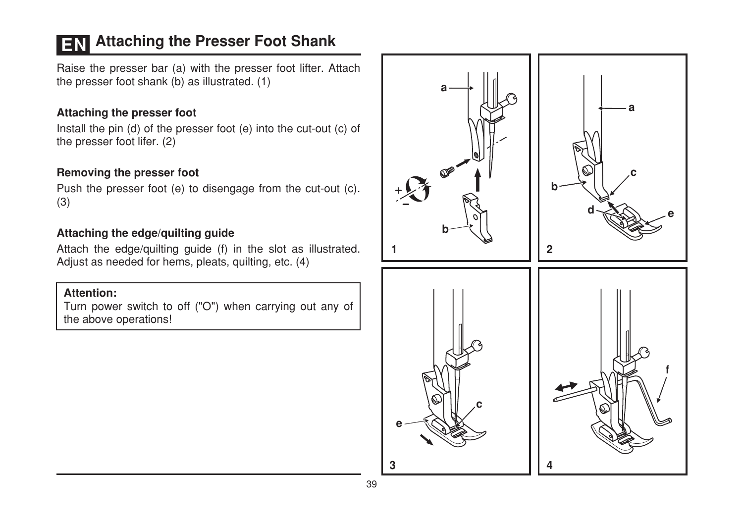# EN Attaching the Presser Foot Shank

Raise the presser bar (a) with the presser foot lifter. Attach the presser foot shank (b) as illustrated. (1)

### Attaching the presser foot

Install the pin (d) of the presser foot (e) into the cut-out (c) of the presser foot lifer. (2)

### Removing the presser foot

Push the presser foot (e) to disengage from the cut-out (c). (3)

### Attaching the edge/quilting guide

Attach the edge/quilting guide (f) in the slot as illustrated. Adjust as needed for hems, pleats, quilting, etc. (4)

**Attention:**
Turn power switch to off ("O") when carrying out any of the above operations!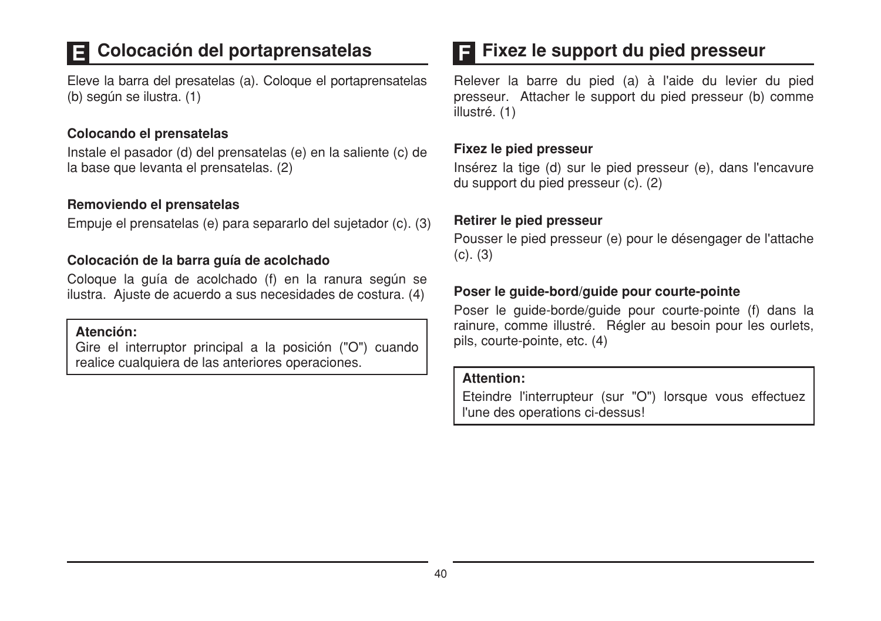## E Colocación del portaprensatelas

Eleve la barra del presatelas (a). Coloque el portaprensatelas (b) según se ilustra. (1)

### Colocando el prensatelas

Instale el pasador (d) del prensatelas (e) en la saliente (c) de la base que levanta el prensatelas. (2)

### Removiendo el prensatelas

Empuje el prensatelas (e) para separarlo del sujetador (c). (3)

### Colocación de la barra guía de acolchado

Coloque la guía de acolchado (f) en la ranura según se ilustra. Ajuste de acuerdo a sus necesidades de costura. (4)

> **Atención:**
> Gire el interruptor principal a la posición ("O") cuando realice cualquiera de las anteriores operaciones.

## F Fixez le support du pied presseur

Relever la barre du pied (a) à l'aide du levier du pied presseur. Attacher le support du pied presseur (b) comme illustré. (1)

### Fixez le pied presseur

Insérez la tige (d) sur le pied presseur (e), dans l'encavure du support du pied presseur (c). (2)

### Retirer le pied presseur

Pousser le pied presseur (e) pour le désengager de l'attache (c). (3)

### Poser le guide-bord/guide pour courte-pointe

Poser le guide-borde/guide pour courte-pointe (f) dans la rainure, comme illustré. Régler au besoin pour les ourlets, pils, courte-pointe, etc. (4)

> **Attention:**
> Eteindre l'interrupteur (sur "O") lorsque vous effectuez l'une des operations ci-dessus!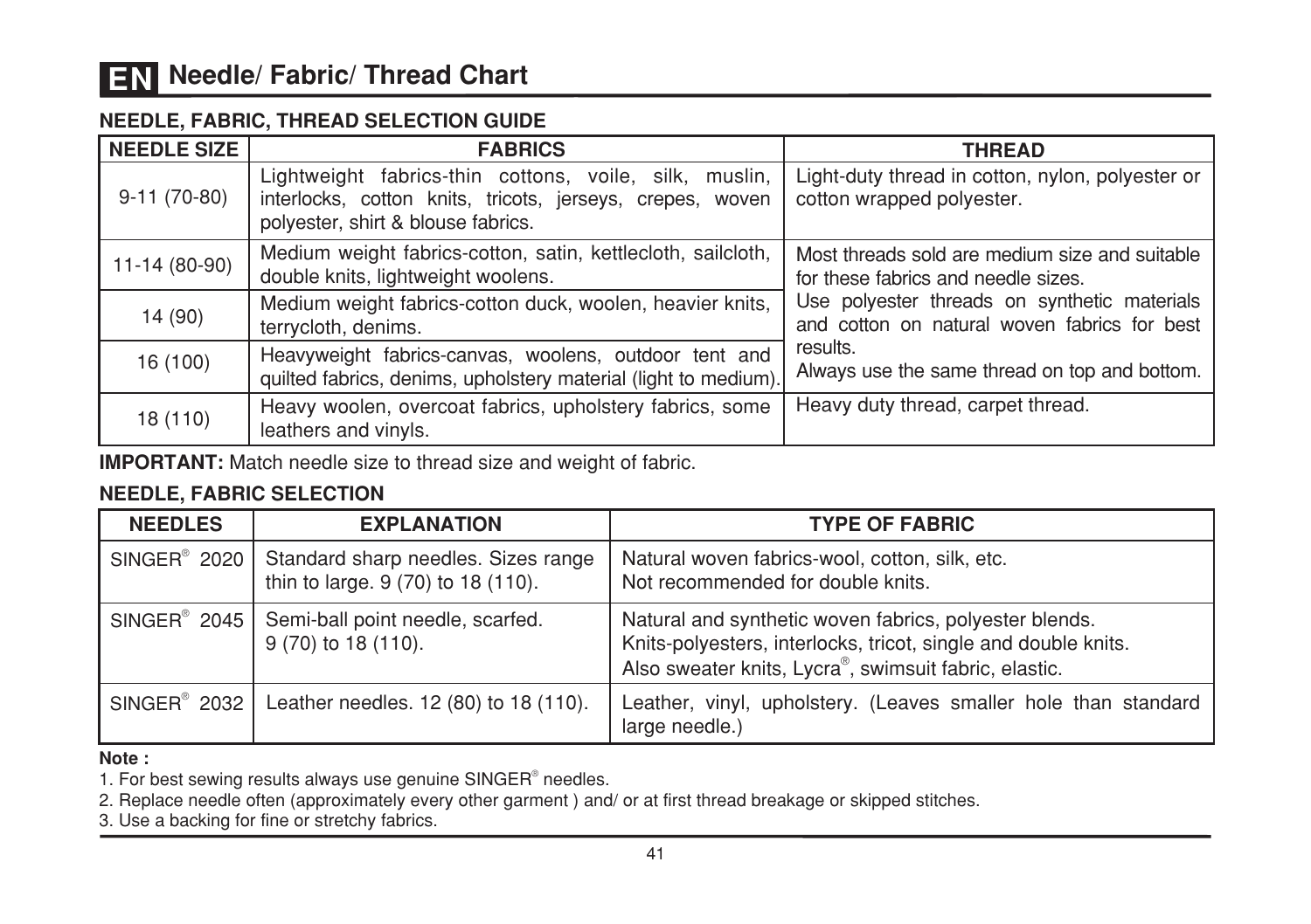# EN Needle/ Fabric/ Thread Chart

## NEEDLE, FABRIC, THREAD SELECTION GUIDE

| NEEDLE SIZE | FABRICS | THREAD |
|---|---|---|
| 9-11 (70-80) | Lightweight fabrics-thin cottons, voile, silk, muslin, interlocks, cotton knits, tricots, jerseys, crepes, woven polyester, shirt & blouse fabrics. | Light-duty thread in cotton, nylon, polyester or cotton wrapped polyester. |
| 11-14 (80-90) | Medium weight fabrics-cotton, satin, kettlecloth, sailcloth, double knits, lightweight woolens. | Most threads sold are medium size and suitable for these fabrics and needle sizes. Use polyester threads on synthetic materials and cotton on natural woven fabrics for best results. Always use the same thread on top and bottom. |
| 14 (90) | Medium weight fabrics-cotton duck, woolen, heavier knits, terrycloth, denims. | |
| 16 (100) | Heavyweight fabrics-canvas, woolens, outdoor tent and quilted fabrics, denims, upholstery material (light to medium). | |
| 18 (110) | Heavy woolen, overcoat fabrics, upholstery fabrics, some leathers and vinyls. | Heavy duty thread, carpet thread. |

**IMPORTANT:** Match needle size to thread size and weight of fabric.

## NEEDLE, FABRIC SELECTION

| NEEDLES | EXPLANATION | TYPE OF FABRIC |
|---|---|---|
| SINGER® 2020 | Standard sharp needles. Sizes range thin to large. 9 (70) to 18 (110). | Natural woven fabrics-wool, cotton, silk, etc. Not recommended for double knits. |
| SINGER® 2045 | Semi-ball point needle, scarfed. 9 (70) to 18 (110). | Natural and synthetic woven fabrics, polyester blends. Knits-polyesters, interlocks, tricot, single and double knits. Also sweater knits, Lycra®, swimsuit fabric, elastic. |
| SINGER® 2032 | Leather needles. 12 (80) to 18 (110). | Leather, vinyl, upholstery. (Leaves smaller hole than standard large needle.) |

**Note :**

1. For best sewing results always use genuine SINGER® needles.
2. Replace needle often (approximately every other garment ) and/ or at first thread breakage or skipped stitches.
3. Use a backing for fine or stretchy fabrics.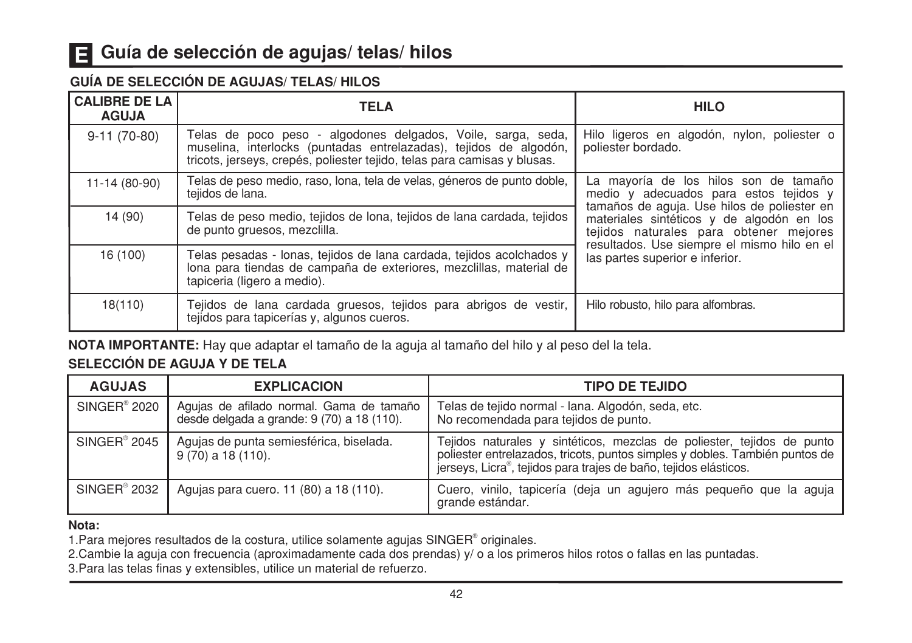# E Guía de selección de agujas/ telas/ hilos

### GUÍA DE SELECCIÓN DE AGUJAS/ TELAS/ HILOS

| CALIBRE DE LA AGUJA | TELA | HILO |
|---|---|---|
| 9-11 (70-80) | Telas de poco peso - algodones delgados, Voile, sarga, seda, muselina, interlocks (puntadas entrelazadas), tejidos de algodón, tricots, jerseys, crepés, poliester tejido, telas para camisas y blusas. | Hilo ligeros en algodón, nylon, poliester o poliester bordado. |
| 11-14 (80-90) | Telas de peso medio, raso, lona, tela de velas, géneros de punto doble, tejidos de lana. | La mayoría de los hilos son de tamaño medio y adecuados para estos tejidos y tamaños de aguja. Use hilos de poliester en materiales sintéticos y de algodón en los tejidos naturales para obtener mejores resultados. Use siempre el mismo hilo en el las partes superior e inferior. |
| 14 (90) | Telas de peso medio, tejidos de lona, tejidos de lana cardada, tejidos de punto gruesos, mezclilla. | |
| 16 (100) | Telas pesadas - lonas, tejidos de lana cardada, tejidos acolchados y lona para tiendas de campaña de exteriores, mezclillas, material de tapiceria (ligero a medio). | |
| 18(110) | Tejidos de lana cardada gruesos, tejidos para abrigos de vestir, tejidos para tapicerías y, algunos cueros. | Hilo robusto, hilo para alfombras. |

**NOTA IMPORTANTE:** Hay que adaptar el tamaño de la aguja al tamaño del hilo y al peso del la tela.

### SELECCIÓN DE AGUJA Y DE TELA

| AGUJAS | EXPLICACION | TIPO DE TEJIDO |
|---|---|---|
| SINGER® 2020 | Agujas de afilado normal. Gama de tamaño desde delgada a grande: 9 (70) a 18 (110). | Telas de tejido normal - lana. Algodón, seda, etc. No recomendada para tejidos de punto. |
| SINGER® 2045 | Agujas de punta semiesférica, biselada. 9 (70) a 18 (110). | Tejidos naturales y sintéticos, mezclas de poliester, tejidos de punto poliester entrelazados, tricots, puntos simples y dobles. También puntos de jerseys, Licra®, tejidos para trajes de baño, tejidos elásticos. |
| SINGER® 2032 | Agujas para cuero. 11 (80) a 18 (110). | Cuero, vinilo, tapicería (deja un agujero más pequeño que la aguja grande estándar. |

**Nota:**

1.Para mejores resultados de la costura, utilice solamente agujas SINGER® originales.

2.Cambie la aguja con frecuencia (aproximadamente cada dos prendas) y/ o a los primeros hilos rotos o fallas en las puntadas.

3.Para las telas finas y extensibles, utilice un material de refuerzo.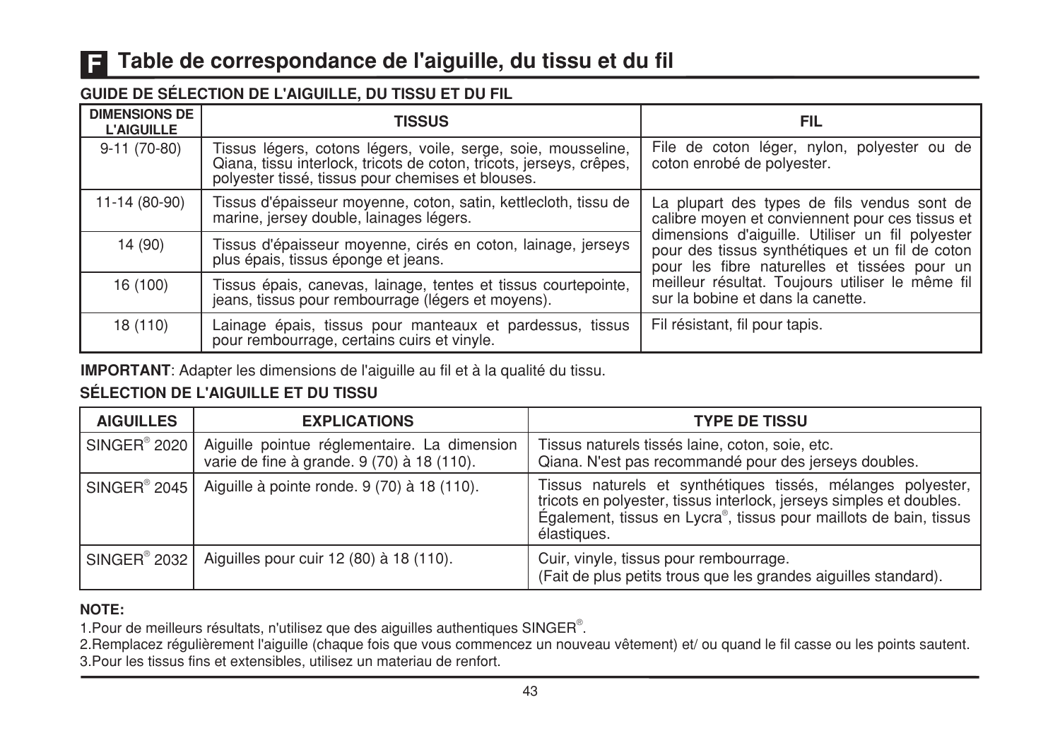# F Table de correspondance de l'aiguille, du tissu et du fil

## GUIDE DE SÉLECTION DE L'AIGUILLE, DU TISSU ET DU FIL

| DIMENSIONS DE L'AIGUILLE | TISSUS | FIL |
|---|---|---|
| 9-11 (70-80) | Tissus légers, cotons légers, voile, serge, soie, mousseline, Qiana, tissu interlock, tricots de coton, tricots, jerseys, crêpes, polyester tissé, tissus pour chemises et blouses. | File de coton léger, nylon, polyester ou de coton enrobé de polyester. |
| 11-14 (80-90) | Tissus d'épaisseur moyenne, coton, satin, kettlecloth, tissu de marine, jersey double, lainages légers. | La plupart des types de fils vendus sont de calibre moyen et conviennent pour ces tissus et dimensions d'aiguille. Utiliser un fil polyester pour des tissus synthétiques et un fil de coton pour les fibre naturelles et tissées pour un meilleur résultat. Toujours utiliser le même fil sur la bobine et dans la canette. |
| 14 (90) | Tissus d'épaisseur moyenne, cirés en coton, lainage, jerseys plus épais, tissus éponge et jeans. | |
| 16 (100) | Tissus épais, canevas, lainage, tentes et tissus courtepointe, jeans, tissus pour rembourrage (légers et moyens). | |
| 18 (110) | Lainage épais, tissus pour manteaux et pardessus, tissus pour rembourrage, certains cuirs et vinyle. | Fil résistant, fil pour tapis. |

**IMPORTANT**: Adapter les dimensions de l'aiguille au fil et à la qualité du tissu.

## SÉLECTION DE L'AIGUILLE ET DU TISSU

| AIGUILLES | EXPLICATIONS | TYPE DE TISSU |
|---|---|---|
| SINGER® 2020 | Aiguille pointue réglementaire. La dimension varie de fine à grande. 9 (70) à 18 (110). | Tissus naturels tissés laine, coton, soie, etc. Qiana. N'est pas recommandé pour des jerseys doubles. |
| SINGER® 2045 | Aiguille à pointe ronde. 9 (70) à 18 (110). | Tissus naturels et synthétiques tissés, mélanges polyester, tricots en polyester, tissus interlock, jerseys simples et doubles. Également, tissus en Lycra®, tissus pour maillots de bain, tissus élastiques. |
| SINGER® 2032 | Aiguilles pour cuir 12 (80) à 18 (110). | Cuir, vinyle, tissus pour rembourrage. (Fait de plus petits trous que les grandes aiguilles standard). |

**NOTE:**

1.Pour de meilleurs résultats, n'utilisez que des aiguilles authentiques SINGER®.
2.Remplacez régulièrement l'aiguille (chaque fois que vous commencez un nouveau vêtement) et/ ou quand le fil casse ou les points sautent.
3.Pour les tissus fins et extensibles, utilisez un materiau de renfort.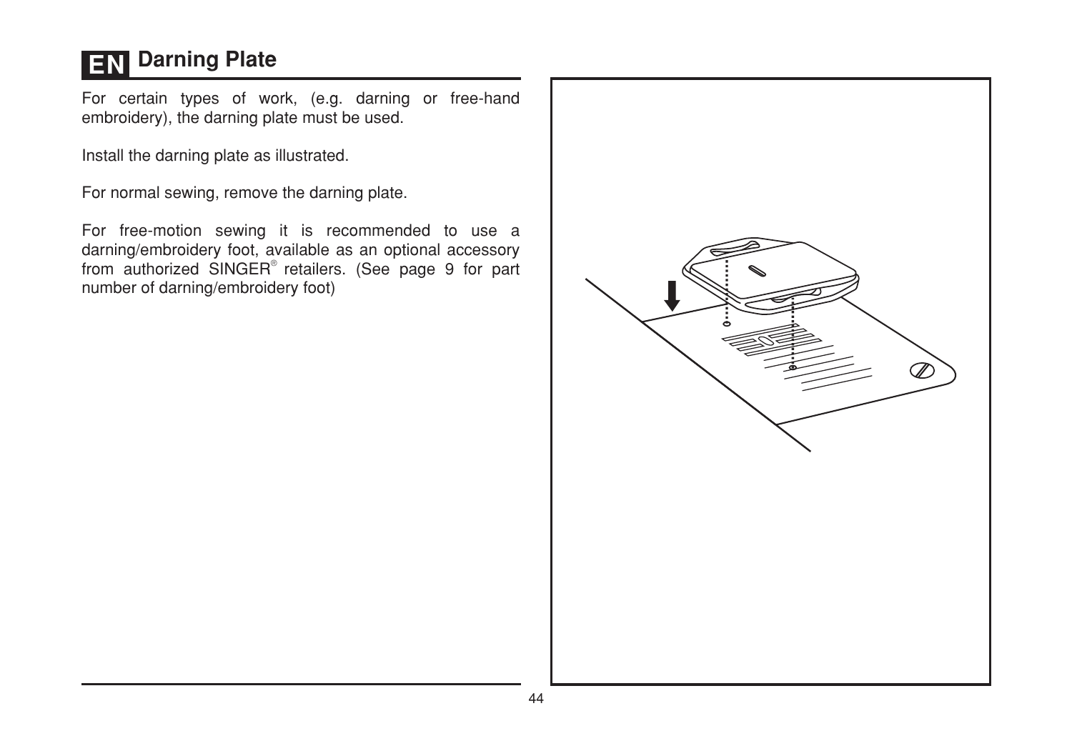# EN Darning Plate

For certain types of work, (e.g. darning or free-hand embroidery), the darning plate must be used.

Install the darning plate as illustrated.

For normal sewing, remove the darning plate.

For free-motion sewing it is recommended to use a darning/embroidery foot, available as an optional accessory from authorized SINGER® retailers. (See page 9 for part number of darning/embroidery foot)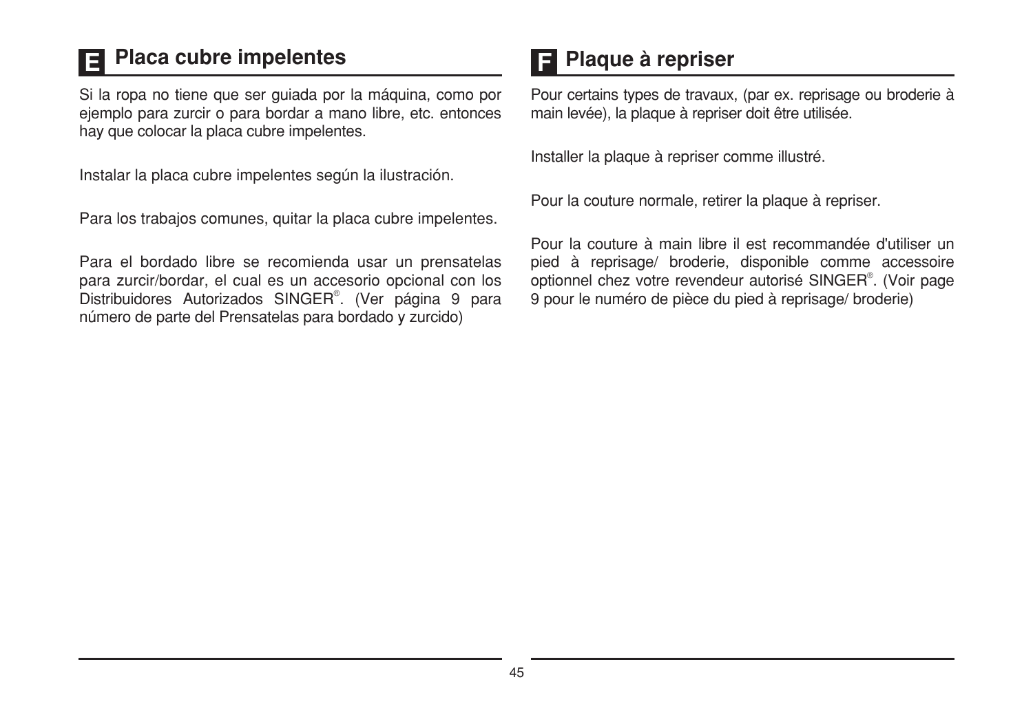## E Placa cubre impelentes

Si la ropa no tiene que ser guiada por la máquina, como por ejemplo para zurcir o para bordar a mano libre, etc. entonces hay que colocar la placa cubre impelentes.

Instalar la placa cubre impelentes según la ilustración.

Para los trabajos comunes, quitar la placa cubre impelentes.

Para el bordado libre se recomienda usar un prensatelas para zurcir/bordar, el cual es un accesorio opcional con los Distribuidores Autorizados SINGER®. (Ver página 9 para número de parte del Prensatelas para bordado y zurcido)

## F Plaque à repriser

Pour certains types de travaux, (par ex. reprisage ou broderie à main levée), la plaque à repriser doit être utilisée.

Installer la plaque à repriser comme illustré.

Pour la couture normale, retirer la plaque à repriser.

Pour la couture à main libre il est recommandée d'utiliser un pied à reprisage/ broderie, disponible comme accessoire optionnel chez votre revendeur autorisé SINGER®. (Voir page 9 pour le numéro de pièce du pied à reprisage/ broderie)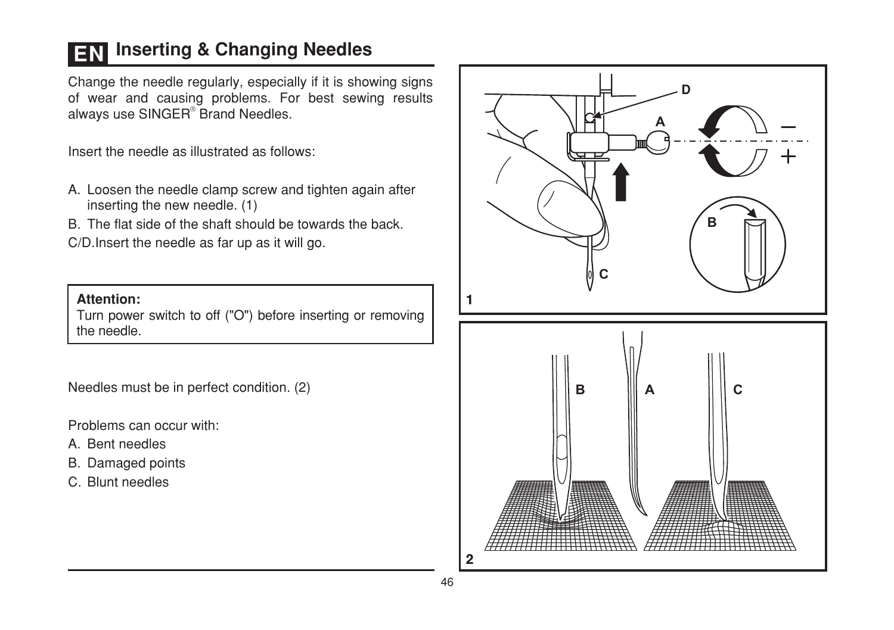# EN Inserting & Changing Needles

Change the needle regularly, especially if it is showing signs of wear and causing problems. For best sewing results always use SINGER® Brand Needles.

Insert the needle as illustrated as follows:

A. Loosen the needle clamp screw and tighten again after inserting the new needle. (1)

B. The flat side of the shaft should be towards the back.

C/D. Insert the needle as far up as it will go.

> **Attention:**
> Turn power switch to off ("O") before inserting or removing the needle.

Needles must be in perfect condition. (2)

Problems can occur with:

A. Bent needles

B. Damaged points

C. Blunt needles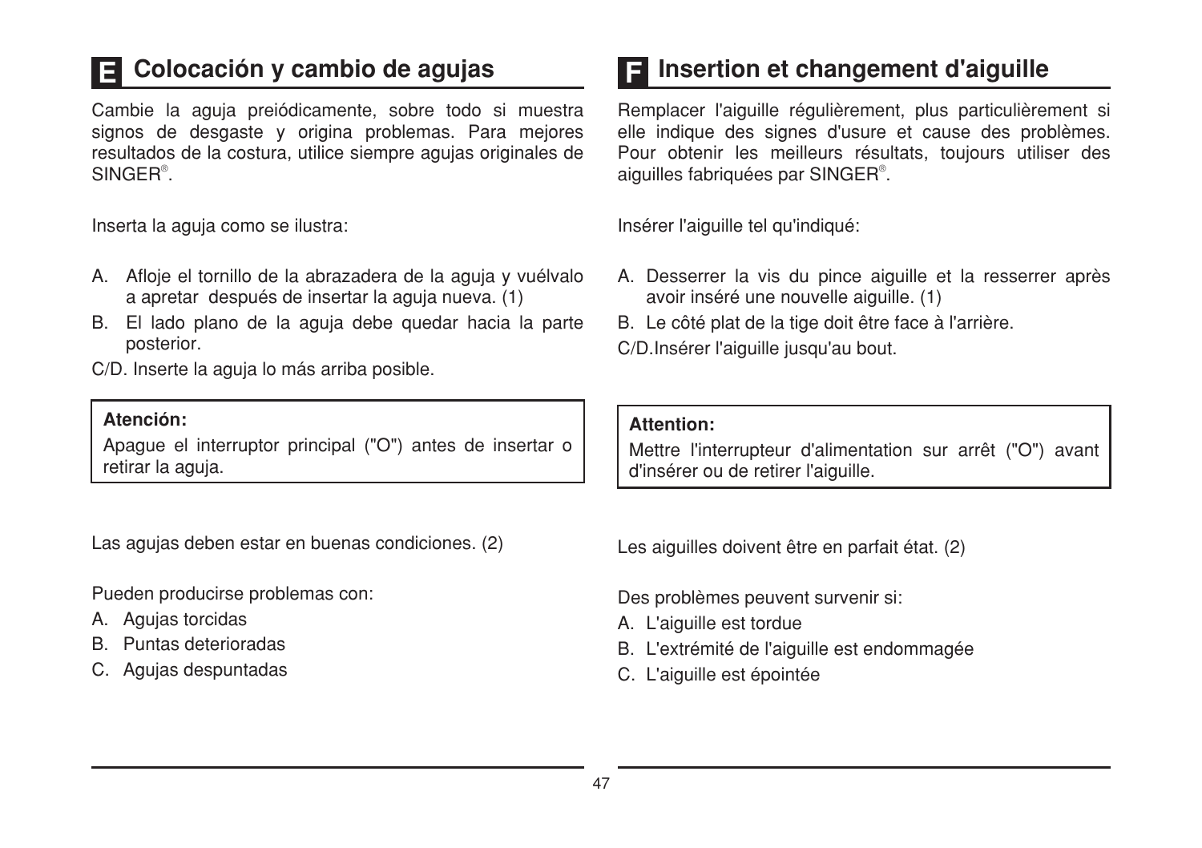## E Colocación y cambio de agujas

Cambie la aguja preiódicamente, sobre todo si muestra signos de desgaste y origina problemas. Para mejores resultados de la costura, utilice siempre agujas originales de SINGER®.

Inserta la aguja como se ilustra:

A. Afloje el tornillo de la abrazadera de la aguja y vuélvalo a apretar después de insertar la aguja nueva. (1)
B. El lado plano de la aguja debe quedar hacia la parte posterior.

C/D. Inserte la aguja lo más arriba posible.

> **Atención:**
> Apague el interruptor principal ("O") antes de insertar o retirar la aguja.

Las agujas deben estar en buenas condiciones. (2)

Pueden producirse problemas con:

A. Agujas torcidas
B. Puntas deterioradas
C. Agujas despuntadas

## F Insertion et changement d'aiguille

Remplacer l'aiguille régulièrement, plus particulièrement si elle indique des signes d'usure et cause des problèmes. Pour obtenir les meilleurs résultats, toujours utiliser des aiguilles fabriquées par SINGER®.

Insérer l'aiguille tel qu'indiqué:

A. Desserrer la vis du pince aiguille et la resserrer après avoir inséré une nouvelle aiguille. (1)
B. Le côté plat de la tige doit être face à l'arrière.

C/D.Insérer l'aiguille jusqu'au bout.

> **Attention:**
> Mettre l'interrupteur d'alimentation sur arrêt ("O") avant d'insérer ou de retirer l'aiguille.

Les aiguilles doivent être en parfait état. (2)

Des problèmes peuvent survenir si:

A. L'aiguille est tordue
B. L'extrémité de l'aiguille est endommagée
C. L'aiguille est épointée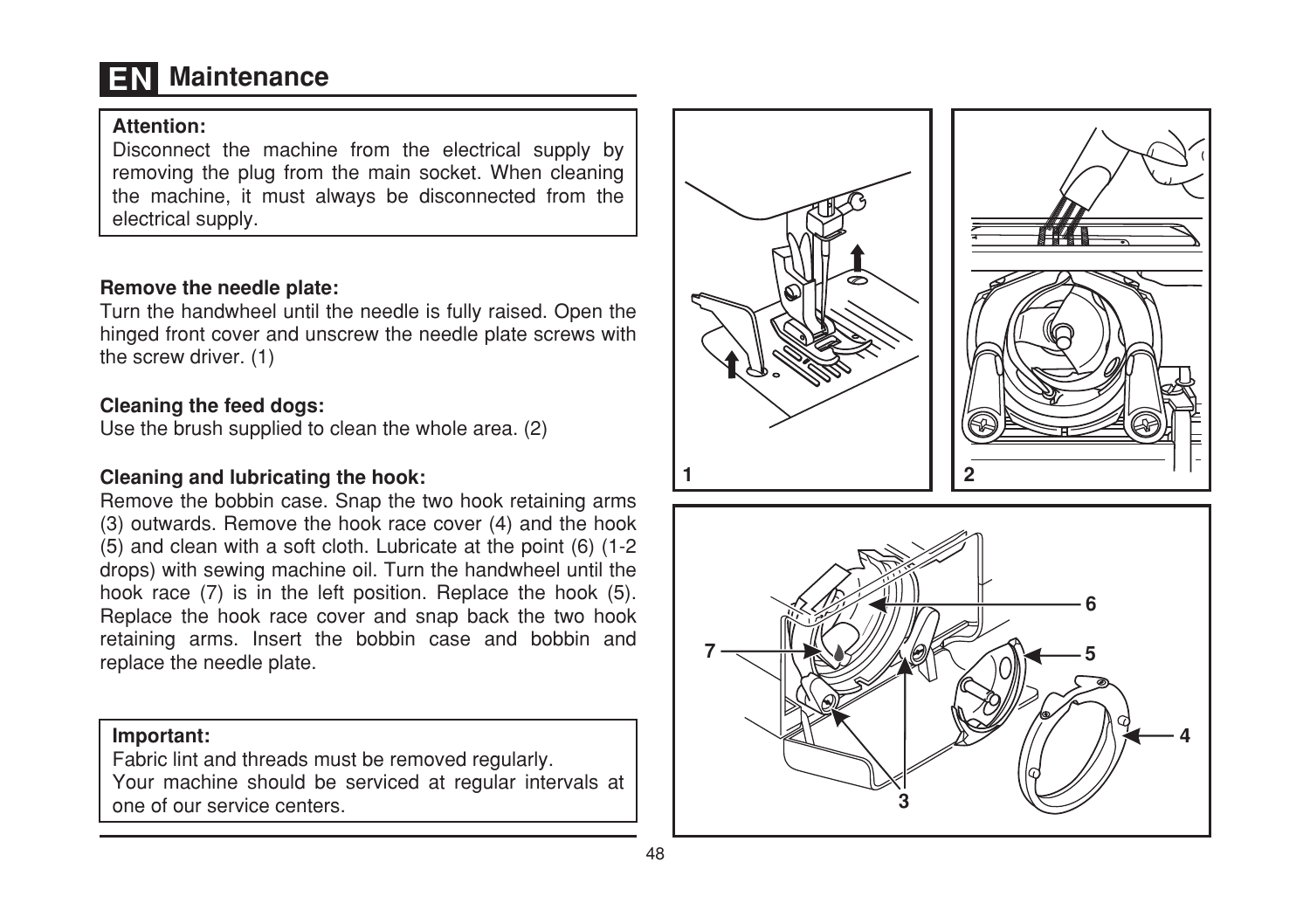# EN Maintenance

**Attention:**
Disconnect the machine from the electrical supply by removing the plug from the main socket. When cleaning the machine, it must always be disconnected from the electrical supply.

**Remove the needle plate:**
Turn the handwheel until the needle is fully raised. Open the hinged front cover and unscrew the needle plate screws with the screw driver. (1)

**Cleaning the feed dogs:**
Use the brush supplied to clean the whole area. (2)

**Cleaning and lubricating the hook:**
Remove the bobbin case. Snap the two hook retaining arms (3) outwards. Remove the hook race cover (4) and the hook (5) and clean with a soft cloth. Lubricate at the point (6) (1-2 drops) with sewing machine oil. Turn the handwheel until the hook race (7) is in the left position. Replace the hook (5). Replace the hook race cover and snap back the two hook retaining arms. Insert the bobbin case and bobbin and replace the needle plate.

**Important:**
Fabric lint and threads must be removed regularly.
Your machine should be serviced at regular intervals at one of our service centers.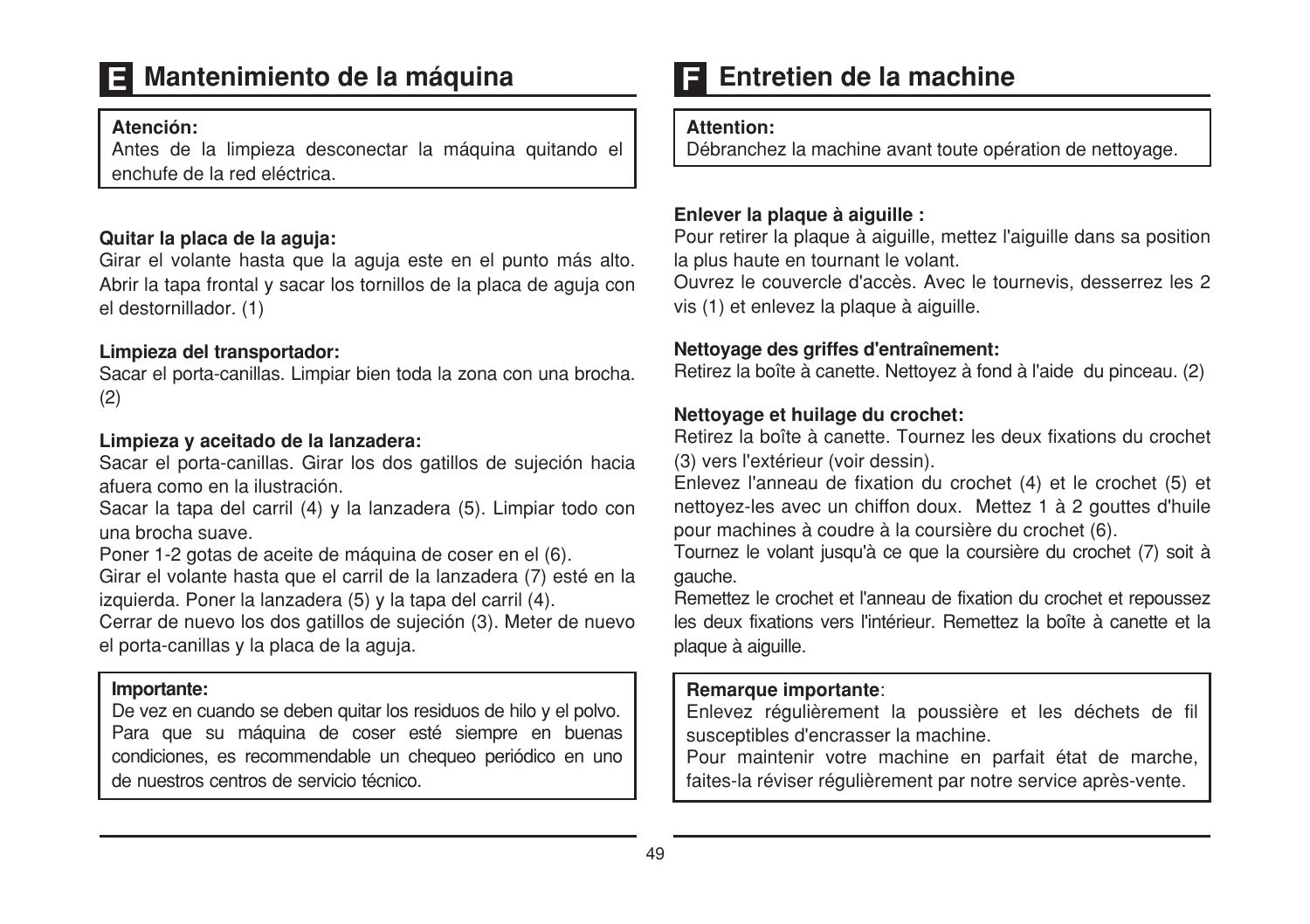## E Mantenimiento de la máquina

**Atención:**
Antes de la limpieza desconectar la máquina quitando el enchufe de la red eléctrica.

**Quitar la placa de la aguja:**
Girar el volante hasta que la aguja este en el punto más alto. Abrir la tapa frontal y sacar los tornillos de la placa de aguja con el destornillador. (1)

**Limpieza del transportador:**
Sacar el porta-canillas. Limpiar bien toda la zona con una brocha. (2)

**Limpieza y aceitado de la lanzadera:**
Sacar el porta-canillas. Girar los dos gatillos de sujeción hacia afuera como en la ilustración.
Sacar la tapa del carril (4) y la lanzadera (5). Limpiar todo con una brocha suave.
Poner 1-2 gotas de aceite de máquina de coser en el (6).
Girar el volante hasta que el carril de la lanzadera (7) esté en la izquierda. Poner la lanzadera (5) y la tapa del carril (4).
Cerrar de nuevo los dos gatillos de sujeción (3). Meter de nuevo el porta-canillas y la placa de la aguja.

**Importante:**
De vez en cuando se deben quitar los residuos de hilo y el polvo. Para que su máquina de coser esté siempre en buenas condiciones, es recommendable un chequeo periódico en uno de nuestros centros de servicio técnico.

## F Entretien de la machine

**Attention:**
Débranchez la machine avant toute opération de nettoyage.

**Enlever la plaque à aiguille :**
Pour retirer la plaque à aiguille, mettez l'aiguille dans sa position la plus haute en tournant le volant.
Ouvrez le couvercle d'accès. Avec le tournevis, desserrez les 2 vis (1) et enlevez la plaque à aiguille.

**Nettoyage des griffes d'entraînement:**
Retirez la boîte à canette. Nettoyez à fond à l'aide du pinceau. (2)

**Nettoyage et huilage du crochet:**
Retirez la boîte à canette. Tournez les deux fixations du crochet (3) vers l'extérieur (voir dessin).
Enlevez l'anneau de fixation du crochet (4) et le crochet (5) et nettoyez-les avec un chiffon doux. Mettez 1 à 2 gouttes d'huile pour machines à coudre à la coursière du crochet (6).
Tournez le volant jusqu'à ce que la coursière du crochet (7) soit à gauche.
Remettez le crochet et l'anneau de fixation du crochet et repoussez les deux fixations vers l'intérieur. Remettez la boîte à canette et la plaque à aiguille.

**Remarque importante**:
Enlevez régulièrement la poussière et les déchets de fil susceptibles d'encrasser la machine.
Pour maintenir votre machine en parfait état de marche, faites-la réviser régulièrement par notre service après-vente.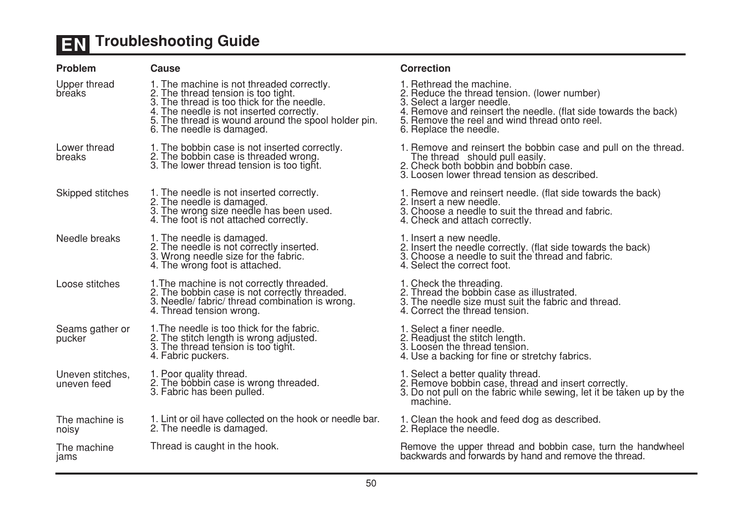# EN Troubleshooting Guide

| Problem | Cause | Correction |
|---|---|---|
| Upper thread breaks | 1. The machine is not threaded correctly.<br>2. The thread tension is too tight.<br>3. The thread is too thick for the needle.<br>4. The needle is not inserted correctly.<br>5. The thread is wound around the spool holder pin.<br>6. The needle is damaged. | 1. Rethread the machine.<br>2. Reduce the thread tension. (lower number)<br>3. Select a larger needle.<br>4. Remove and reinsert the needle. (flat side towards the back)<br>5. Remove the reel and wind thread onto reel.<br>6. Replace the needle. |
| Lower thread breaks | 1. The bobbin case is not inserted correctly.<br>2. The bobbin case is threaded wrong.<br>3. The lower thread tension is too tight. | 1. Remove and reinsert the bobbin case and pull on the thread. The thread should pull easily.<br>2. Check both bobbin and bobbin case.<br>3. Loosen lower thread tension as described. |
| Skipped stitches | 1. The needle is not inserted correctly.<br>2. The needle is damaged.<br>3. The wrong size needle has been used.<br>4. The foot is not attached correctly. | 1. Remove and reinsert needle. (flat side towards the back)<br>2. Insert a new needle.<br>3. Choose a needle to suit the thread and fabric.<br>4. Check and attach correctly. |
| Needle breaks | 1. The needle is damaged.<br>2. The needle is not correctly inserted.<br>3. Wrong needle size for the fabric.<br>4. The wrong foot is attached. | 1. Insert a new needle.<br>2. Insert the needle correctly. (flat side towards the back)<br>3. Choose a needle to suit the thread and fabric.<br>4. Select the correct foot. |
| Loose stitches | 1.The machine is not correctly threaded.<br>2. The bobbin case is not correctly threaded.<br>3. Needle/ fabric/ thread combination is wrong.<br>4. Thread tension wrong. | 1. Check the threading.<br>2. Thread the bobbin case as illustrated.<br>3. The needle size must suit the fabric and thread.<br>4. Correct the thread tension. |
| Seams gather or pucker | 1.The needle is too thick for the fabric.<br>2. The stitch length is wrong adjusted.<br>3. The thread tension is too tight.<br>4. Fabric puckers. | 1. Select a finer needle.<br>2. Readjust the stitch length.<br>3. Loosen the thread tension.<br>4. Use a backing for fine or stretchy fabrics. |
| Uneven stitches, uneven feed | 1. Poor quality thread.<br>2. The bobbin case is wrong threaded.<br>3. Fabric has been pulled. | 1. Select a better quality thread.<br>2. Remove bobbin case, thread and insert correctly.<br>3. Do not pull on the fabric while sewing, let it be taken up by the machine. |
| The machine is noisy | 1. Lint or oil have collected on the hook or needle bar.<br>2. The needle is damaged. | 1. Clean the hook and feed dog as described.<br>2. Replace the needle. |
| The machine jams | Thread is caught in the hook. | Remove the upper thread and bobbin case, turn the handwheel backwards and forwards by hand and remove the thread. |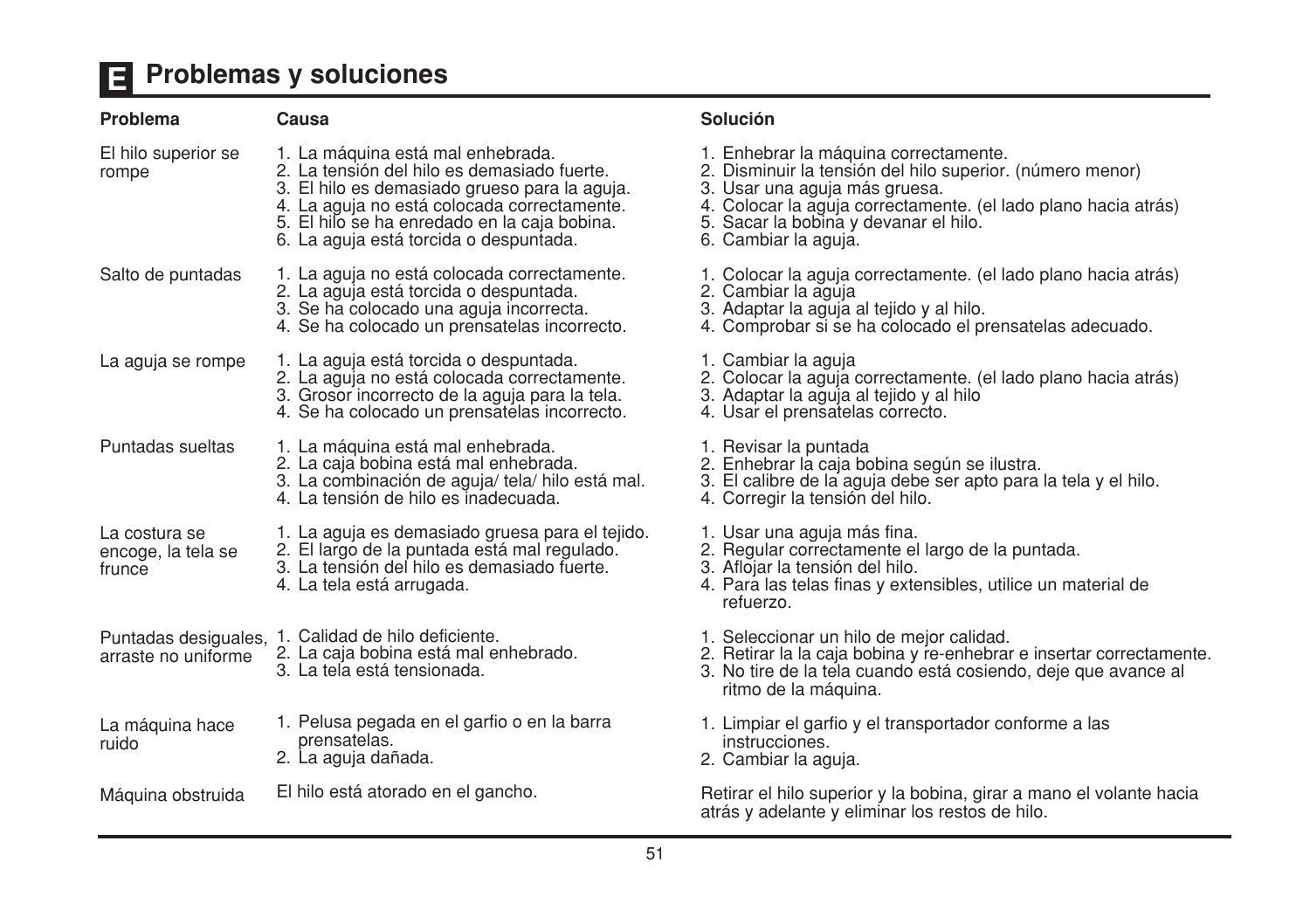# E Problemas y soluciones

| Problema | Causa | Solución |
|---|---|---|
| El hilo superior se rompe | 1. La máquina está mal enhebrada.<br>2. La tensión del hilo es demasiado fuerte.<br>3. El hilo es demasiado grueso para la aguja.<br>4. La aguja no está colocada correctamente.<br>5. El hilo se ha enredado en la caja bobina.<br>6. La aguja está torcida o despuntada. | 1. Enhebrar la máquina correctamente.<br>2. Disminuir la tensión del hilo superior. (número menor)<br>3. Usar una aguja más gruesa.<br>4. Colocar la aguja correctamente. (el lado plano hacia atrás)<br>5. Sacar la bobina y devanar el hilo.<br>6. Cambiar la aguja. |
| Salto de puntadas | 1. La aguja no está colocada correctamente.<br>2. La aguja está torcida o despuntada.<br>3. Se ha colocado una aguja incorrecta.<br>4. Se ha colocado un prensatelas incorrecto. | 1. Colocar la aguja correctamente. (el lado plano hacia atrás)<br>2. Cambiar la aguja<br>3. Adaptar la aguja al tejido y al hilo.<br>4. Comprobar si se ha colocado el prensatelas adecuado. |
| La aguja se rompe | 1. La aguja está torcida o despuntada.<br>2. La aguja no está colocada correctamente.<br>3. Grosor incorrecto de la aguja para la tela.<br>4. Se ha colocado un prensatelas incorrecto. | 1. Cambiar la aguja<br>2. Colocar la aguja correctamente. (el lado plano hacia atrás)<br>3. Adaptar la aguja al tejido y al hilo<br>4. Usar el prensatelas correcto. |
| Puntadas sueltas | 1. La máquina está mal enhebrada.<br>2. La caja bobina está mal enhebrada.<br>3. La combinación de aguja/ tela/ hilo está mal.<br>4. La tensión de hilo es inadecuada. | 1. Revisar la puntada<br>2. Enhebrar la caja bobina según se ilustra.<br>3. El calibre de la aguja debe ser apto para la tela y el hilo.<br>4. Corregir la tensión del hilo. |
| La costura se encoge, la tela se frunce | 1. La aguja es demasiado gruesa para el tejido.<br>2. El largo de la puntada está mal regulado.<br>3. La tensión del hilo es demasiado fuerte.<br>4. La tela está arrugada. | 1. Usar una aguja más fina.<br>2. Regular correctamente el largo de la puntada.<br>3. Aflojar la tensión del hilo.<br>4. Para las telas finas y extensibles, utilice un material de refuerzo. |
| Puntadas desiguales, arraste no uniforme | 1. Calidad de hilo deficiente.<br>2. La caja bobina está mal enhebrado.<br>3. La tela está tensionada. | 1. Seleccionar un hilo de mejor calidad.<br>2. Retirar la caja bobina y re-enhebrar e insertar correctamente.<br>3. No tire de la tela cuando está cosiendo, deje que avance al ritmo de la máquina. |
| La máquina hace ruido | 1. Pelusa pegada en el garfio o en la barra prensatelas.<br>2. La aguja dañada. | 1. Limpiar el garfio y el transportador conforme a las instrucciones.<br>2. Cambiar la aguja. |
| Máquina obstruida | El hilo está atorado en el gancho. | Retirar el hilo superior y la bobina, girar a mano el volante hacia atrás y adelante y eliminar los restos de hilo. |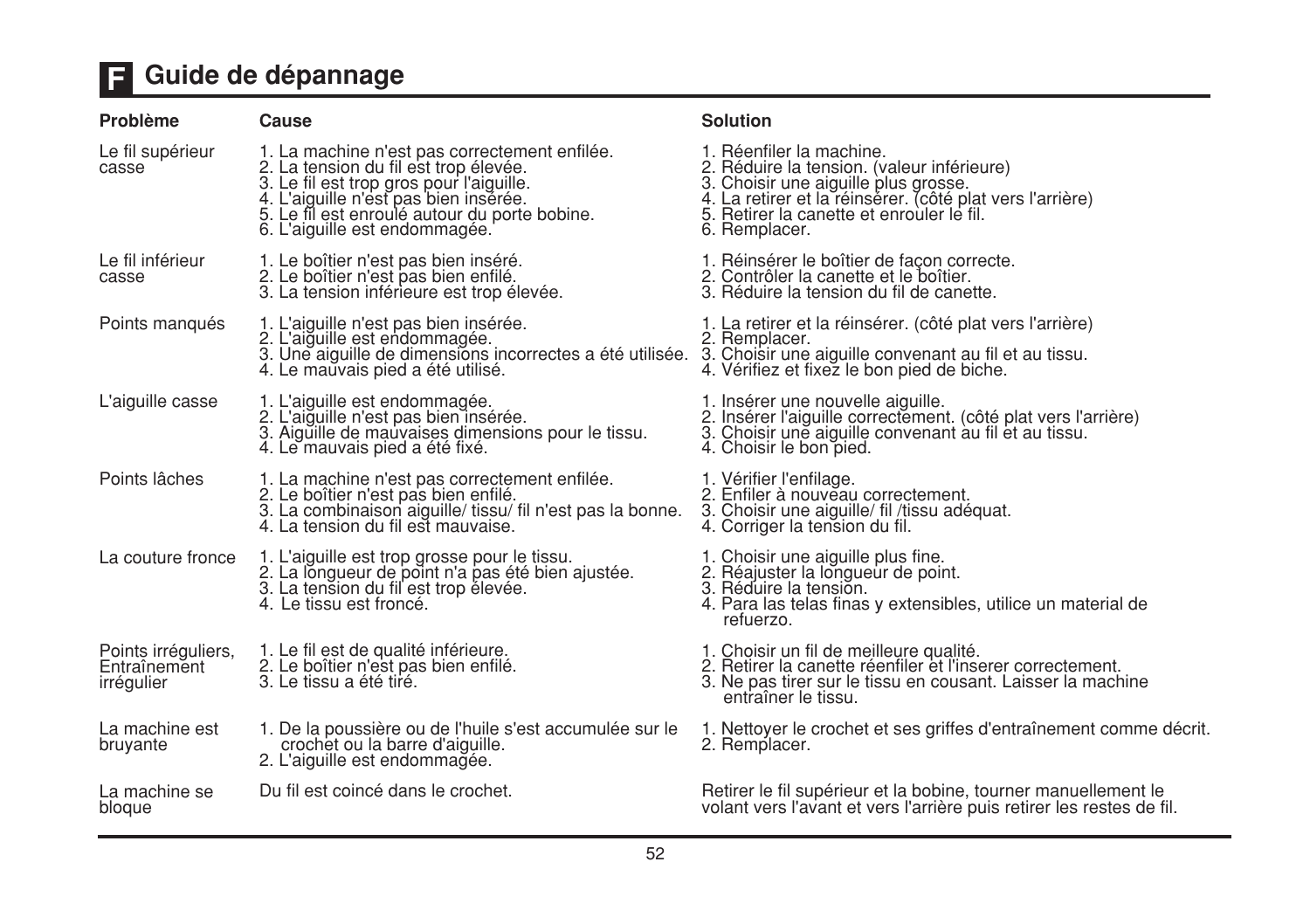# F Guide de dépannage

| Problème | Cause | Solution |
|---|---|---|
| Le fil supérieur casse | 1. La machine n'est pas correctement enfilée.<br>2. La tension du fil est trop élevée.<br>3. Le fil est trop gros pour l'aiguille.<br>4. L'aiguille n'est pas bien insérée.<br>5. Le fil est enroulé autour du porte bobine.<br>6. L'aiguille est endommagée. | 1. Réenfiler la machine.<br>2. Réduire la tension. (valeur inférieure)<br>3. Choisir une aiguille plus grosse.<br>4. La retirer et la réinsérer. (côté plat vers l'arrière)<br>5. Retirer la canette et enrouler le fil.<br>6. Remplacer. |
| Le fil inférieur casse | 1. Le boîtier n'est pas bien inséré.<br>2. Le boîtier n'est pas bien enfilé.<br>3. La tension inférieure est trop élevée. | 1. Réinsérer le boîtier de façon correcte.<br>2. Contrôler la canette et le boîtier.<br>3. Réduire la tension du fil de canette. |
| Points manqués | 1. L'aiguille n'est pas bien insérée.<br>2. L'aiguille est endommagée.<br>3. Une aiguille de dimensions incorrectes a été utilisée.<br>4. Le mauvais pied a été utilisé. | 1. La retirer et la réinsérer. (côté plat vers l'arrière)<br>2. Remplacer.<br>3. Choisir une aiguille convenant au fil et au tissu.<br>4. Vérifiez et fixez le bon pied de biche. |
| L'aiguille casse | 1. L'aiguille est endommagée.<br>2. L'aiguille n'est pas bien insérée.<br>3. Aiguille de mauvaises dimensions pour le tissu.<br>4. Le mauvais pied a été fixé. | 1. Insérer une nouvelle aiguille.<br>2. Insérer l'aiguille correctement. (côté plat vers l'arrière)<br>3. Choisir une aiguille convenant au fil et au tissu.<br>4. Choisir le bon pied. |
| Points lâches | 1. La machine n'est pas correctement enfilée.<br>2. Le boîtier n'est pas bien enfilé.<br>3. La combinaison aiguille/ tissu/ fil n'est pas la bonne.<br>4. La tension du fil est mauvaise. | 1. Vérifier l'enfilage.<br>2. Enfiler à nouveau correctement.<br>3. Choisir une aiguille/ fil /tissu adéquat.<br>4. Corriger la tension du fil. |
| La couture fronce | 1. L'aiguille est trop grosse pour le tissu.<br>2. La longueur de point n'a pas été bien ajustée.<br>3. La tension du fil est trop élevée.<br>4. Le tissu est froncé. | 1. Choisir une aiguille plus fine.<br>2. Réajuster la longueur de point.<br>3. Réduire la tension.<br>4. Para las telas finas y extensibles, utilice un material de refuerzo. |
| Points irréguliers, Entraînement irrégulier | 1. Le fil est de qualité inférieure.<br>2. Le boîtier n'est pas bien enfilé.<br>3. Le tissu a été tiré. | 1. Choisir un fil de meilleure qualité.<br>2. Retirer la canette réenfiler et l'inserer correctement.<br>3. Ne pas tirer sur le tissu en cousant. Laisser la machine entraîner le tissu. |
| La machine est bruyante | 1. De la poussière ou de l'huile s'est accumulée sur le crochet ou la barre d'aiguille.<br>2. L'aiguille est endommagée. | 1. Nettoyer le crochet et ses griffes d'entraînement comme décrit.<br>2. Remplacer. |
| La machine se bloque | Du fil est coincé dans le crochet. | Retirer le fil supérieur et la bobine, tourner manuellement le volant vers l'avant et vers l'arrière puis retirer les restes de fil. |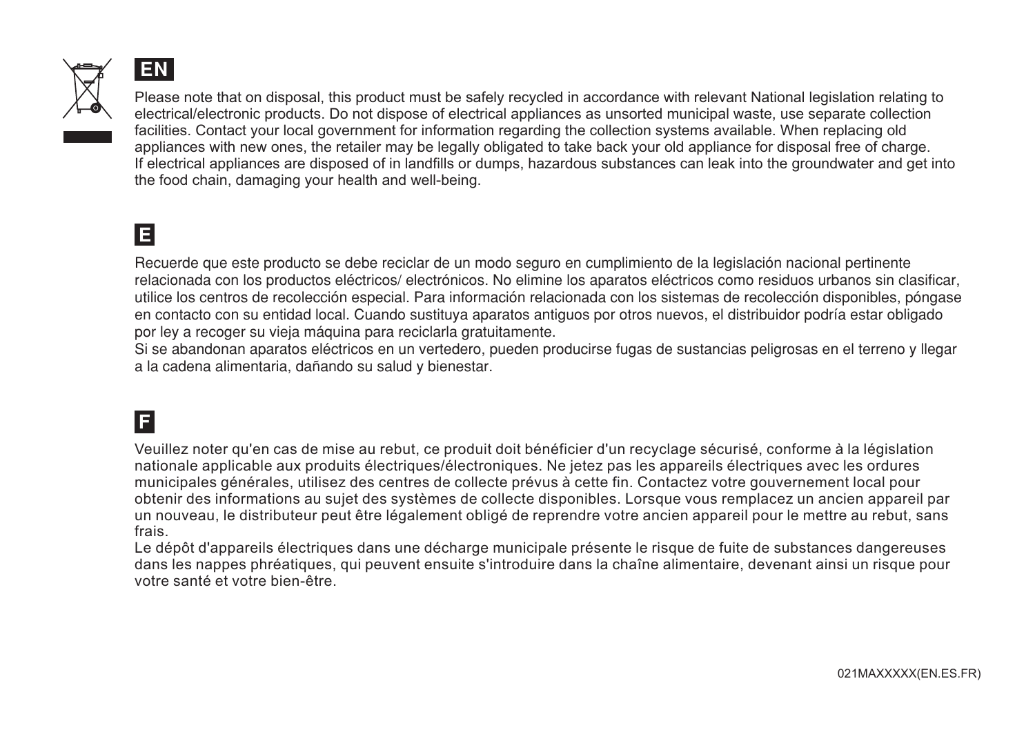## EN

Please note that on disposal, this product must be safely recycled in accordance with relevant National legislation relating to electrical/electronic products. Do not dispose of electrical appliances as unsorted municipal waste, use separate collection facilities. Contact your local government for information regarding the collection systems available. When replacing old appliances with new ones, the retailer may be legally obligated to take back your old appliance for disposal free of charge.
If electrical appliances are disposed of in landfills or dumps, hazardous substances can leak into the groundwater and get into the food chain, damaging your health and well-being.

## E

Recuerde que este producto se debe reciclar de un modo seguro en cumplimiento de la legislación nacional pertinente relacionada con los productos eléctricos/ electrónicos. No elimine los aparatos eléctricos como residuos urbanos sin clasificar, utilice los centros de recolección especial. Para información relacionada con los sistemas de recolección disponibles, póngase en contacto con su entidad local. Cuando sustituya aparatos antiguos por otros nuevos, el distribuidor podría estar obligado por ley a recoger su vieja máquina para reciclarla gratuitamente.
Si se abandonan aparatos eléctricos en un vertedero, pueden producirse fugas de sustancias peligrosas en el terreno y llegar a la cadena alimentaria, dañando su salud y bienestar.

## F

Veuillez noter qu'en cas de mise au rebut, ce produit doit bénéficier d'un recyclage sécurisé, conforme à la législation nationale applicable aux produits électriques/électroniques. Ne jetez pas les appareils électriques avec les ordures municipales générales, utilisez des centres de collecte prévus à cette fin. Contactez votre gouvernement local pour obtenir des informations au sujet des systèmes de collecte disponibles. Lorsque vous remplacez un ancien appareil par un nouveau, le distributeur peut être légalement obligé de reprendre votre ancien appareil pour le mettre au rebut, sans frais.
Le dépôt d'appareils électriques dans une décharge municipale présente le risque de fuite de substances dangereuses dans les nappes phréatiques, qui peuvent ensuite s'introduire dans la chaîne alimentaire, devenant ainsi un risque pour votre santé et votre bien-être.

021MAXXXXX(EN.ES.FR)